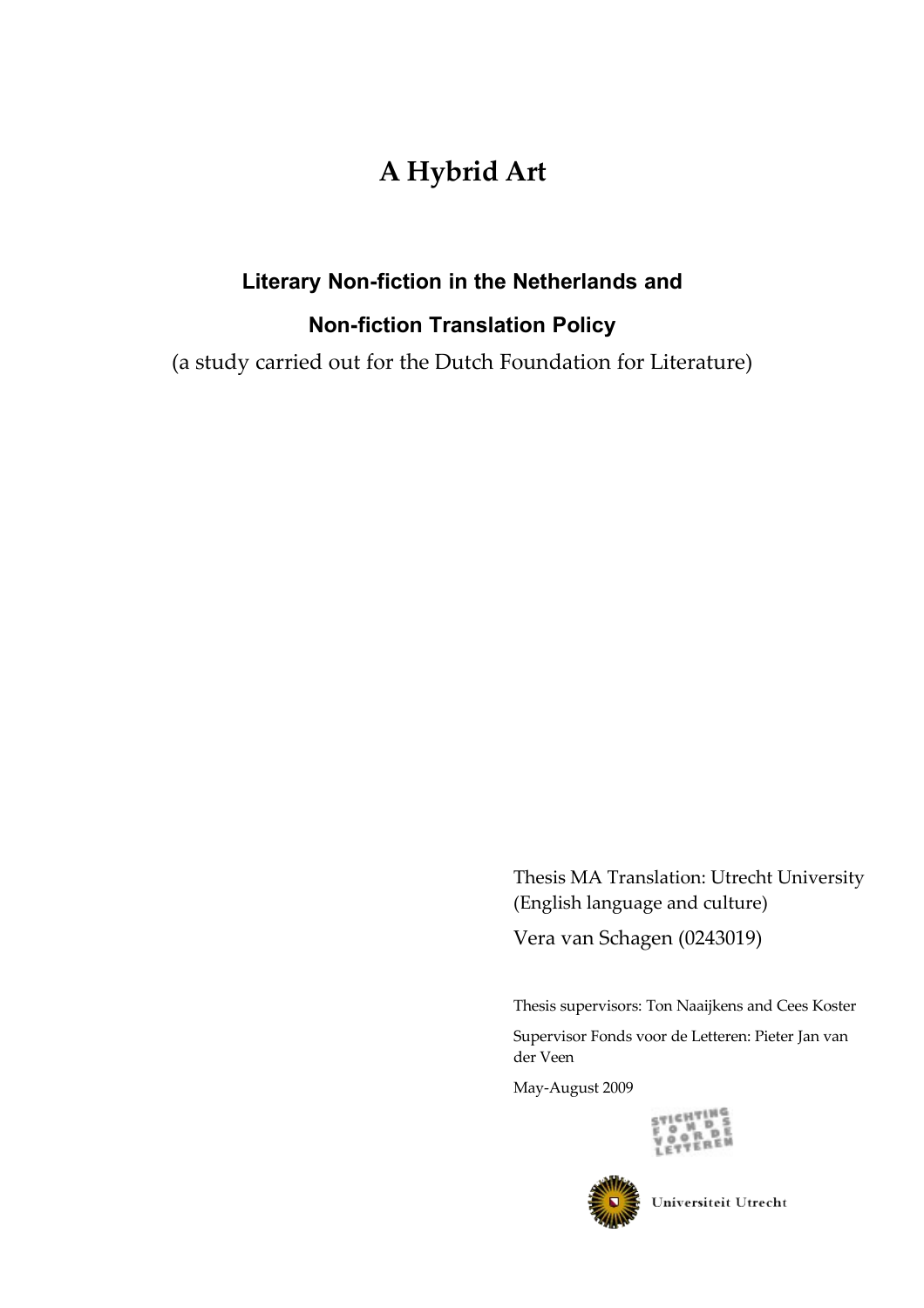# A Hybrid Art

## Literary Non-fiction in the Netherlands and Non-fiction Translation Policy

(a study carried out for the Dutch Foundation for Literature)

Thesis MA Translation: Utrecht University (English language and culture)

Vera van Schagen (0243019)

Thesis supervisors: Ton Naaijkens and Cees Koster

Supervisor Fonds voor de Letteren: Pieter Jan van der Veen

May-August 2009

STICHTING FONDS VOOR DE LETTEREN

Universiteit Utrecht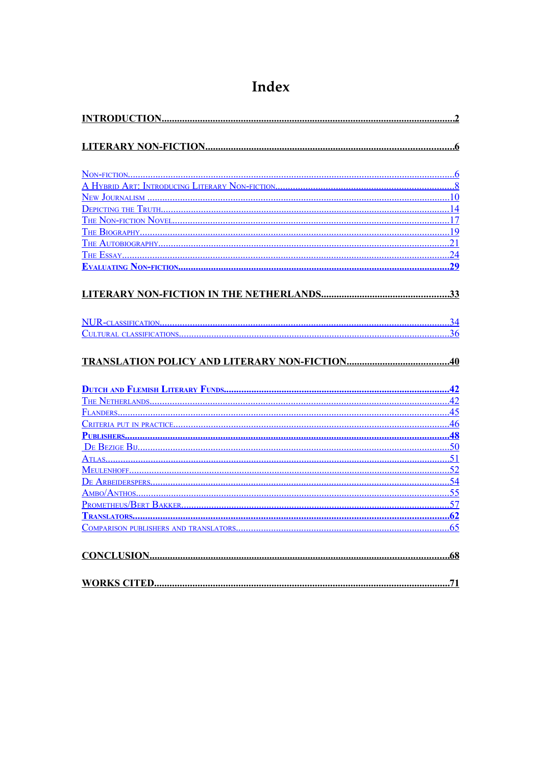# Index

**INTRODUCTION** ........ 2

**LITERARY NON-FICTION** ........ 6

Non-fiction ........ 6
A Hybrid Art: Introducing Literary Non-fiction ........ 8
New Journalism ........ 10
Depicting the Truth ........ 14
The Non-fiction Novel ........ 17
The Biography ........ 19
The Autobiography ........ 21
The Essay ........ 24
**Evaluating Non-fiction** ........ 29

**LITERARY NON-FICTION IN THE NETHERLANDS** ........ 33

NUR-classification ........ 34
Cultural classifications ........ 36

**TRANSLATION POLICY AND LITERARY NON-FICTION** ........ 40

**Dutch and Flemish Literary Funds** ........ 42
The Netherlands ........ 42
Flanders ........ 45
Criteria put in practice ........ 46
**Publishers** ........ 48
De Bezige Bij ........ 50
Atlas ........ 51
Meulenhoff ........ 52
De Arbeiderspers ........ 54
Ambo/Anthos ........ 55
Prometheus/Bert Bakker ........ 57
**Translators** ........ 62
Comparison publishers and translators ........ 65

**CONCLUSION** ........ 68

**WORKS CITED** ........ 71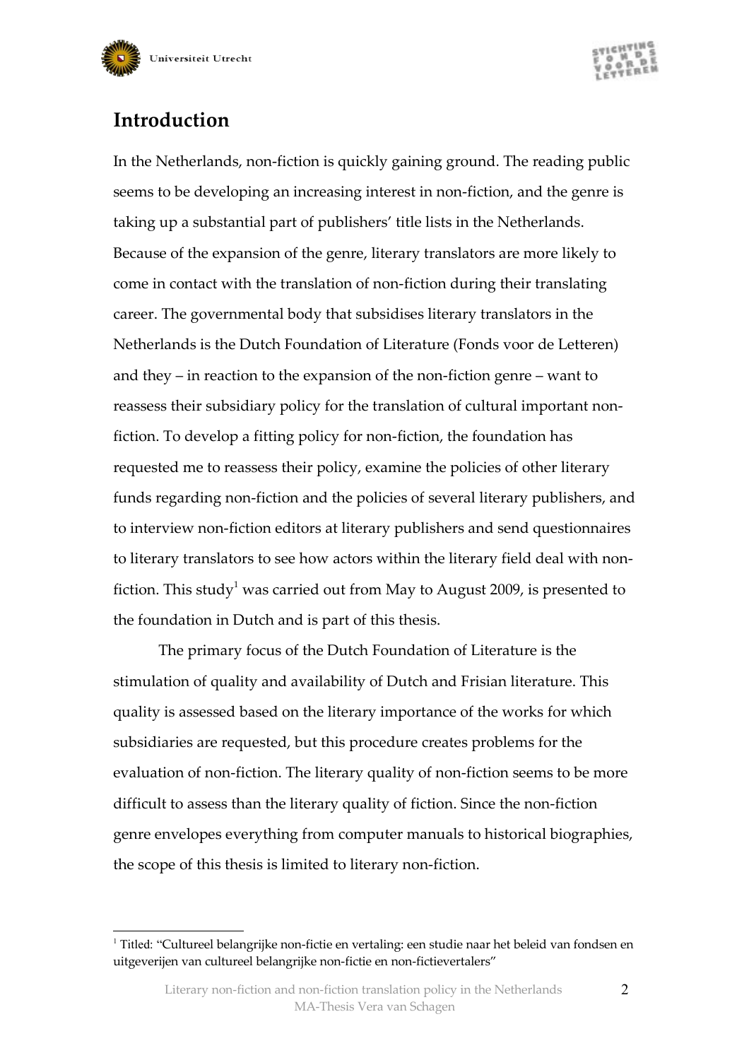# Introduction

In the Netherlands, non-fiction is quickly gaining ground. The reading public seems to be developing an increasing interest in non-fiction, and the genre is taking up a substantial part of publishers' title lists in the Netherlands. Because of the expansion of the genre, literary translators are more likely to come in contact with the translation of non-fiction during their translating career. The governmental body that subsidises literary translators in the Netherlands is the Dutch Foundation of Literature (Fonds voor de Letteren) and they – in reaction to the expansion of the non-fiction genre – want to reassess their subsidiary policy for the translation of cultural important non-fiction. To develop a fitting policy for non-fiction, the foundation has requested me to reassess their policy, examine the policies of other literary funds regarding non-fiction and the policies of several literary publishers, and to interview non-fiction editors at literary publishers and send questionnaires to literary translators to see how actors within the literary field deal with non-fiction. This study[1] was carried out from May to August 2009, is presented to the foundation in Dutch and is part of this thesis.

The primary focus of the Dutch Foundation of Literature is the stimulation of quality and availability of Dutch and Frisian literature. This quality is assessed based on the literary importance of the works for which subsidiaries are requested, but this procedure creates problems for the evaluation of non-fiction. The literary quality of non-fiction seems to be more difficult to assess than the literary quality of fiction. Since the non-fiction genre envelopes everything from computer manuals to historical biographies, the scope of this thesis is limited to literary non-fiction.

[1] Titled: "Cultureel belangrijke non-fictie en vertaling: een studie naar het beleid van fondsen en uitgeverijen van cultureel belangrijke non-fictie en non-fictievertalers"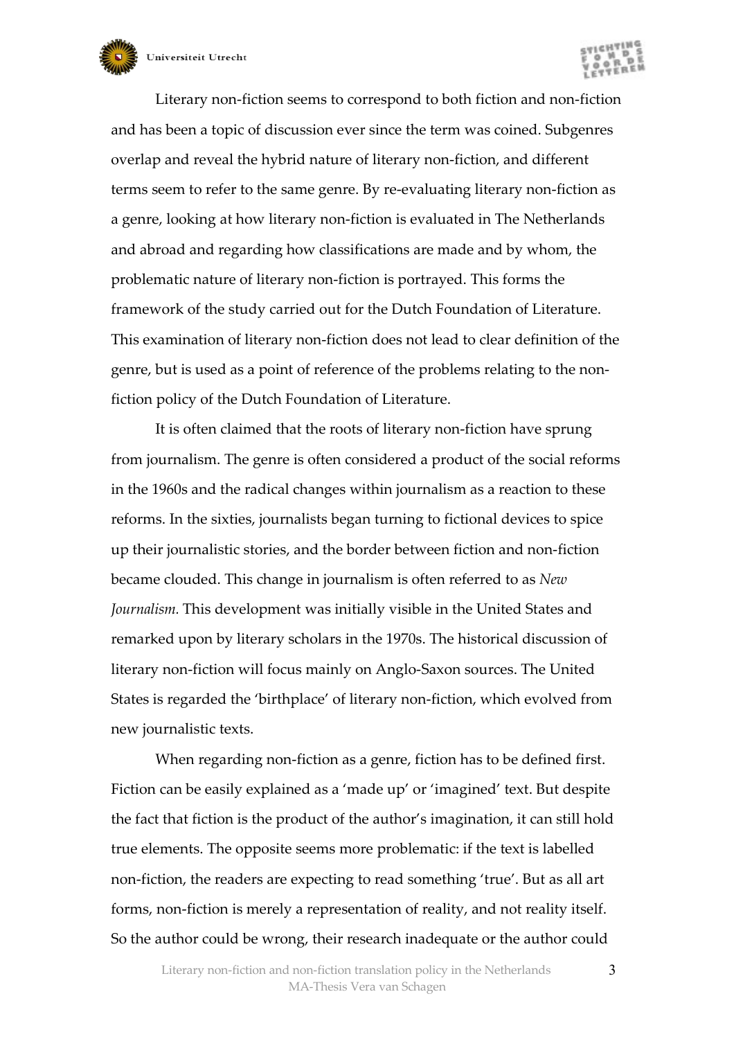Literary non-fiction seems to correspond to both fiction and non-fiction and has been a topic of discussion ever since the term was coined. Subgenres overlap and reveal the hybrid nature of literary non-fiction, and different terms seem to refer to the same genre. By re-evaluating literary non-fiction as a genre, looking at how literary non-fiction is evaluated in The Netherlands and abroad and regarding how classifications are made and by whom, the problematic nature of literary non-fiction is portrayed. This forms the framework of the study carried out for the Dutch Foundation of Literature. This examination of literary non-fiction does not lead to clear definition of the genre, but is used as a point of reference of the problems relating to the non-fiction policy of the Dutch Foundation of Literature.

It is often claimed that the roots of literary non-fiction have sprung from journalism. The genre is often considered a product of the social reforms in the 1960s and the radical changes within journalism as a reaction to these reforms. In the sixties, journalists began turning to fictional devices to spice up their journalistic stories, and the border between fiction and non-fiction became clouded. This change in journalism is often referred to as *New Journalism.* This development was initially visible in the United States and remarked upon by literary scholars in the 1970s. The historical discussion of literary non-fiction will focus mainly on Anglo-Saxon sources. The United States is regarded the 'birthplace' of literary non-fiction, which evolved from new journalistic texts.

When regarding non-fiction as a genre, fiction has to be defined first. Fiction can be easily explained as a 'made up' or 'imagined' text. But despite the fact that fiction is the product of the author's imagination, it can still hold true elements. The opposite seems more problematic: if the text is labelled non-fiction, the readers are expecting to read something 'true'. But as all art forms, non-fiction is merely a representation of reality, and not reality itself. So the author could be wrong, their research inadequate or the author could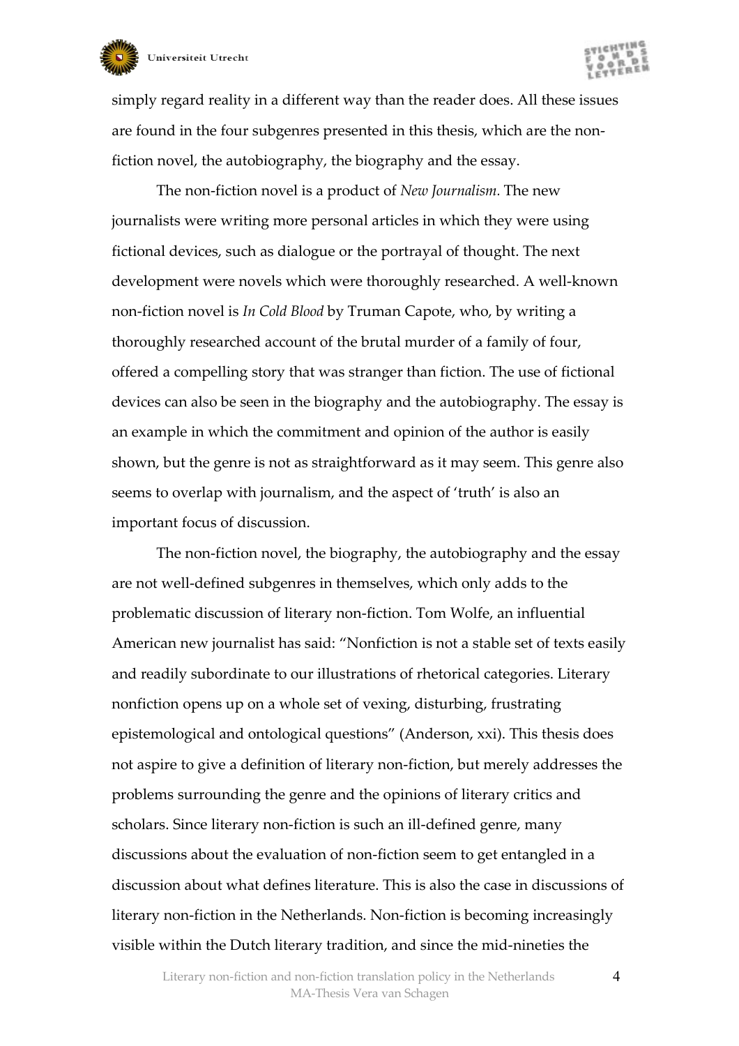simply regard reality in a different way than the reader does. All these issues are found in the four subgenres presented in this thesis, which are the non-fiction novel, the autobiography, the biography and the essay.

The non-fiction novel is a product of *New Journalism*. The new journalists were writing more personal articles in which they were using fictional devices, such as dialogue or the portrayal of thought. The next development were novels which were thoroughly researched. A well-known non-fiction novel is *In Cold Blood* by Truman Capote, who, by writing a thoroughly researched account of the brutal murder of a family of four, offered a compelling story that was stranger than fiction. The use of fictional devices can also be seen in the biography and the autobiography. The essay is an example in which the commitment and opinion of the author is easily shown, but the genre is not as straightforward as it may seem. This genre also seems to overlap with journalism, and the aspect of 'truth' is also an important focus of discussion.

The non-fiction novel, the biography, the autobiography and the essay are not well-defined subgenres in themselves, which only adds to the problematic discussion of literary non-fiction. Tom Wolfe, an influential American new journalist has said: "Nonfiction is not a stable set of texts easily and readily subordinate to our illustrations of rhetorical categories. Literary nonfiction opens up on a whole set of vexing, disturbing, frustrating epistemological and ontological questions" (Anderson, xxi). This thesis does not aspire to give a definition of literary non-fiction, but merely addresses the problems surrounding the genre and the opinions of literary critics and scholars. Since literary non-fiction is such an ill-defined genre, many discussions about the evaluation of non-fiction seem to get entangled in a discussion about what defines literature. This is also the case in discussions of literary non-fiction in the Netherlands. Non-fiction is becoming increasingly visible within the Dutch literary tradition, and since the mid-nineties the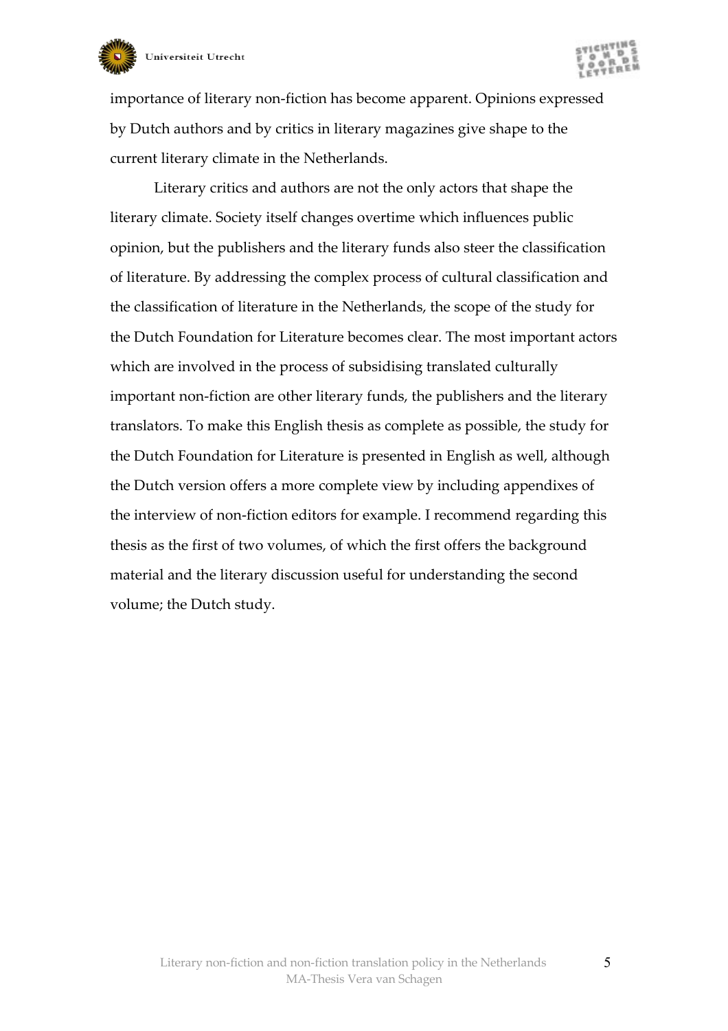importance of literary non-fiction has become apparent. Opinions expressed by Dutch authors and by critics in literary magazines give shape to the current literary climate in the Netherlands.

Literary critics and authors are not the only actors that shape the literary climate. Society itself changes overtime which influences public opinion, but the publishers and the literary funds also steer the classification of literature. By addressing the complex process of cultural classification and the classification of literature in the Netherlands, the scope of the study for the Dutch Foundation for Literature becomes clear. The most important actors which are involved in the process of subsidising translated culturally important non-fiction are other literary funds, the publishers and the literary translators. To make this English thesis as complete as possible, the study for the Dutch Foundation for Literature is presented in English as well, although the Dutch version offers a more complete view by including appendixes of the interview of non-fiction editors for example. I recommend regarding this thesis as the first of two volumes, of which the first offers the background material and the literary discussion useful for understanding the second volume; the Dutch study.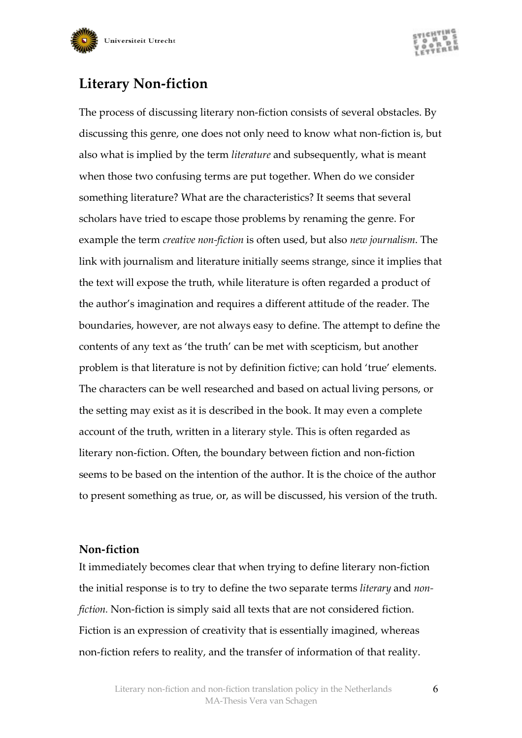## Literary Non-fiction

The process of discussing literary non-fiction consists of several obstacles. By discussing this genre, one does not only need to know what non-fiction is, but also what is implied by the term *literature* and subsequently, what is meant when those two confusing terms are put together. When do we consider something literature? What are the characteristics? It seems that several scholars have tried to escape those problems by renaming the genre. For example the term *creative non-fiction* is often used, but also *new journalism*. The link with journalism and literature initially seems strange, since it implies that the text will expose the truth, while literature is often regarded a product of the author's imagination and requires a different attitude of the reader. The boundaries, however, are not always easy to define. The attempt to define the contents of any text as 'the truth' can be met with scepticism, but another problem is that literature is not by definition fictive; can hold 'true' elements. The characters can be well researched and based on actual living persons, or the setting may exist as it is described in the book. It may even a complete account of the truth, written in a literary style. This is often regarded as literary non-fiction. Often, the boundary between fiction and non-fiction seems to be based on the intention of the author. It is the choice of the author to present something as true, or, as will be discussed, his version of the truth.

### Non-fiction

It immediately becomes clear that when trying to define literary non-fiction the initial response is to try to define the two separate terms *literary* and *non-fiction.* Non-fiction is simply said all texts that are not considered fiction. Fiction is an expression of creativity that is essentially imagined, whereas non-fiction refers to reality, and the transfer of information of that reality.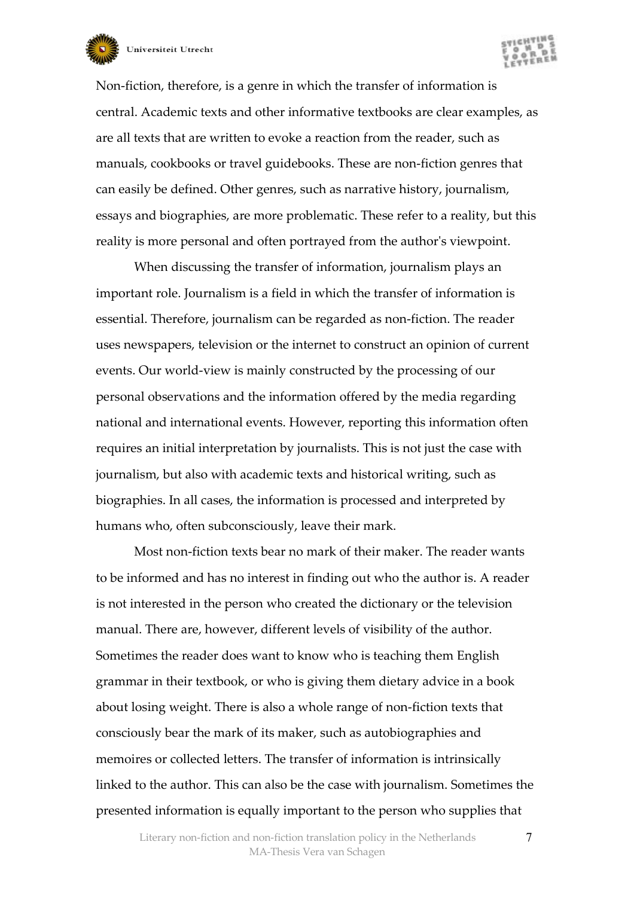Non-fiction, therefore, is a genre in which the transfer of information is central. Academic texts and other informative textbooks are clear examples, as are all texts that are written to evoke a reaction from the reader, such as manuals, cookbooks or travel guidebooks. These are non-fiction genres that can easily be defined. Other genres, such as narrative history, journalism, essays and biographies, are more problematic. These refer to a reality, but this reality is more personal and often portrayed from the author's viewpoint.

When discussing the transfer of information, journalism plays an important role. Journalism is a field in which the transfer of information is essential. Therefore, journalism can be regarded as non-fiction. The reader uses newspapers, television or the internet to construct an opinion of current events. Our world-view is mainly constructed by the processing of our personal observations and the information offered by the media regarding national and international events. However, reporting this information often requires an initial interpretation by journalists. This is not just the case with journalism, but also with academic texts and historical writing, such as biographies. In all cases, the information is processed and interpreted by humans who, often subconsciously, leave their mark.

Most non-fiction texts bear no mark of their maker. The reader wants to be informed and has no interest in finding out who the author is. A reader is not interested in the person who created the dictionary or the television manual. There are, however, different levels of visibility of the author. Sometimes the reader does want to know who is teaching them English grammar in their textbook, or who is giving them dietary advice in a book about losing weight. There is also a whole range of non-fiction texts that consciously bear the mark of its maker, such as autobiographies and memoires or collected letters. The transfer of information is intrinsically linked to the author. This can also be the case with journalism. Sometimes the presented information is equally important to the person who supplies that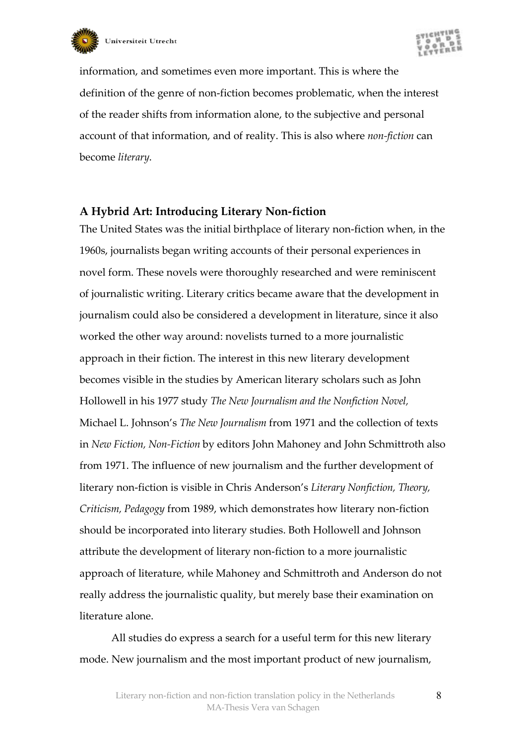information, and sometimes even more important. This is where the definition of the genre of non-fiction becomes problematic, when the interest of the reader shifts from information alone, to the subjective and personal account of that information, and of reality. This is also where *non-fiction* can become *literary*.

### A Hybrid Art: Introducing Literary Non-fiction

The United States was the initial birthplace of literary non-fiction when, in the 1960s, journalists began writing accounts of their personal experiences in novel form. These novels were thoroughly researched and were reminiscent of journalistic writing. Literary critics became aware that the development in journalism could also be considered a development in literature, since it also worked the other way around: novelists turned to a more journalistic approach in their fiction. The interest in this new literary development becomes visible in the studies by American literary scholars such as John Hollowell in his 1977 study *The New Journalism and the Nonfiction Novel,* Michael L. Johnson's *The New Journalism* from 1971 and the collection of texts in *New Fiction, Non-Fiction* by editors John Mahoney and John Schmittroth also from 1971. The influence of new journalism and the further development of literary non-fiction is visible in Chris Anderson's *Literary Nonfiction, Theory, Criticism, Pedagogy* from 1989, which demonstrates how literary non-fiction should be incorporated into literary studies. Both Hollowell and Johnson attribute the development of literary non-fiction to a more journalistic approach of literature, while Mahoney and Schmittroth and Anderson do not really address the journalistic quality, but merely base their examination on literature alone.

All studies do express a search for a useful term for this new literary mode. New journalism and the most important product of new journalism,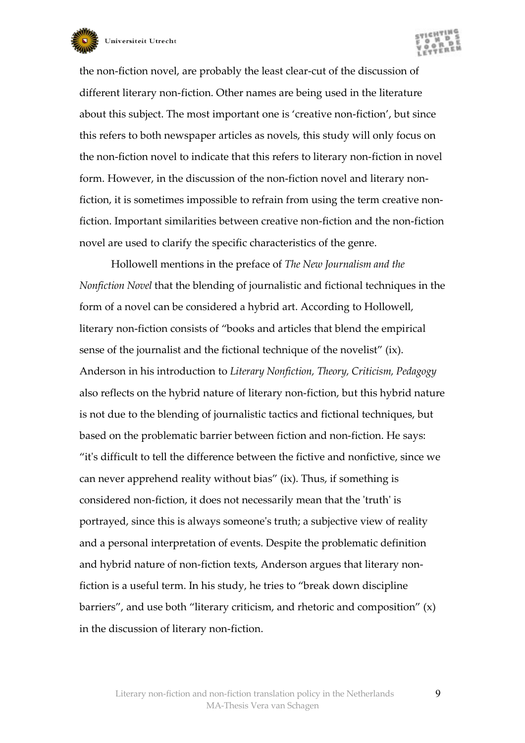the non-fiction novel, are probably the least clear-cut of the discussion of different literary non-fiction. Other names are being used in the literature about this subject. The most important one is 'creative non-fiction', but since this refers to both newspaper articles as novels, this study will only focus on the non-fiction novel to indicate that this refers to literary non-fiction in novel form. However, in the discussion of the non-fiction novel and literary non-fiction, it is sometimes impossible to refrain from using the term creative non-fiction. Important similarities between creative non-fiction and the non-fiction novel are used to clarify the specific characteristics of the genre.

Hollowell mentions in the preface of *The New Journalism and the Nonfiction Novel* that the blending of journalistic and fictional techniques in the form of a novel can be considered a hybrid art. According to Hollowell, literary non-fiction consists of "books and articles that blend the empirical sense of the journalist and the fictional technique of the novelist" (ix). Anderson in his introduction to *Literary Nonfiction, Theory, Criticism, Pedagogy* also reflects on the hybrid nature of literary non-fiction, but this hybrid nature is not due to the blending of journalistic tactics and fictional techniques, but based on the problematic barrier between fiction and non-fiction. He says: "it's difficult to tell the difference between the fictive and nonfictive, since we can never apprehend reality without bias" (ix). Thus, if something is considered non-fiction, it does not necessarily mean that the 'truth' is portrayed, since this is always someone's truth; a subjective view of reality and a personal interpretation of events. Despite the problematic definition and hybrid nature of non-fiction texts, Anderson argues that literary non-fiction is a useful term. In his study, he tries to "break down discipline barriers", and use both "literary criticism, and rhetoric and composition" (x) in the discussion of literary non-fiction.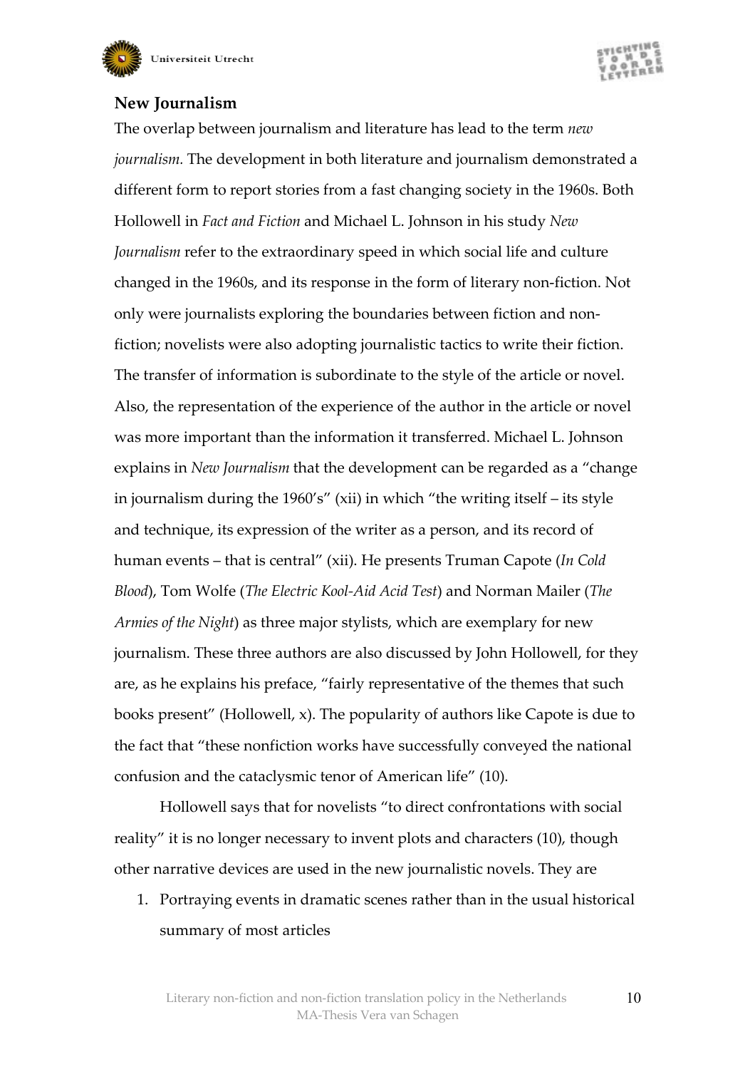## New Journalism

The overlap between journalism and literature has lead to the term *new journalism.* The development in both literature and journalism demonstrated a different form to report stories from a fast changing society in the 1960s. Both Hollowell in *Fact and Fiction* and Michael L. Johnson in his study *New Journalism* refer to the extraordinary speed in which social life and culture changed in the 1960s, and its response in the form of literary non-fiction. Not only were journalists exploring the boundaries between fiction and non-fiction; novelists were also adopting journalistic tactics to write their fiction. The transfer of information is subordinate to the style of the article or novel. Also, the representation of the experience of the author in the article or novel was more important than the information it transferred. Michael L. Johnson explains in *New Journalism* that the development can be regarded as a "change in journalism during the 1960's" (xii) in which "the writing itself – its style and technique, its expression of the writer as a person, and its record of human events – that is central" (xii). He presents Truman Capote (*In Cold Blood*), Tom Wolfe (*The Electric Kool-Aid Acid Test*) and Norman Mailer (*The Armies of the Night*) as three major stylists, which are exemplary for new journalism. These three authors are also discussed by John Hollowell, for they are, as he explains his preface, "fairly representative of the themes that such books present" (Hollowell, x). The popularity of authors like Capote is due to the fact that "these nonfiction works have successfully conveyed the national confusion and the cataclysmic tenor of American life" (10).

Hollowell says that for novelists "to direct confrontations with social reality" it is no longer necessary to invent plots and characters (10), though other narrative devices are used in the new journalistic novels. They are

1. Portraying events in dramatic scenes rather than in the usual historical summary of most articles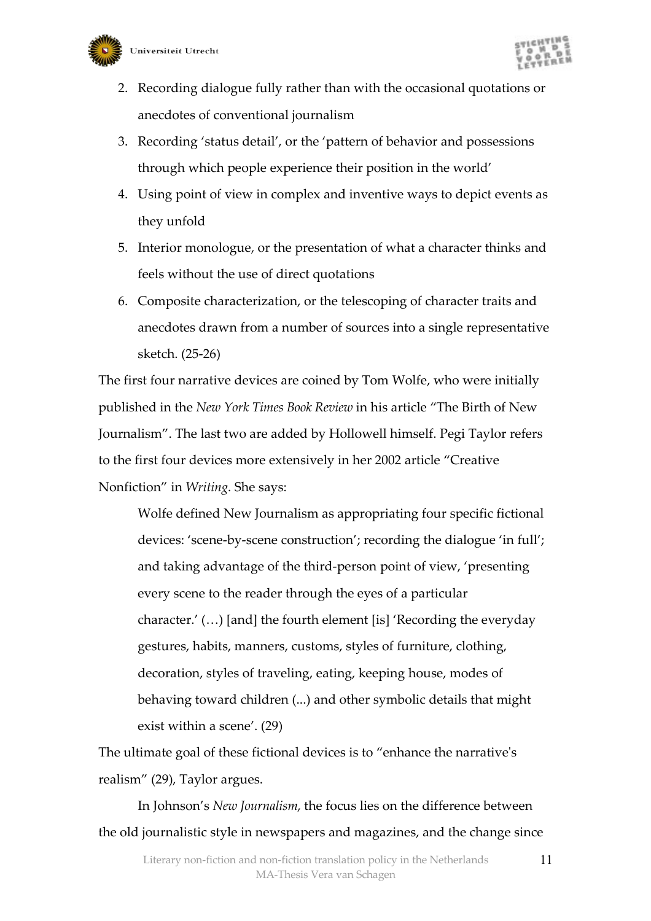2. Recording dialogue fully rather than with the occasional quotations or anecdotes of conventional journalism
3. Recording 'status detail', or the 'pattern of behavior and possessions through which people experience their position in the world'
4. Using point of view in complex and inventive ways to depict events as they unfold
5. Interior monologue, or the presentation of what a character thinks and feels without the use of direct quotations
6. Composite characterization, or the telescoping of character traits and anecdotes drawn from a number of sources into a single representative sketch. (25-26)

The first four narrative devices are coined by Tom Wolfe, who were initially published in the *New York Times Book Review* in his article "The Birth of New Journalism". The last two are added by Hollowell himself. Pegi Taylor refers to the first four devices more extensively in her 2002 article "Creative Nonfiction" in *Writing*. She says:

> Wolfe defined New Journalism as appropriating four specific fictional devices: 'scene-by-scene construction'; recording the dialogue 'in full'; and taking advantage of the third-person point of view, 'presenting every scene to the reader through the eyes of a particular character.' (…) [and] the fourth element [is] 'Recording the everyday gestures, habits, manners, customs, styles of furniture, clothing, decoration, styles of traveling, eating, keeping house, modes of behaving toward children (...) and other symbolic details that might exist within a scene'. (29)

The ultimate goal of these fictional devices is to "enhance the narrative's realism" (29), Taylor argues.

In Johnson's *New Journalism*, the focus lies on the difference between the old journalistic style in newspapers and magazines, and the change since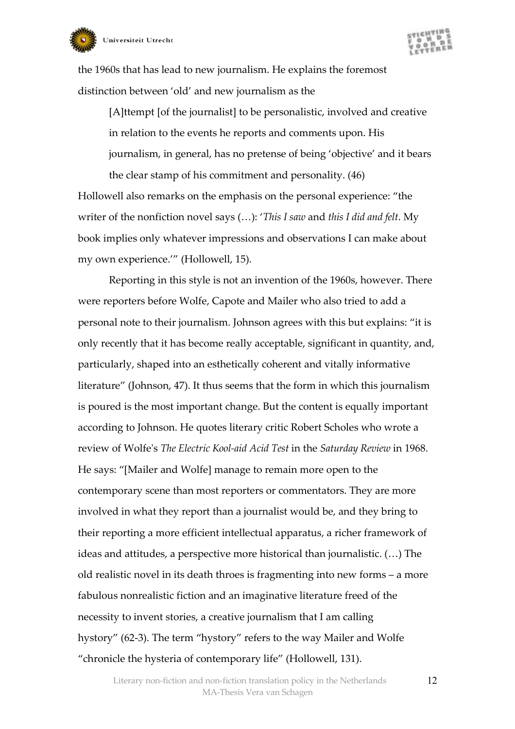the 1960s that has lead to new journalism. He explains the foremost distinction between 'old' and new journalism as the

> [A]ttempt [of the journalist] to be personalistic, involved and creative in relation to the events he reports and comments upon. His journalism, in general, has no pretense of being 'objective' and it bears the clear stamp of his commitment and personality. (46)

Hollowell also remarks on the emphasis on the personal experience: "the writer of the nonfiction novel says (…): '*This I saw* and *this I did and felt*. My book implies only whatever impressions and observations I can make about my own experience.'" (Hollowell, 15).

Reporting in this style is not an invention of the 1960s, however. There were reporters before Wolfe, Capote and Mailer who also tried to add a personal note to their journalism. Johnson agrees with this but explains: "it is only recently that it has become really acceptable, significant in quantity, and, particularly, shaped into an esthetically coherent and vitally informative literature" (Johnson, 47). It thus seems that the form in which this journalism is poured is the most important change. But the content is equally important according to Johnson. He quotes literary critic Robert Scholes who wrote a review of Wolfe's *The Electric Kool-aid Acid Test* in the *Saturday Review* in 1968. He says: "[Mailer and Wolfe] manage to remain more open to the contemporary scene than most reporters or commentators. They are more involved in what they report than a journalist would be, and they bring to their reporting a more efficient intellectual apparatus, a richer framework of ideas and attitudes, a perspective more historical than journalistic. (…) The old realistic novel in its death throes is fragmenting into new forms – a more fabulous nonrealistic fiction and an imaginative literature freed of the necessity to invent stories, a creative journalism that I am calling hystory" (62-3). The term "hystory" refers to the way Mailer and Wolfe "chronicle the hysteria of contemporary life" (Hollowell, 131).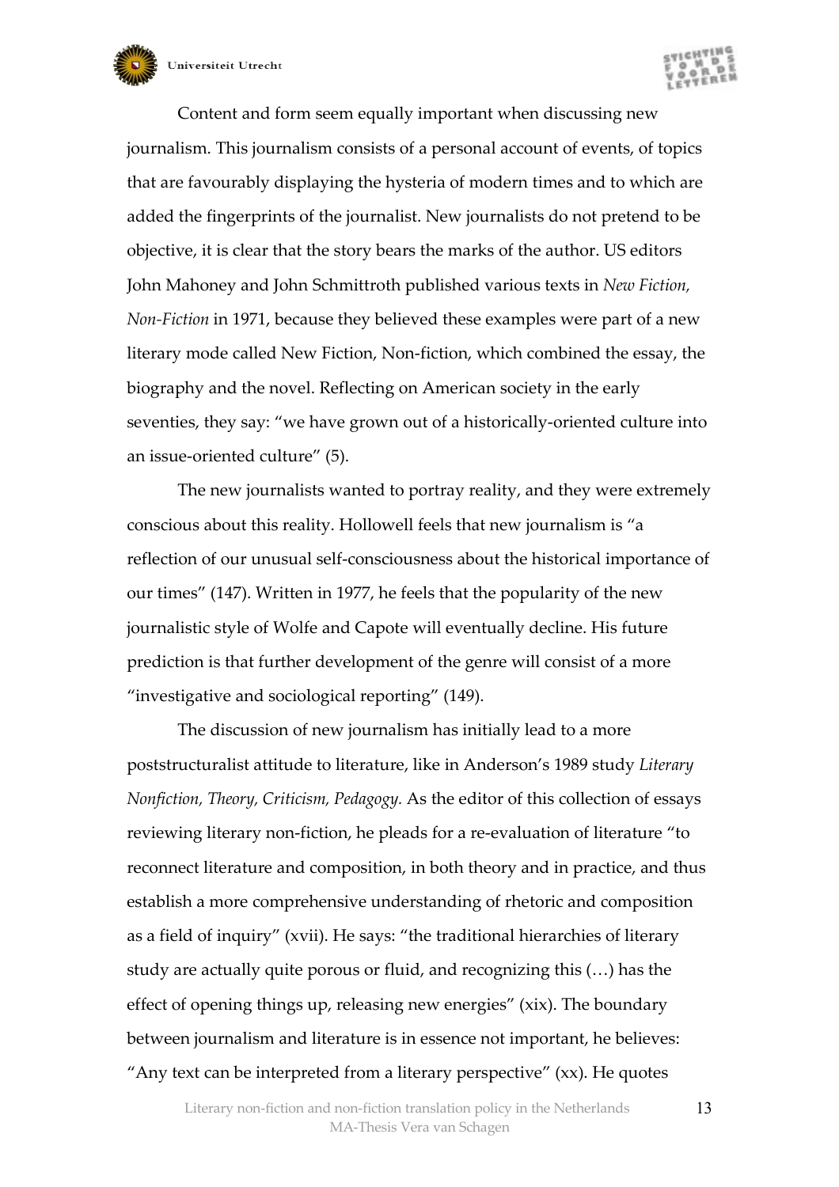Content and form seem equally important when discussing new journalism. This journalism consists of a personal account of events, of topics that are favourably displaying the hysteria of modern times and to which are added the fingerprints of the journalist. New journalists do not pretend to be objective, it is clear that the story bears the marks of the author. US editors John Mahoney and John Schmittroth published various texts in *New Fiction, Non-Fiction* in 1971, because they believed these examples were part of a new literary mode called New Fiction, Non-fiction, which combined the essay, the biography and the novel. Reflecting on American society in the early seventies, they say: "we have grown out of a historically-oriented culture into an issue-oriented culture" (5).

The new journalists wanted to portray reality, and they were extremely conscious about this reality. Hollowell feels that new journalism is "a reflection of our unusual self-consciousness about the historical importance of our times" (147). Written in 1977, he feels that the popularity of the new journalistic style of Wolfe and Capote will eventually decline. His future prediction is that further development of the genre will consist of a more "investigative and sociological reporting" (149).

The discussion of new journalism has initially lead to a more poststructuralist attitude to literature, like in Anderson's 1989 study *Literary Nonfiction, Theory, Criticism, Pedagogy.* As the editor of this collection of essays reviewing literary non-fiction, he pleads for a re-evaluation of literature "to reconnect literature and composition, in both theory and in practice, and thus establish a more comprehensive understanding of rhetoric and composition as a field of inquiry" (xvii). He says: "the traditional hierarchies of literary study are actually quite porous or fluid, and recognizing this (…) has the effect of opening things up, releasing new energies" (xix). The boundary between journalism and literature is in essence not important, he believes: "Any text can be interpreted from a literary perspective" (xx). He quotes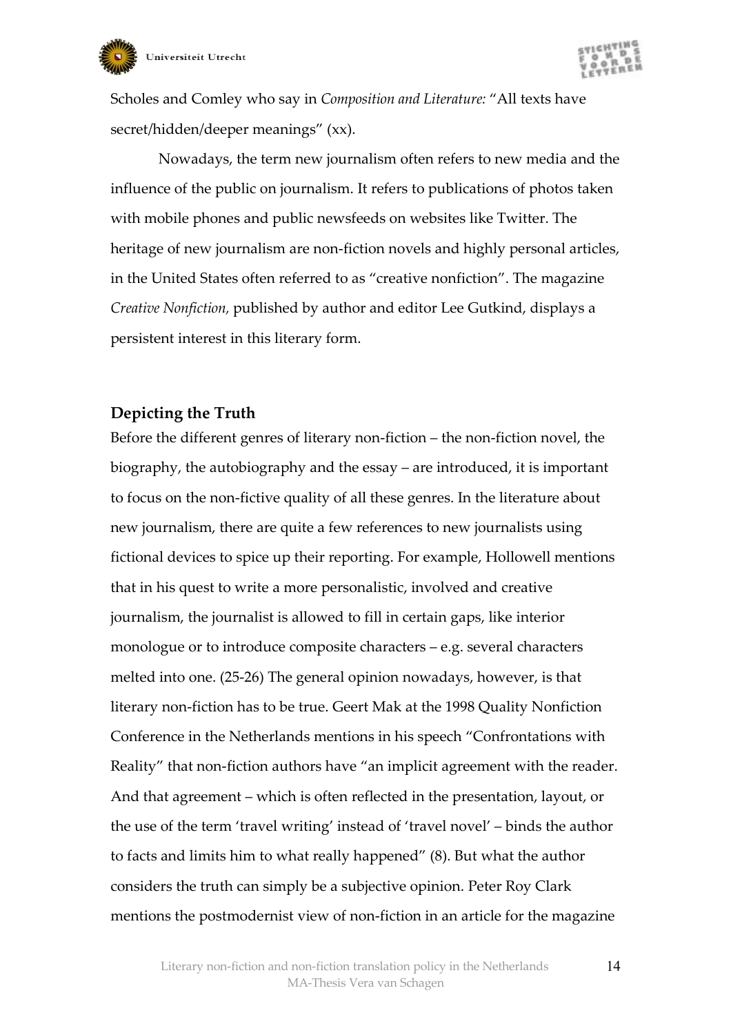Scholes and Comley who say in *Composition and Literature:* "All texts have secret/hidden/deeper meanings" (xx).

Nowadays, the term new journalism often refers to new media and the influence of the public on journalism. It refers to publications of photos taken with mobile phones and public newsfeeds on websites like Twitter. The heritage of new journalism are non-fiction novels and highly personal articles, in the United States often referred to as "creative nonfiction". The magazine *Creative Nonfiction,* published by author and editor Lee Gutkind, displays a persistent interest in this literary form.

## Depicting the Truth

Before the different genres of literary non-fiction – the non-fiction novel, the biography, the autobiography and the essay – are introduced, it is important to focus on the non-fictive quality of all these genres. In the literature about new journalism, there are quite a few references to new journalists using fictional devices to spice up their reporting. For example, Hollowell mentions that in his quest to write a more personalistic, involved and creative journalism, the journalist is allowed to fill in certain gaps, like interior monologue or to introduce composite characters – e.g. several characters melted into one. (25-26) The general opinion nowadays, however, is that literary non-fiction has to be true. Geert Mak at the 1998 Quality Nonfiction Conference in the Netherlands mentions in his speech "Confrontations with Reality" that non-fiction authors have "an implicit agreement with the reader. And that agreement – which is often reflected in the presentation, layout, or the use of the term 'travel writing' instead of 'travel novel' – binds the author to facts and limits him to what really happened" (8). But what the author considers the truth can simply be a subjective opinion. Peter Roy Clark mentions the postmodernist view of non-fiction in an article for the magazine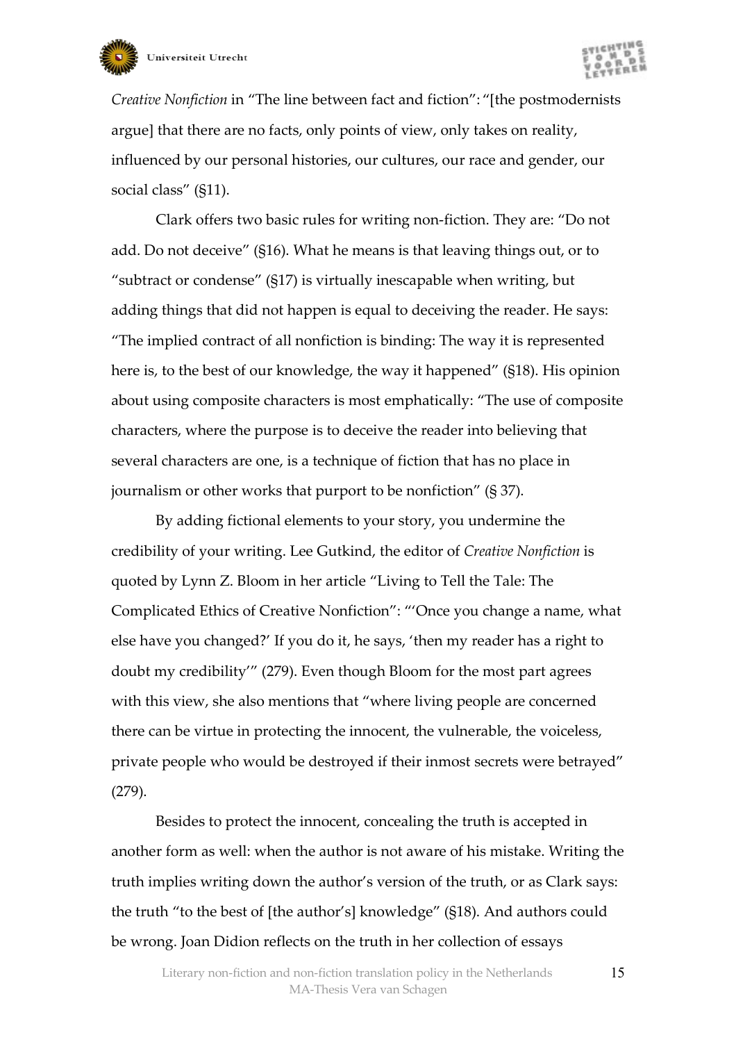*Creative Nonfiction* in "The line between fact and fiction": "[the postmodernists argue] that there are no facts, only points of view, only takes on reality, influenced by our personal histories, our cultures, our race and gender, our social class" (§11).

Clark offers two basic rules for writing non-fiction. They are: "Do not add. Do not deceive" (§16). What he means is that leaving things out, or to "subtract or condense" (§17) is virtually inescapable when writing, but adding things that did not happen is equal to deceiving the reader. He says: "The implied contract of all nonfiction is binding: The way it is represented here is, to the best of our knowledge, the way it happened" (§18). His opinion about using composite characters is most emphatically: "The use of composite characters, where the purpose is to deceive the reader into believing that several characters are one, is a technique of fiction that has no place in journalism or other works that purport to be nonfiction" (§ 37).

By adding fictional elements to your story, you undermine the credibility of your writing. Lee Gutkind, the editor of *Creative Nonfiction* is quoted by Lynn Z. Bloom in her article "Living to Tell the Tale: The Complicated Ethics of Creative Nonfiction": "'Once you change a name, what else have you changed?' If you do it, he says, 'then my reader has a right to doubt my credibility'" (279). Even though Bloom for the most part agrees with this view, she also mentions that "where living people are concerned there can be virtue in protecting the innocent, the vulnerable, the voiceless, private people who would be destroyed if their inmost secrets were betrayed" (279).

Besides to protect the innocent, concealing the truth is accepted in another form as well: when the author is not aware of his mistake. Writing the truth implies writing down the author's version of the truth, or as Clark says: the truth "to the best of [the author's] knowledge" (§18). And authors could be wrong. Joan Didion reflects on the truth in her collection of essays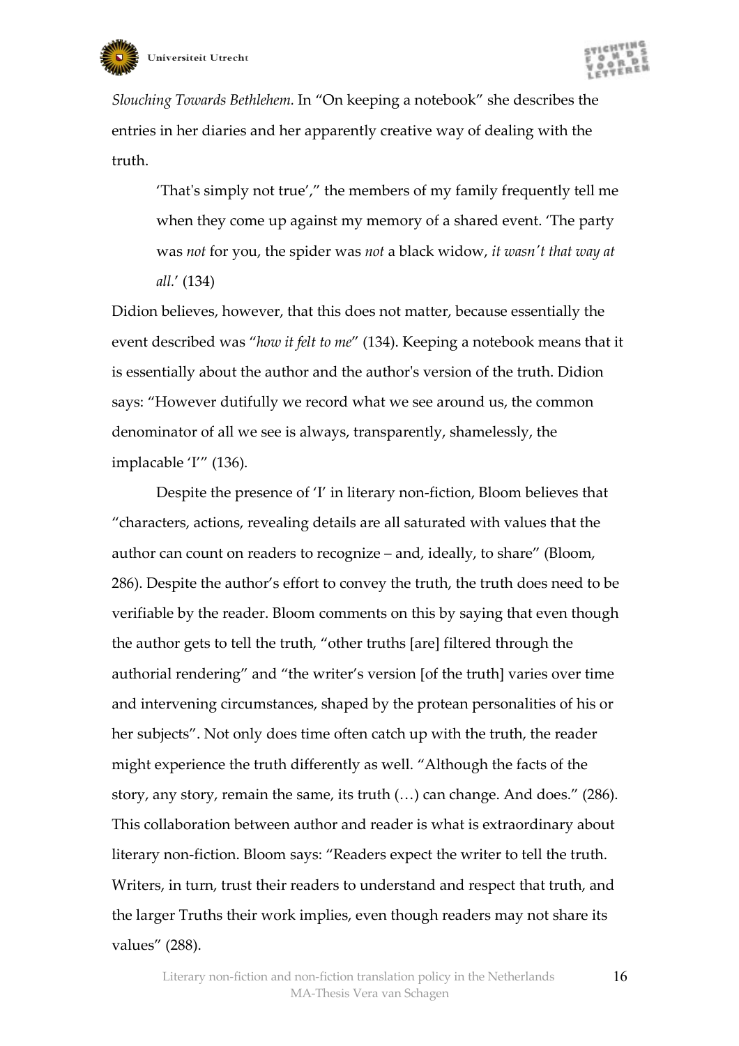*Slouching Towards Bethlehem.* In “On keeping a notebook” she describes the entries in her diaries and her apparently creative way of dealing with the truth.

> ‘That's simply not true’,” the members of my family frequently tell me when they come up against my memory of a shared event. ‘The party was *not* for you, the spider was *not* a black widow, *it wasn't that way at all.*’ (134)

Didion believes, however, that this does not matter, because essentially the event described was “*how it felt to me*” (134). Keeping a notebook means that it is essentially about the author and the author's version of the truth. Didion says: “However dutifully we record what we see around us, the common denominator of all we see is always, transparently, shamelessly, the implacable ‘I’” (136).

Despite the presence of ‘I’ in literary non-fiction, Bloom believes that “characters, actions, revealing details are all saturated with values that the author can count on readers to recognize – and, ideally, to share” (Bloom, 286). Despite the author’s effort to convey the truth, the truth does need to be verifiable by the reader. Bloom comments on this by saying that even though the author gets to tell the truth, “other truths [are] filtered through the authorial rendering” and “the writer’s version [of the truth] varies over time and intervening circumstances, shaped by the protean personalities of his or her subjects”. Not only does time often catch up with the truth, the reader might experience the truth differently as well. “Although the facts of the story, any story, remain the same, its truth (…) can change. And does.” (286). This collaboration between author and reader is what is extraordinary about literary non-fiction. Bloom says: “Readers expect the writer to tell the truth. Writers, in turn, trust their readers to understand and respect that truth, and the larger Truths their work implies, even though readers may not share its values” (288).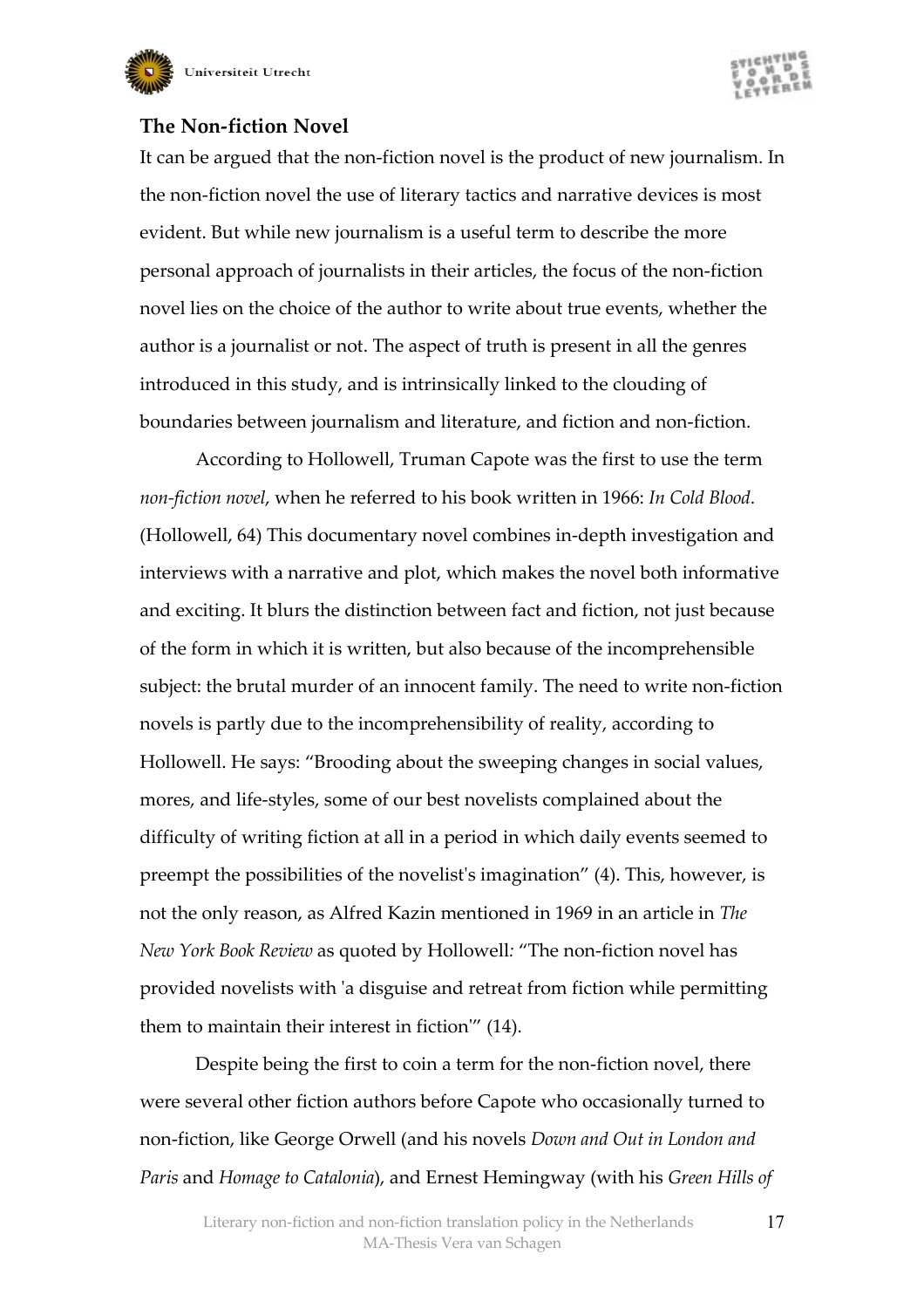## The Non-fiction Novel

It can be argued that the non-fiction novel is the product of new journalism. In the non-fiction novel the use of literary tactics and narrative devices is most evident. But while new journalism is a useful term to describe the more personal approach of journalists in their articles, the focus of the non-fiction novel lies on the choice of the author to write about true events, whether the author is a journalist or not. The aspect of truth is present in all the genres introduced in this study, and is intrinsically linked to the clouding of boundaries between journalism and literature, and fiction and non-fiction.

According to Hollowell, Truman Capote was the first to use the term *non-fiction novel*, when he referred to his book written in 1966: *In Cold Blood*. (Hollowell, 64) This documentary novel combines in-depth investigation and interviews with a narrative and plot, which makes the novel both informative and exciting. It blurs the distinction between fact and fiction, not just because of the form in which it is written, but also because of the incomprehensible subject: the brutal murder of an innocent family. The need to write non-fiction novels is partly due to the incomprehensibility of reality, according to Hollowell. He says: “Brooding about the sweeping changes in social values, mores, and life-styles, some of our best novelists complained about the difficulty of writing fiction at all in a period in which daily events seemed to preempt the possibilities of the novelist's imagination” (4). This, however, is not the only reason, as Alfred Kazin mentioned in 1969 in an article in *The New York Book Review* as quoted by Hollowell: “The non-fiction novel has provided novelists with 'a disguise and retreat from fiction while permitting them to maintain their interest in fiction'” (14).

Despite being the first to coin a term for the non-fiction novel, there were several other fiction authors before Capote who occasionally turned to non-fiction, like George Orwell (and his novels *Down and Out in London and Paris* and *Homage to Catalonia*), and Ernest Hemingway (with his *Green Hills of*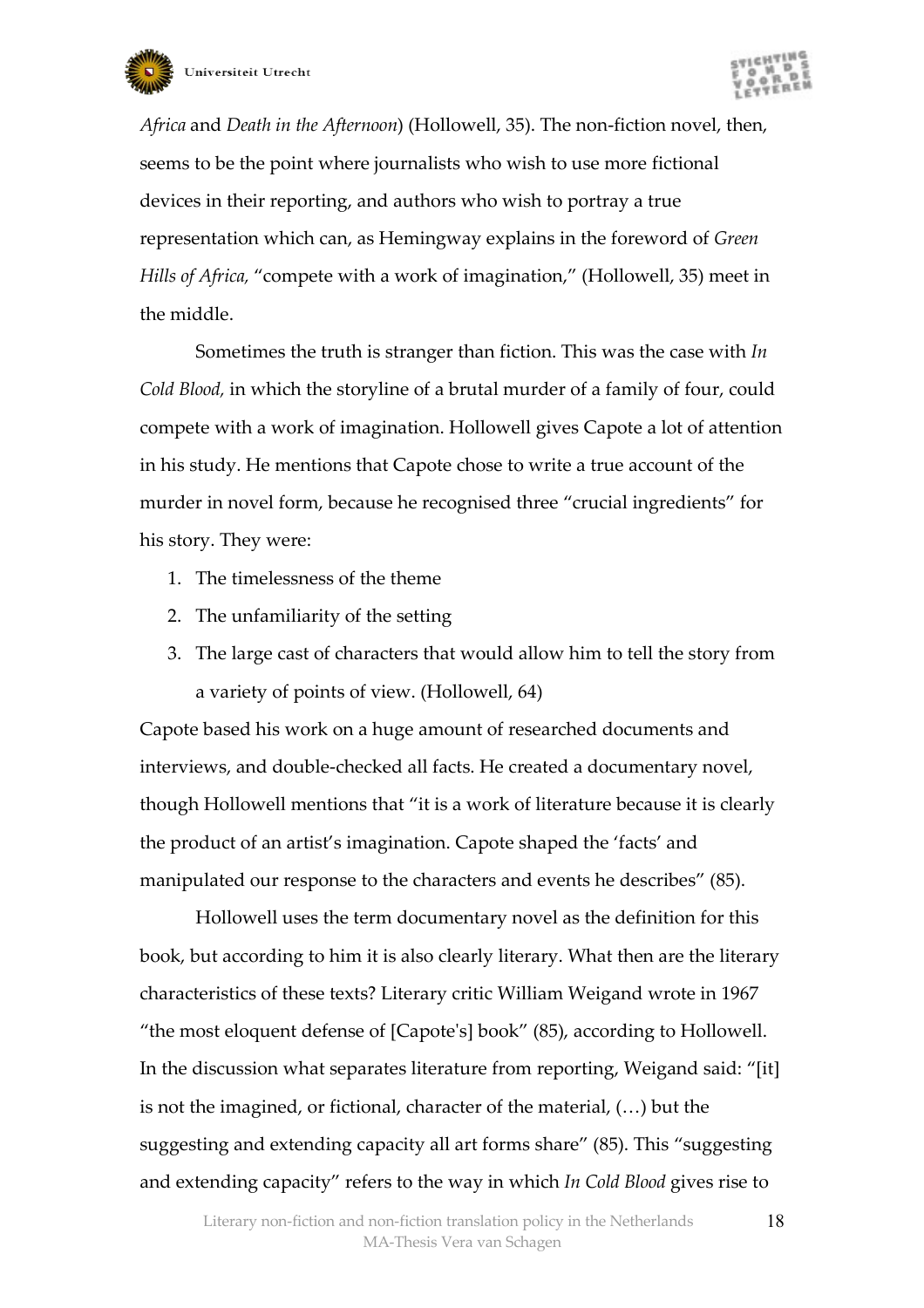*Africa* and *Death in the Afternoon*) (Hollowell, 35). The non-fiction novel, then, seems to be the point where journalists who wish to use more fictional devices in their reporting, and authors who wish to portray a true representation which can, as Hemingway explains in the foreword of *Green Hills of Africa*, "compete with a work of imagination," (Hollowell, 35) meet in the middle.

Sometimes the truth is stranger than fiction. This was the case with *In Cold Blood,* in which the storyline of a brutal murder of a family of four, could compete with a work of imagination. Hollowell gives Capote a lot of attention in his study. He mentions that Capote chose to write a true account of the murder in novel form, because he recognised three "crucial ingredients" for his story. They were:

1. The timelessness of the theme
2. The unfamiliarity of the setting
3. The large cast of characters that would allow him to tell the story from a variety of points of view. (Hollowell, 64)

Capote based his work on a huge amount of researched documents and interviews, and double-checked all facts. He created a documentary novel, though Hollowell mentions that "it is a work of literature because it is clearly the product of an artist's imagination. Capote shaped the 'facts' and manipulated our response to the characters and events he describes" (85).

Hollowell uses the term documentary novel as the definition for this book, but according to him it is also clearly literary. What then are the literary characteristics of these texts? Literary critic William Weigand wrote in 1967 "the most eloquent defense of [Capote's] book" (85), according to Hollowell. In the discussion what separates literature from reporting, Weigand said: "[it] is not the imagined, or fictional, character of the material, (…) but the suggesting and extending capacity all art forms share" (85). This "suggesting and extending capacity" refers to the way in which *In Cold Blood* gives rise to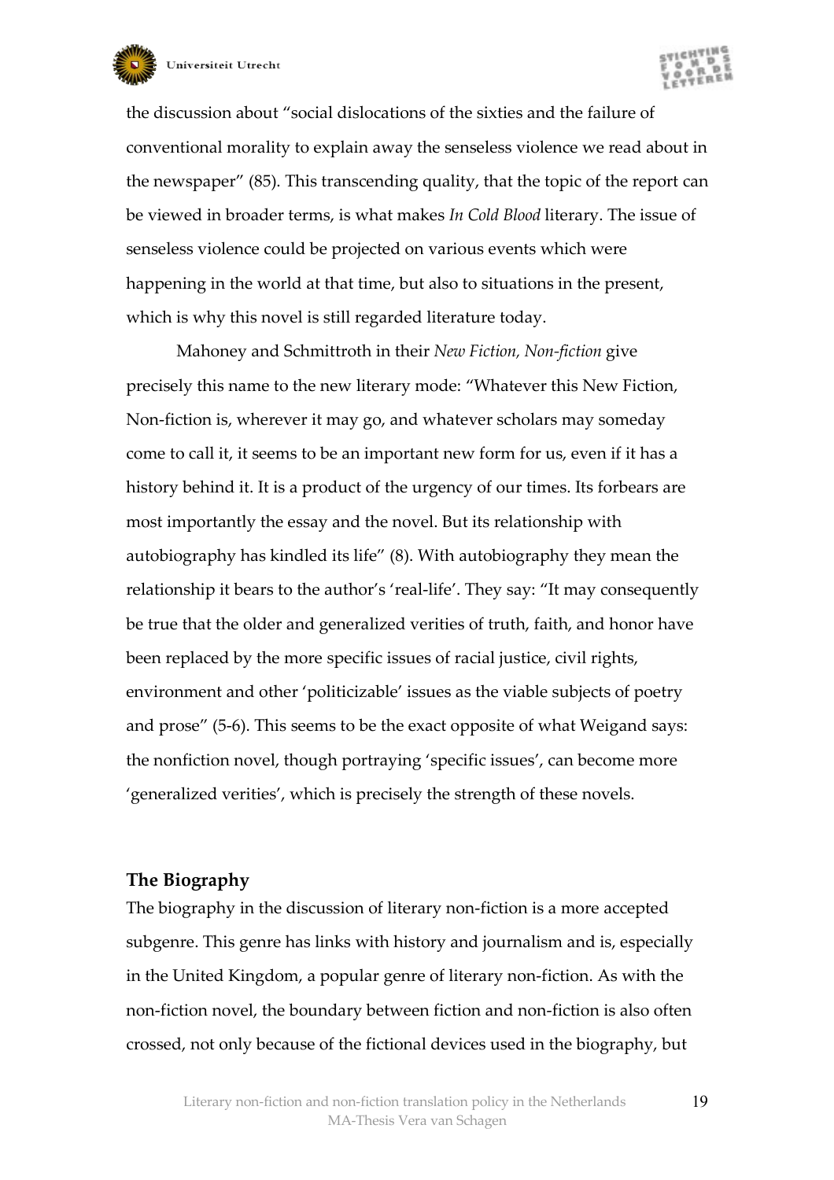the discussion about "social dislocations of the sixties and the failure of conventional morality to explain away the senseless violence we read about in the newspaper" (85). This transcending quality, that the topic of the report can be viewed in broader terms, is what makes *In Cold Blood* literary. The issue of senseless violence could be projected on various events which were happening in the world at that time, but also to situations in the present, which is why this novel is still regarded literature today.

Mahoney and Schmittroth in their *New Fiction, Non-fiction* give precisely this name to the new literary mode: "Whatever this New Fiction, Non-fiction is, wherever it may go, and whatever scholars may someday come to call it, it seems to be an important new form for us, even if it has a history behind it. It is a product of the urgency of our times. Its forbears are most importantly the essay and the novel. But its relationship with autobiography has kindled its life" (8). With autobiography they mean the relationship it bears to the author's 'real-life'. They say: "It may consequently be true that the older and generalized verities of truth, faith, and honor have been replaced by the more specific issues of racial justice, civil rights, environment and other 'politicizable' issues as the viable subjects of poetry and prose" (5-6). This seems to be the exact opposite of what Weigand says: the nonfiction novel, though portraying 'specific issues', can become more 'generalized verities', which is precisely the strength of these novels.

### The Biography

The biography in the discussion of literary non-fiction is a more accepted subgenre. This genre has links with history and journalism and is, especially in the United Kingdom, a popular genre of literary non-fiction. As with the non-fiction novel, the boundary between fiction and non-fiction is also often crossed, not only because of the fictional devices used in the biography, but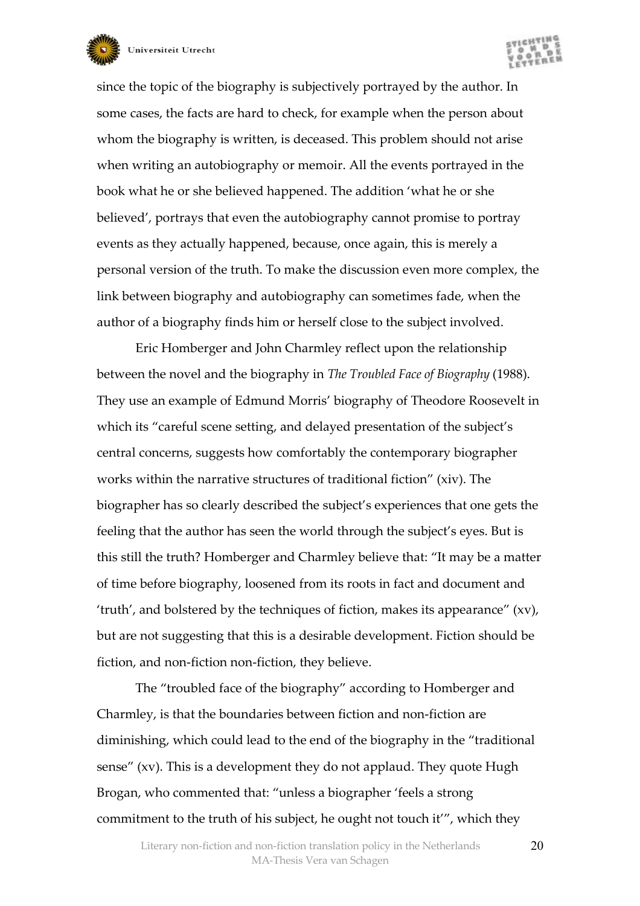since the topic of the biography is subjectively portrayed by the author. In some cases, the facts are hard to check, for example when the person about whom the biography is written, is deceased. This problem should not arise when writing an autobiography or memoir. All the events portrayed in the book what he or she believed happened. The addition 'what he or she believed', portrays that even the autobiography cannot promise to portray events as they actually happened, because, once again, this is merely a personal version of the truth. To make the discussion even more complex, the link between biography and autobiography can sometimes fade, when the author of a biography finds him or herself close to the subject involved.

Eric Homberger and John Charmley reflect upon the relationship between the novel and the biography in *The Troubled Face of Biography* (1988). They use an example of Edmund Morris' biography of Theodore Roosevelt in which its "careful scene setting, and delayed presentation of the subject's central concerns, suggests how comfortably the contemporary biographer works within the narrative structures of traditional fiction" (xiv). The biographer has so clearly described the subject's experiences that one gets the feeling that the author has seen the world through the subject's eyes. But is this still the truth? Homberger and Charmley believe that: "It may be a matter of time before biography, loosened from its roots in fact and document and 'truth', and bolstered by the techniques of fiction, makes its appearance" (xv), but are not suggesting that this is a desirable development. Fiction should be fiction, and non-fiction non-fiction, they believe.

The "troubled face of the biography" according to Homberger and Charmley, is that the boundaries between fiction and non-fiction are diminishing, which could lead to the end of the biography in the "traditional sense" (xv). This is a development they do not applaud. They quote Hugh Brogan, who commented that: "unless a biographer 'feels a strong commitment to the truth of his subject, he ought not touch it'", which they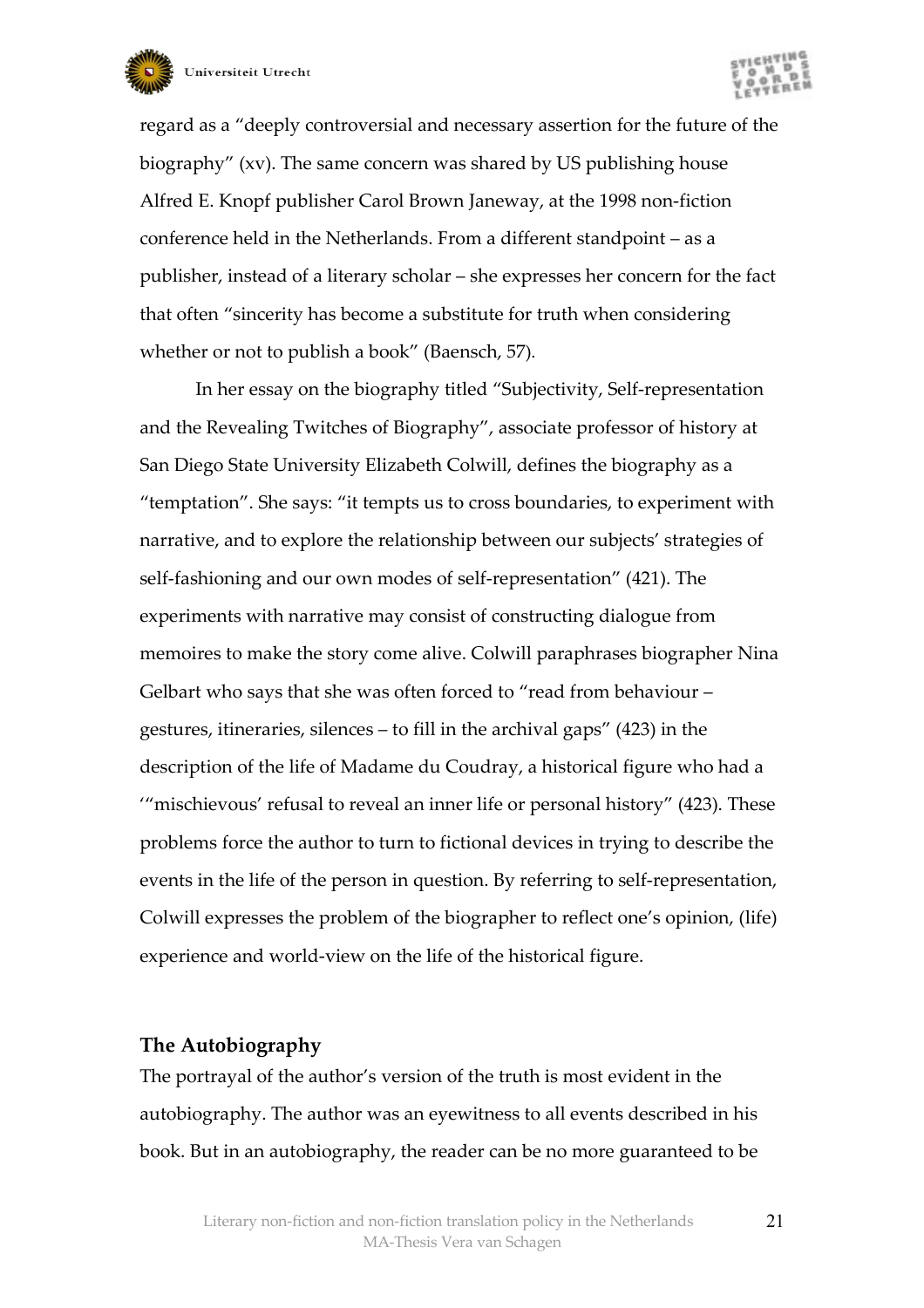regard as a "deeply controversial and necessary assertion for the future of the biography" (xv). The same concern was shared by US publishing house Alfred E. Knopf publisher Carol Brown Janeway, at the 1998 non-fiction conference held in the Netherlands. From a different standpoint – as a publisher, instead of a literary scholar – she expresses her concern for the fact that often "sincerity has become a substitute for truth when considering whether or not to publish a book" (Baensch, 57).

In her essay on the biography titled "Subjectivity, Self-representation and the Revealing Twitches of Biography", associate professor of history at San Diego State University Elizabeth Colwill, defines the biography as a "temptation". She says: "it tempts us to cross boundaries, to experiment with narrative, and to explore the relationship between our subjects' strategies of self-fashioning and our own modes of self-representation" (421). The experiments with narrative may consist of constructing dialogue from memoires to make the story come alive. Colwill paraphrases biographer Nina Gelbart who says that she was often forced to "read from behaviour – gestures, itineraries, silences – to fill in the archival gaps" (423) in the description of the life of Madame du Coudray, a historical figure who had a '"mischievous' refusal to reveal an inner life or personal history" (423). These problems force the author to turn to fictional devices in trying to describe the events in the life of the person in question. By referring to self-representation, Colwill expresses the problem of the biographer to reflect one's opinion, (life) experience and world-view on the life of the historical figure.

### The Autobiography

The portrayal of the author's version of the truth is most evident in the autobiography. The author was an eyewitness to all events described in his book. But in an autobiography, the reader can be no more guaranteed to be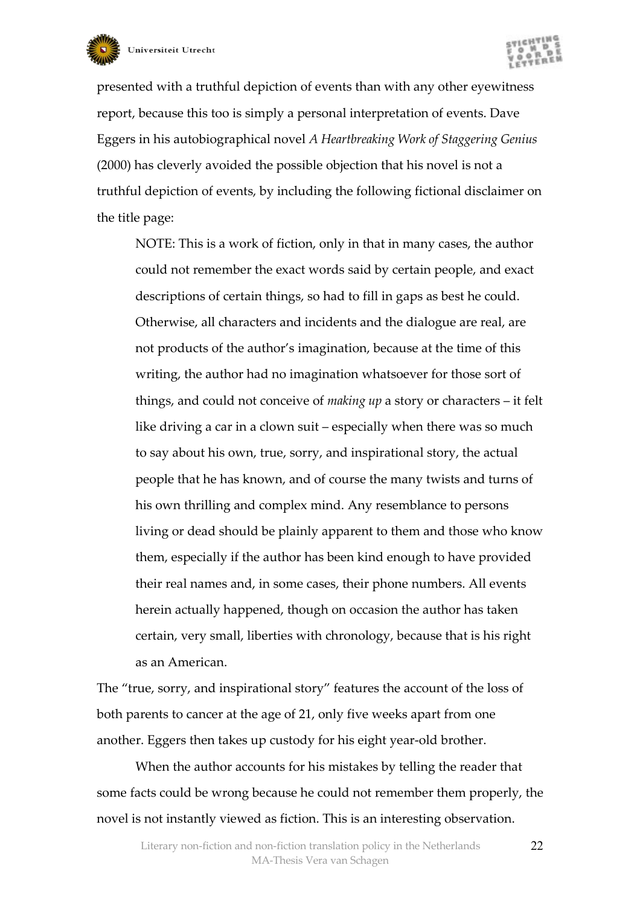presented with a truthful depiction of events than with any other eyewitness report, because this too is simply a personal interpretation of events. Dave Eggers in his autobiographical novel *A Heartbreaking Work of Staggering Genius* (2000) has cleverly avoided the possible objection that his novel is not a truthful depiction of events, by including the following fictional disclaimer on the title page:

> NOTE: This is a work of fiction, only in that in many cases, the author could not remember the exact words said by certain people, and exact descriptions of certain things, so had to fill in gaps as best he could. Otherwise, all characters and incidents and the dialogue are real, are not products of the author's imagination, because at the time of this writing, the author had no imagination whatsoever for those sort of things, and could not conceive of *making up* a story or characters – it felt like driving a car in a clown suit – especially when there was so much to say about his own, true, sorry, and inspirational story, the actual people that he has known, and of course the many twists and turns of his own thrilling and complex mind. Any resemblance to persons living or dead should be plainly apparent to them and those who know them, especially if the author has been kind enough to have provided their real names and, in some cases, their phone numbers. All events herein actually happened, though on occasion the author has taken certain, very small, liberties with chronology, because that is his right as an American.

The "true, sorry, and inspirational story" features the account of the loss of both parents to cancer at the age of 21, only five weeks apart from one another. Eggers then takes up custody for his eight year-old brother.

When the author accounts for his mistakes by telling the reader that some facts could be wrong because he could not remember them properly, the novel is not instantly viewed as fiction. This is an interesting observation.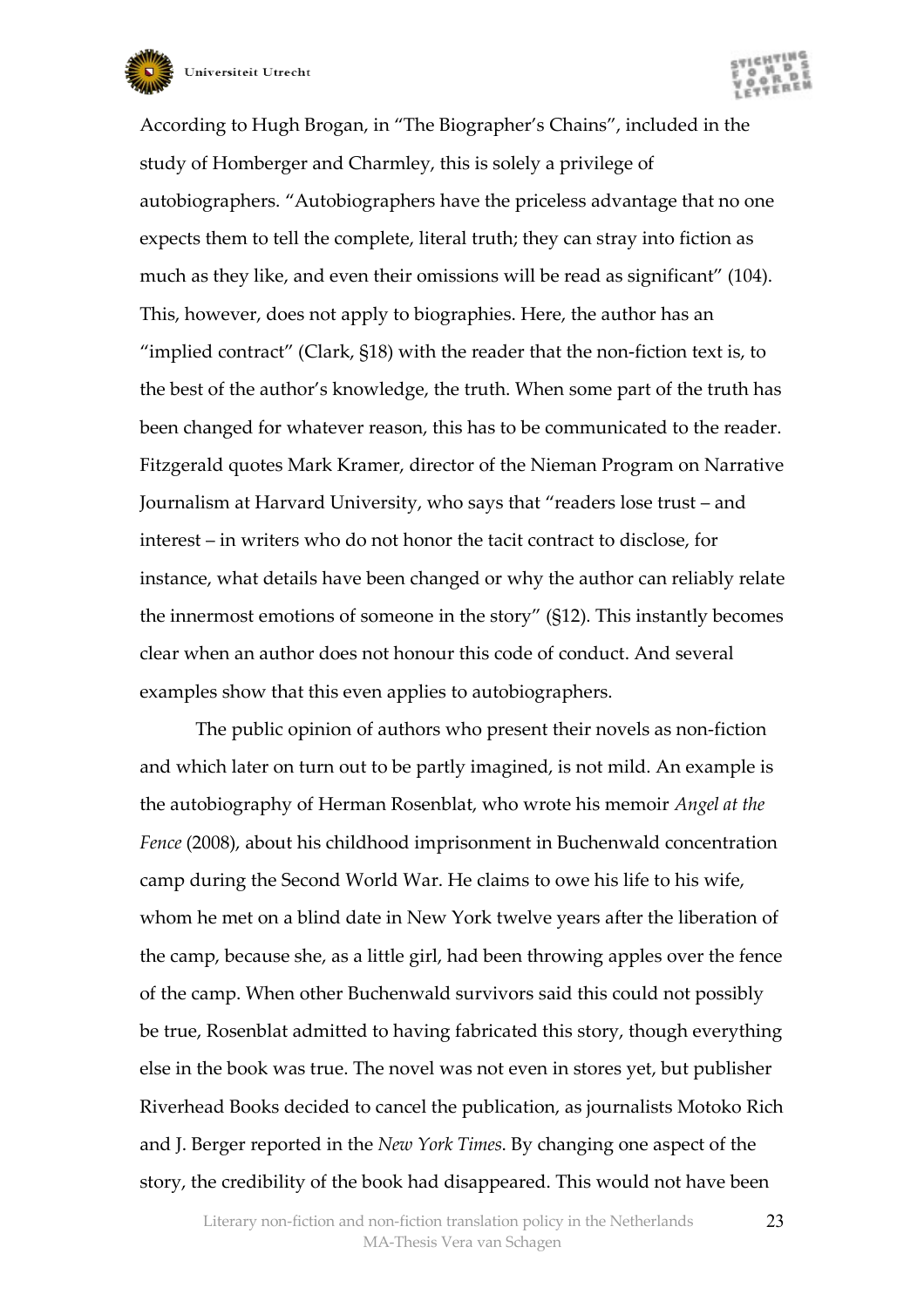According to Hugh Brogan, in "The Biographer's Chains", included in the study of Homberger and Charmley, this is solely a privilege of autobiographers. "Autobiographers have the priceless advantage that no one expects them to tell the complete, literal truth; they can stray into fiction as much as they like, and even their omissions will be read as significant" (104). This, however, does not apply to biographies. Here, the author has an "implied contract" (Clark, §18) with the reader that the non-fiction text is, to the best of the author's knowledge, the truth. When some part of the truth has been changed for whatever reason, this has to be communicated to the reader. Fitzgerald quotes Mark Kramer, director of the Nieman Program on Narrative Journalism at Harvard University, who says that "readers lose trust – and interest – in writers who do not honor the tacit contract to disclose, for instance, what details have been changed or why the author can reliably relate the innermost emotions of someone in the story" (§12). This instantly becomes clear when an author does not honour this code of conduct. And several examples show that this even applies to autobiographers.

The public opinion of authors who present their novels as non-fiction and which later on turn out to be partly imagined, is not mild. An example is the autobiography of Herman Rosenblat, who wrote his memoir *Angel at the Fence* (2008), about his childhood imprisonment in Buchenwald concentration camp during the Second World War. He claims to owe his life to his wife, whom he met on a blind date in New York twelve years after the liberation of the camp, because she, as a little girl, had been throwing apples over the fence of the camp. When other Buchenwald survivors said this could not possibly be true, Rosenblat admitted to having fabricated this story, though everything else in the book was true. The novel was not even in stores yet, but publisher Riverhead Books decided to cancel the publication, as journalists Motoko Rich and J. Berger reported in the *New York Times*. By changing one aspect of the story, the credibility of the book had disappeared. This would not have been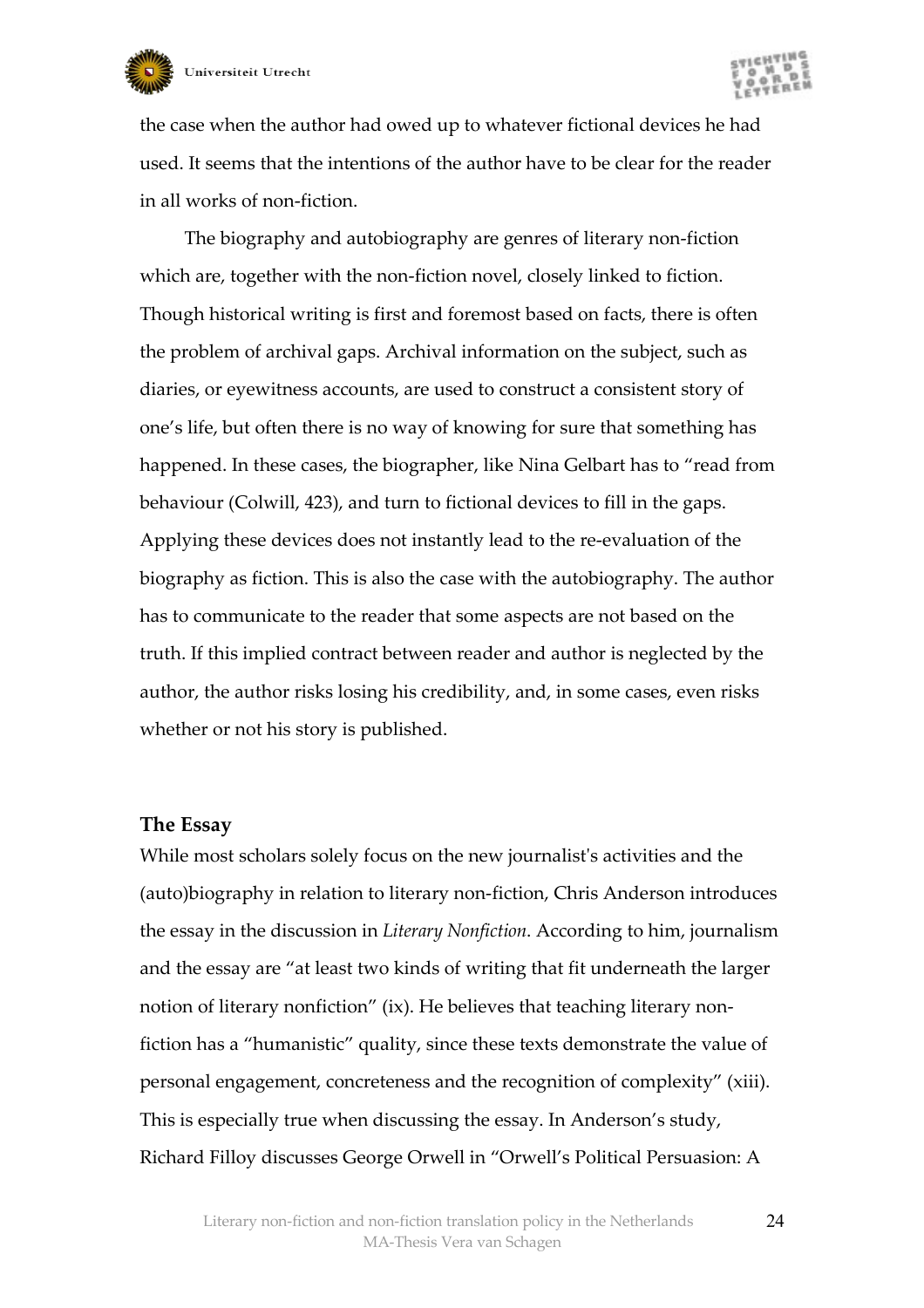the case when the author had owed up to whatever fictional devices he had used. It seems that the intentions of the author have to be clear for the reader in all works of non-fiction.

The biography and autobiography are genres of literary non-fiction which are, together with the non-fiction novel, closely linked to fiction. Though historical writing is first and foremost based on facts, there is often the problem of archival gaps. Archival information on the subject, such as diaries, or eyewitness accounts, are used to construct a consistent story of one's life, but often there is no way of knowing for sure that something has happened. In these cases, the biographer, like Nina Gelbart has to "read from behaviour (Colwill, 423), and turn to fictional devices to fill in the gaps. Applying these devices does not instantly lead to the re-evaluation of the biography as fiction. This is also the case with the autobiography. The author has to communicate to the reader that some aspects are not based on the truth. If this implied contract between reader and author is neglected by the author, the author risks losing his credibility, and, in some cases, even risks whether or not his story is published.

### The Essay

While most scholars solely focus on the new journalist's activities and the (auto)biography in relation to literary non-fiction, Chris Anderson introduces the essay in the discussion in *Literary Nonfiction*. According to him, journalism and the essay are "at least two kinds of writing that fit underneath the larger notion of literary nonfiction" (ix). He believes that teaching literary non-fiction has a "humanistic" quality, since these texts demonstrate the value of personal engagement, concreteness and the recognition of complexity" (xiii). This is especially true when discussing the essay. In Anderson's study, Richard Filloy discusses George Orwell in "Orwell's Political Persuasion: A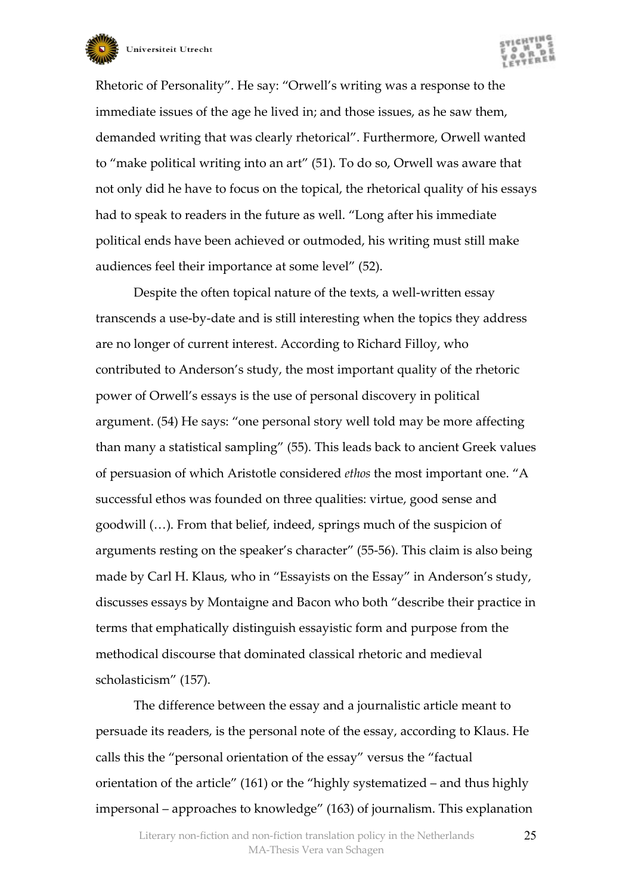Rhetoric of Personality". He say: "Orwell's writing was a response to the immediate issues of the age he lived in; and those issues, as he saw them, demanded writing that was clearly rhetorical". Furthermore, Orwell wanted to "make political writing into an art" (51). To do so, Orwell was aware that not only did he have to focus on the topical, the rhetorical quality of his essays had to speak to readers in the future as well. "Long after his immediate political ends have been achieved or outmoded, his writing must still make audiences feel their importance at some level" (52).

Despite the often topical nature of the texts, a well-written essay transcends a use-by-date and is still interesting when the topics they address are no longer of current interest. According to Richard Filloy, who contributed to Anderson's study, the most important quality of the rhetoric power of Orwell's essays is the use of personal discovery in political argument. (54) He says: "one personal story well told may be more affecting than many a statistical sampling" (55). This leads back to ancient Greek values of persuasion of which Aristotle considered *ethos* the most important one. "A successful ethos was founded on three qualities: virtue, good sense and goodwill (…). From that belief, indeed, springs much of the suspicion of arguments resting on the speaker's character" (55-56). This claim is also being made by Carl H. Klaus, who in "Essayists on the Essay" in Anderson's study, discusses essays by Montaigne and Bacon who both "describe their practice in terms that emphatically distinguish essayistic form and purpose from the methodical discourse that dominated classical rhetoric and medieval scholasticism" (157).

The difference between the essay and a journalistic article meant to persuade its readers, is the personal note of the essay, according to Klaus. He calls this the "personal orientation of the essay" versus the "factual orientation of the article" (161) or the "highly systematized – and thus highly impersonal – approaches to knowledge" (163) of journalism. This explanation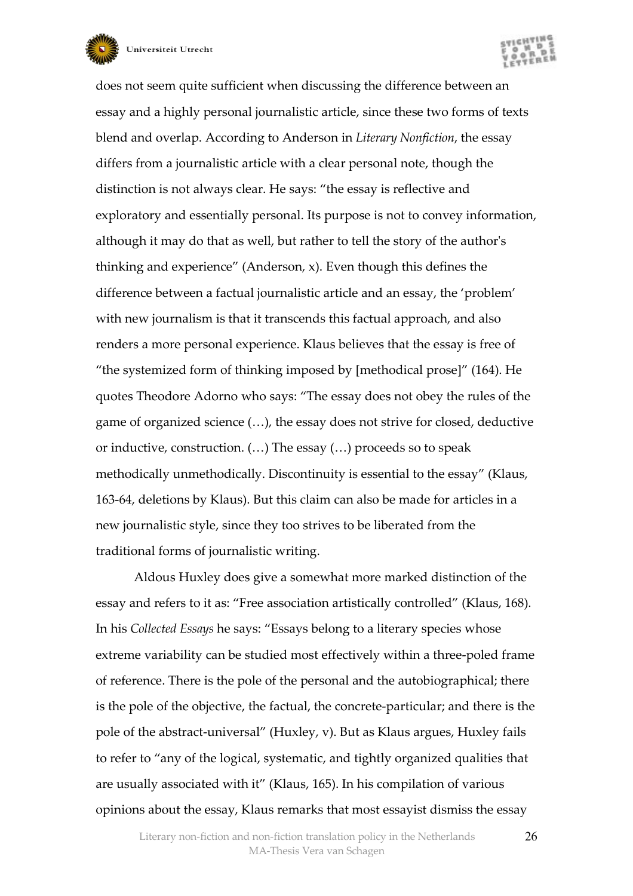does not seem quite sufficient when discussing the difference between an essay and a highly personal journalistic article, since these two forms of texts blend and overlap. According to Anderson in *Literary Nonfiction*, the essay differs from a journalistic article with a clear personal note, though the distinction is not always clear. He says: "the essay is reflective and exploratory and essentially personal. Its purpose is not to convey information, although it may do that as well, but rather to tell the story of the author's thinking and experience" (Anderson, x). Even though this defines the difference between a factual journalistic article and an essay, the 'problem' with new journalism is that it transcends this factual approach, and also renders a more personal experience. Klaus believes that the essay is free of "the systemized form of thinking imposed by [methodical prose]" (164). He quotes Theodore Adorno who says: "The essay does not obey the rules of the game of organized science (…), the essay does not strive for closed, deductive or inductive, construction. (…) The essay (…) proceeds so to speak methodically unmethodically. Discontinuity is essential to the essay" (Klaus, 163-64, deletions by Klaus). But this claim can also be made for articles in a new journalistic style, since they too strives to be liberated from the traditional forms of journalistic writing.

Aldous Huxley does give a somewhat more marked distinction of the essay and refers to it as: "Free association artistically controlled" (Klaus, 168). In his *Collected Essays* he says: "Essays belong to a literary species whose extreme variability can be studied most effectively within a three-poled frame of reference. There is the pole of the personal and the autobiographical; there is the pole of the objective, the factual, the concrete-particular; and there is the pole of the abstract-universal" (Huxley, v). But as Klaus argues, Huxley fails to refer to "any of the logical, systematic, and tightly organized qualities that are usually associated with it" (Klaus, 165). In his compilation of various opinions about the essay, Klaus remarks that most essayist dismiss the essay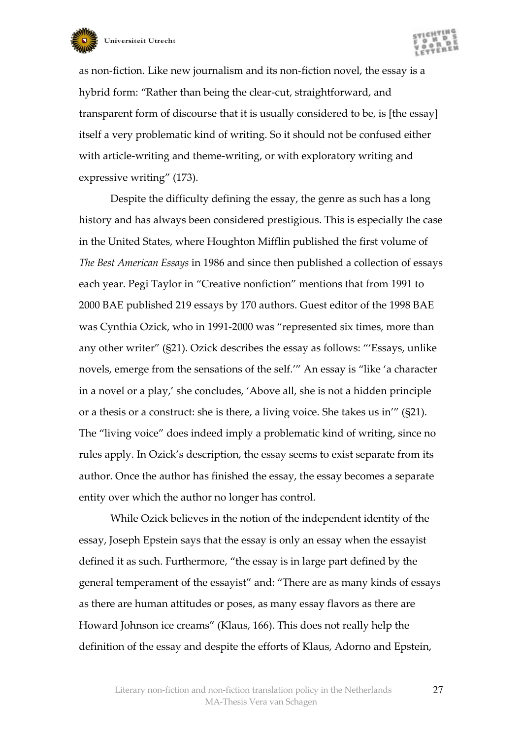as non-fiction. Like new journalism and its non-fiction novel, the essay is a hybrid form: "Rather than being the clear-cut, straightforward, and transparent form of discourse that it is usually considered to be, is [the essay] itself a very problematic kind of writing. So it should not be confused either with article-writing and theme-writing, or with exploratory writing and expressive writing" (173).

Despite the difficulty defining the essay, the genre as such has a long history and has always been considered prestigious. This is especially the case in the United States, where Houghton Mifflin published the first volume of *The Best American Essays* in 1986 and since then published a collection of essays each year. Pegi Taylor in "Creative nonfiction" mentions that from 1991 to 2000 BAE published 219 essays by 170 authors. Guest editor of the 1998 BAE was Cynthia Ozick, who in 1991-2000 was "represented six times, more than any other writer" (§21). Ozick describes the essay as follows: "'Essays, unlike novels, emerge from the sensations of the self.'" An essay is "like 'a character in a novel or a play,' she concludes, 'Above all, she is not a hidden principle or a thesis or a construct: she is there, a living voice. She takes us in'" (§21). The "living voice" does indeed imply a problematic kind of writing, since no rules apply. In Ozick's description, the essay seems to exist separate from its author. Once the author has finished the essay, the essay becomes a separate entity over which the author no longer has control.

While Ozick believes in the notion of the independent identity of the essay, Joseph Epstein says that the essay is only an essay when the essayist defined it as such. Furthermore, "the essay is in large part defined by the general temperament of the essayist" and: "There are as many kinds of essays as there are human attitudes or poses, as many essay flavors as there are Howard Johnson ice creams" (Klaus, 166). This does not really help the definition of the essay and despite the efforts of Klaus, Adorno and Epstein,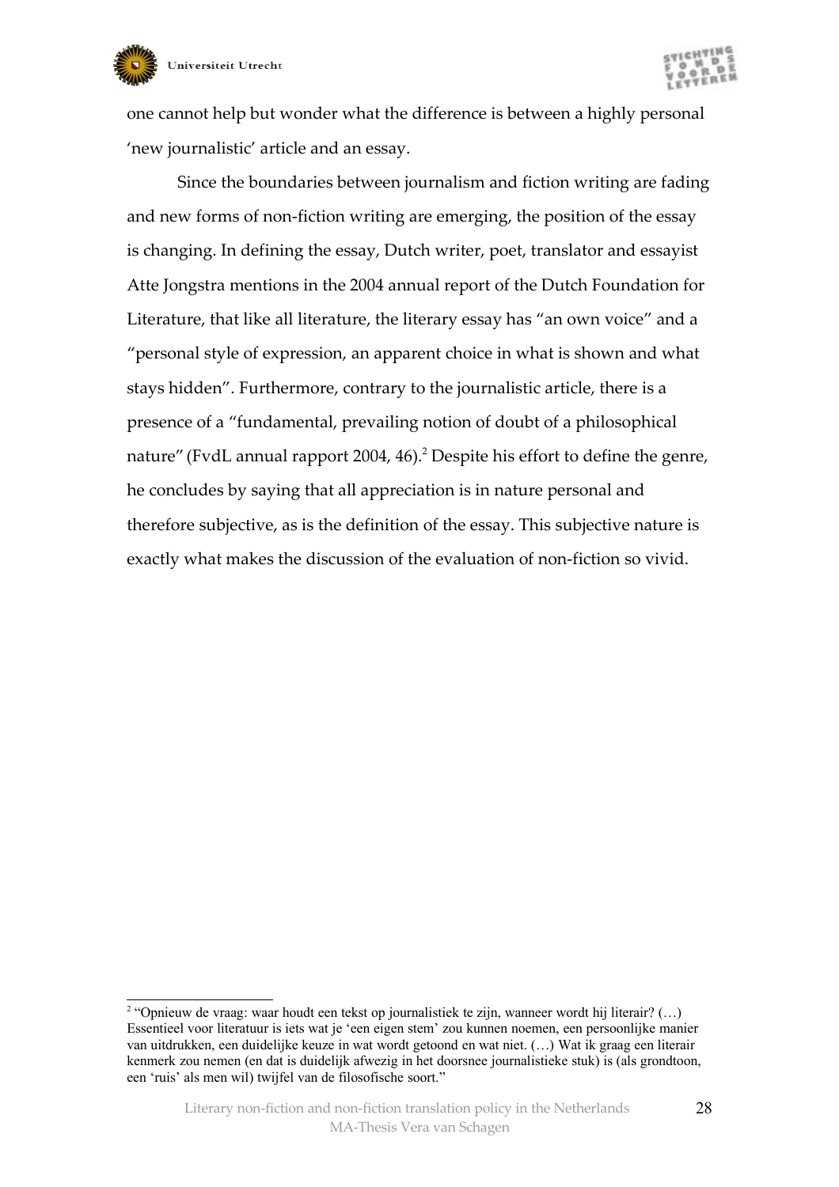one cannot help but wonder what the difference is between a highly personal 'new journalistic' article and an essay.

Since the boundaries between journalism and fiction writing are fading and new forms of non-fiction writing are emerging, the position of the essay is changing. In defining the essay, Dutch writer, poet, translator and essayist Atte Jongstra mentions in the 2004 annual report of the Dutch Foundation for Literature, that like all literature, the literary essay has "an own voice" and a "personal style of expression, an apparent choice in what is shown and what stays hidden". Furthermore, contrary to the journalistic article, there is a presence of a "fundamental, prevailing notion of doubt of a philosophical nature" (FvdL annual rapport 2004, 46).[2] Despite his effort to define the genre, he concludes by saying that all appreciation is in nature personal and therefore subjective, as is the definition of the essay. This subjective nature is exactly what makes the discussion of the evaluation of non-fiction so vivid.

---

[2] "Opnieuw de vraag: waar houdt een tekst op journalistiek te zijn, wanneer wordt hij literair? (…) Essentieel voor literatuur is iets wat je 'een eigen stem' zou kunnen noemen, een persoonlijke manier van uitdrukken, een duidelijke keuze in wat wordt getoond en wat niet. (…) Wat ik graag een literair kenmerk zou nemen (en dat is duidelijk afwezig in het doorsnee journalistieke stuk) is (als grondtoon, een 'ruis' als men wil) twijfel van de filosofische soort."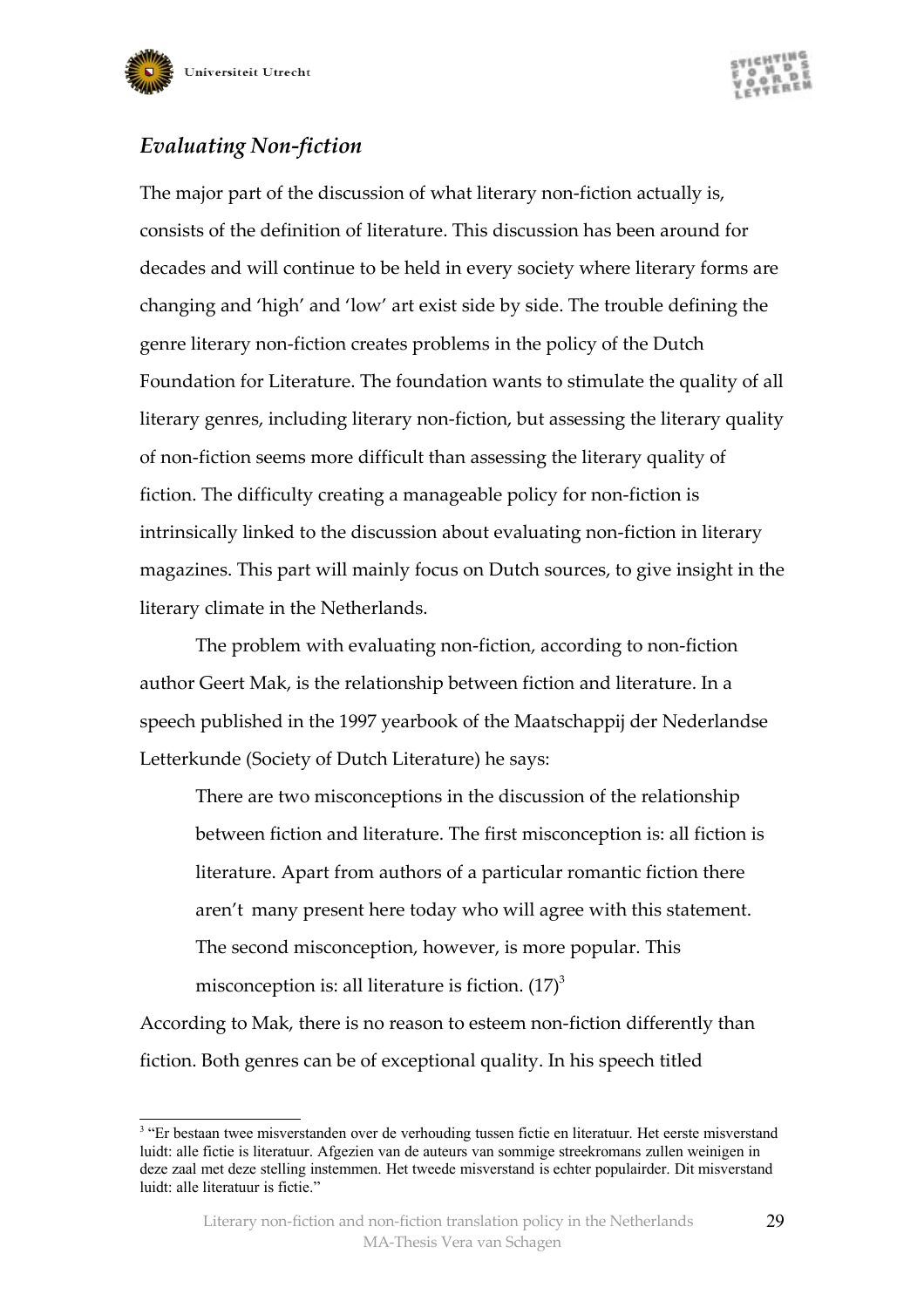## *Evaluating Non-fiction*

The major part of the discussion of what literary non-fiction actually is, consists of the definition of literature. This discussion has been around for decades and will continue to be held in every society where literary forms are changing and 'high' and 'low' art exist side by side. The trouble defining the genre literary non-fiction creates problems in the policy of the Dutch Foundation for Literature. The foundation wants to stimulate the quality of all literary genres, including literary non-fiction, but assessing the literary quality of non-fiction seems more difficult than assessing the literary quality of fiction. The difficulty creating a manageable policy for non-fiction is intrinsically linked to the discussion about evaluating non-fiction in literary magazines. This part will mainly focus on Dutch sources, to give insight in the literary climate in the Netherlands.

The problem with evaluating non-fiction, according to non-fiction author Geert Mak, is the relationship between fiction and literature. In a speech published in the 1997 yearbook of the Maatschappij der Nederlandse Letterkunde (Society of Dutch Literature) he says:

> There are two misconceptions in the discussion of the relationship between fiction and literature. The first misconception is: all fiction is literature. Apart from authors of a particular romantic fiction there aren't many present here today who will agree with this statement. The second misconception, however, is more popular. This misconception is: all literature is fiction. (17)[3]

According to Mak, there is no reason to esteem non-fiction differently than fiction. Both genres can be of exceptional quality. In his speech titled

---

[3] "Er bestaan twee misverstanden over de verhouding tussen fictie en literatuur. Het eerste misverstand luidt: alle fictie is literatuur. Afgezien van de auteurs van sommige streekromans zullen weinigen in deze zaal met deze stelling instemmen. Het tweede misverstand is echter populairder. Dit misverstand luidt: alle literatuur is fictie."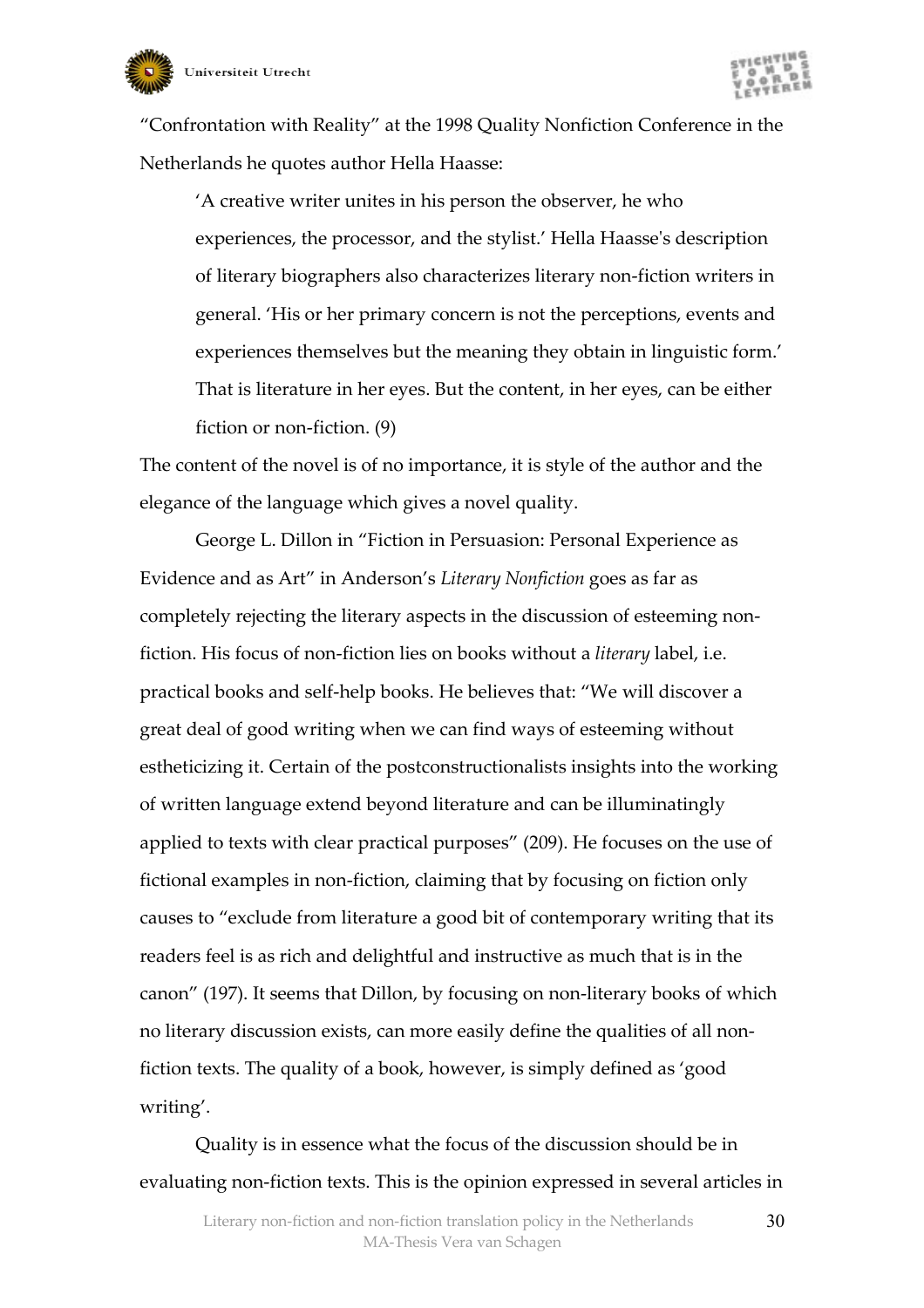"Confrontation with Reality" at the 1998 Quality Nonfiction Conference in the Netherlands he quotes author Hella Haasse:

> 'A creative writer unites in his person the observer, he who experiences, the processor, and the stylist.' Hella Haasse's description of literary biographers also characterizes literary non-fiction writers in general. 'His or her primary concern is not the perceptions, events and experiences themselves but the meaning they obtain in linguistic form.' That is literature in her eyes. But the content, in her eyes, can be either fiction or non-fiction. (9)

The content of the novel is of no importance, it is style of the author and the elegance of the language which gives a novel quality.

George L. Dillon in "Fiction in Persuasion: Personal Experience as Evidence and as Art" in Anderson's *Literary Nonfiction* goes as far as completely rejecting the literary aspects in the discussion of esteeming non-fiction. His focus of non-fiction lies on books without a *literary* label, i.e. practical books and self-help books. He believes that: "We will discover a great deal of good writing when we can find ways of esteeming without estheticizing it. Certain of the postconstructionalists insights into the working of written language extend beyond literature and can be illuminatingly applied to texts with clear practical purposes" (209). He focuses on the use of fictional examples in non-fiction, claiming that by focusing on fiction only causes to "exclude from literature a good bit of contemporary writing that its readers feel is as rich and delightful and instructive as much that is in the canon" (197). It seems that Dillon, by focusing on non-literary books of which no literary discussion exists, can more easily define the qualities of all non-fiction texts. The quality of a book, however, is simply defined as 'good writing'.

Quality is in essence what the focus of the discussion should be in evaluating non-fiction texts. This is the opinion expressed in several articles in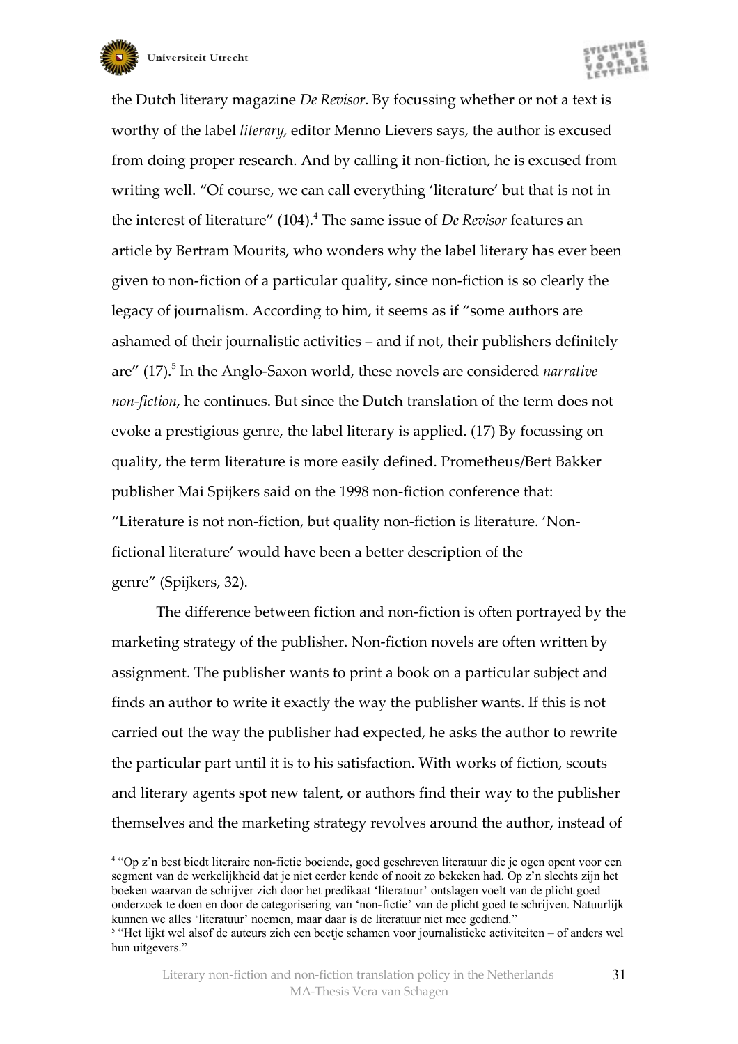the Dutch literary magazine *De Revisor*. By focussing whether or not a text is worthy of the label *literary*, editor Menno Lievers says, the author is excused from doing proper research. And by calling it non-fiction, he is excused from writing well. "Of course, we can call everything 'literature' but that is not in the interest of literature" (104).[4] The same issue of *De Revisor* features an article by Bertram Mourits, who wonders why the label literary has ever been given to non-fiction of a particular quality, since non-fiction is so clearly the legacy of journalism. According to him, it seems as if "some authors are ashamed of their journalistic activities – and if not, their publishers definitely are" (17).[5] In the Anglo-Saxon world, these novels are considered *narrative non-fiction*, he continues. But since the Dutch translation of the term does not evoke a prestigious genre, the label literary is applied. (17) By focussing on quality, the term literature is more easily defined. Prometheus/Bert Bakker publisher Mai Spijkers said on the 1998 non-fiction conference that: "Literature is not non-fiction, but quality non-fiction is literature. 'Non-fictional literature' would have been a better description of the genre" (Spijkers, 32).

The difference between fiction and non-fiction is often portrayed by the marketing strategy of the publisher. Non-fiction novels are often written by assignment. The publisher wants to print a book on a particular subject and finds an author to write it exactly the way the publisher wants. If this is not carried out the way the publisher had expected, he asks the author to rewrite the particular part until it is to his satisfaction. With works of fiction, scouts and literary agents spot new talent, or authors find their way to the publisher themselves and the marketing strategy revolves around the author, instead of

---

[4] "Op z'n best biedt literaire non-fictie boeiende, goed geschreven literatuur die je ogen opent voor een segment van de werkelijkheid dat je niet eerder kende of nooit zo bekeken had. Op z'n slechts zijn het boeken waarvan de schrijver zich door het predikaat 'literatuur' ontslagen voelt van de plicht goed onderzoek te doen en door de categorisering van 'non-fictie' van de plicht goed te schrijven. Natuurlijk kunnen we alles 'literatuur' noemen, maar daar is de literatuur niet mee gediend."

[5] "Het lijkt wel alsof de auteurs zich een beetje schamen voor journalistieke activiteiten – of anders wel hun uitgevers."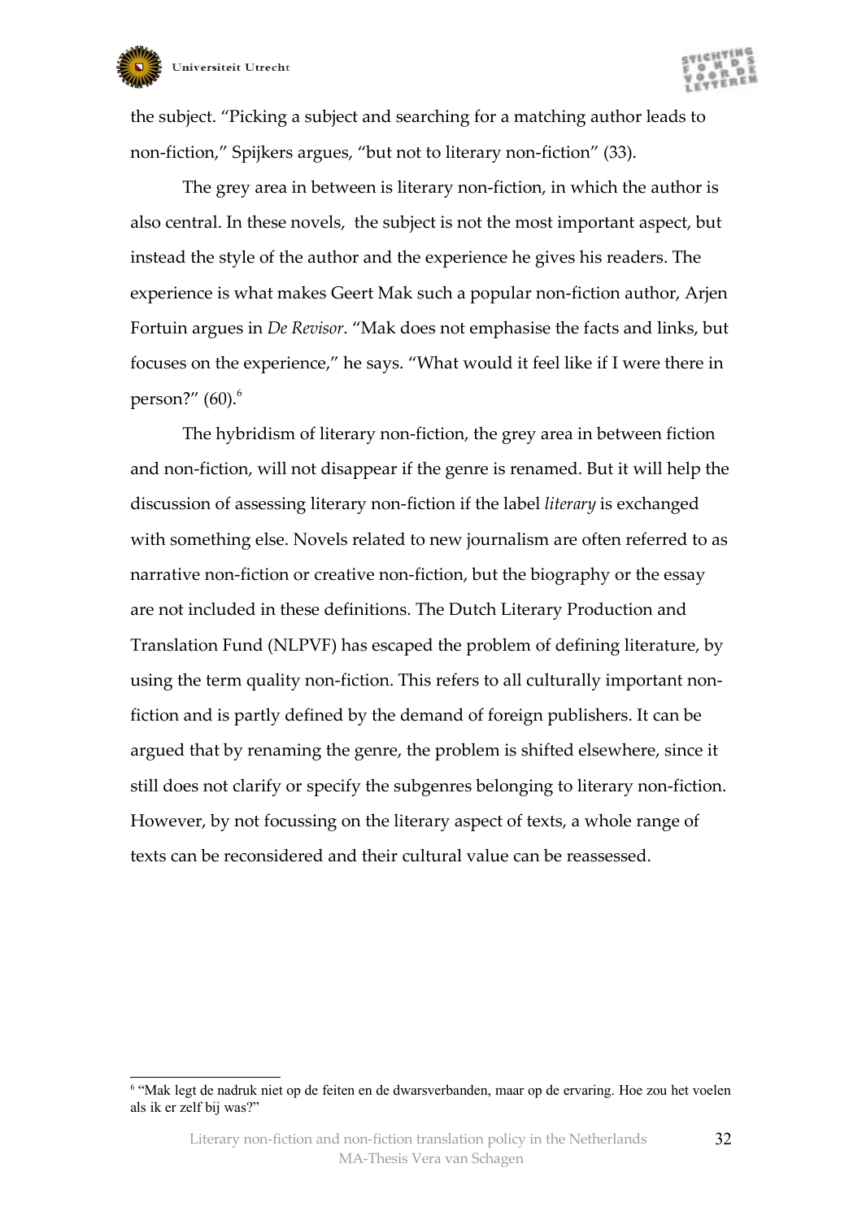the subject. “Picking a subject and searching for a matching author leads to non-fiction,” Spijkers argues, “but not to literary non-fiction” (33).

The grey area in between is literary non-fiction, in which the author is also central. In these novels, the subject is not the most important aspect, but instead the style of the author and the experience he gives his readers. The experience is what makes Geert Mak such a popular non-fiction author, Arjen Fortuin argues in *De Revisor*. “Mak does not emphasise the facts and links, but focuses on the experience,” he says. “What would it feel like if I were there in person?” (60).[6]

The hybridism of literary non-fiction, the grey area in between fiction and non-fiction, will not disappear if the genre is renamed. But it will help the discussion of assessing literary non-fiction if the label *literary* is exchanged with something else. Novels related to new journalism are often referred to as narrative non-fiction or creative non-fiction, but the biography or the essay are not included in these definitions. The Dutch Literary Production and Translation Fund (NLPVF) has escaped the problem of defining literature, by using the term quality non-fiction. This refers to all culturally important non-fiction and is partly defined by the demand of foreign publishers. It can be argued that by renaming the genre, the problem is shifted elsewhere, since it still does not clarify or specify the subgenres belonging to literary non-fiction. However, by not focussing on the literary aspect of texts, a whole range of texts can be reconsidered and their cultural value can be reassessed.

[6] “Mak legt de nadruk niet op de feiten en de dwarsverbanden, maar op de ervaring. Hoe zou het voelen als ik er zelf bij was?”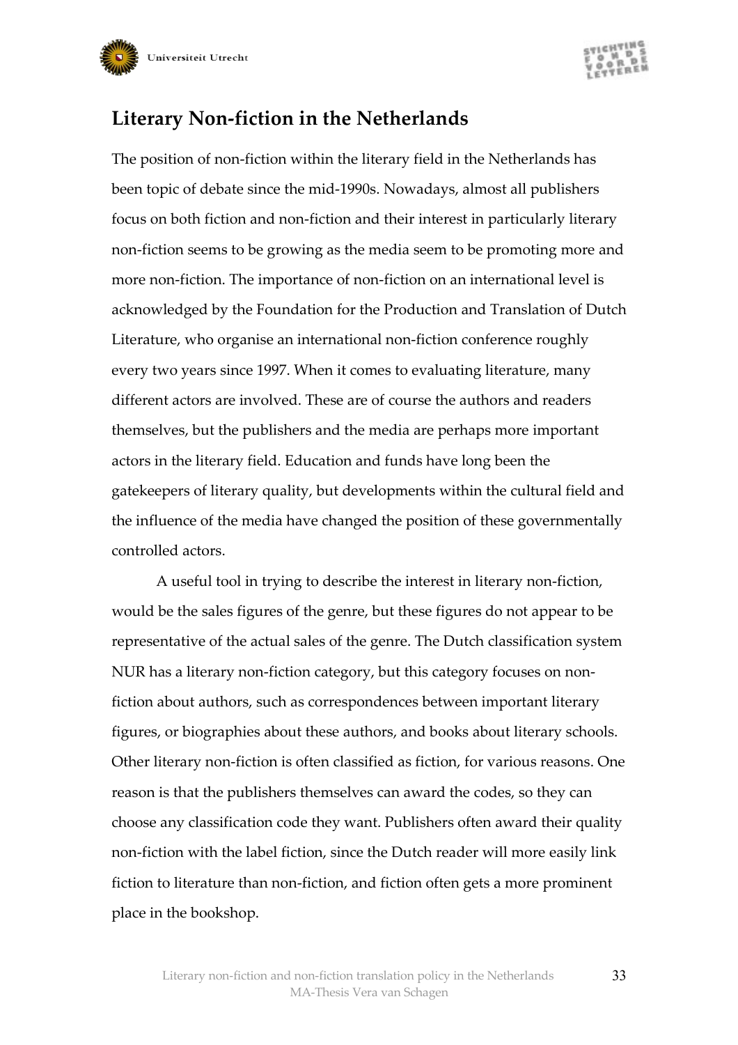## Literary Non-fiction in the Netherlands

The position of non-fiction within the literary field in the Netherlands has been topic of debate since the mid-1990s. Nowadays, almost all publishers focus on both fiction and non-fiction and their interest in particularly literary non-fiction seems to be growing as the media seem to be promoting more and more non-fiction. The importance of non-fiction on an international level is acknowledged by the Foundation for the Production and Translation of Dutch Literature, who organise an international non-fiction conference roughly every two years since 1997. When it comes to evaluating literature, many different actors are involved. These are of course the authors and readers themselves, but the publishers and the media are perhaps more important actors in the literary field. Education and funds have long been the gatekeepers of literary quality, but developments within the cultural field and the influence of the media have changed the position of these governmentally controlled actors.

A useful tool in trying to describe the interest in literary non-fiction, would be the sales figures of the genre, but these figures do not appear to be representative of the actual sales of the genre. The Dutch classification system NUR has a literary non-fiction category, but this category focuses on non-fiction about authors, such as correspondences between important literary figures, or biographies about these authors, and books about literary schools. Other literary non-fiction is often classified as fiction, for various reasons. One reason is that the publishers themselves can award the codes, so they can choose any classification code they want. Publishers often award their quality non-fiction with the label fiction, since the Dutch reader will more easily link fiction to literature than non-fiction, and fiction often gets a more prominent place in the bookshop.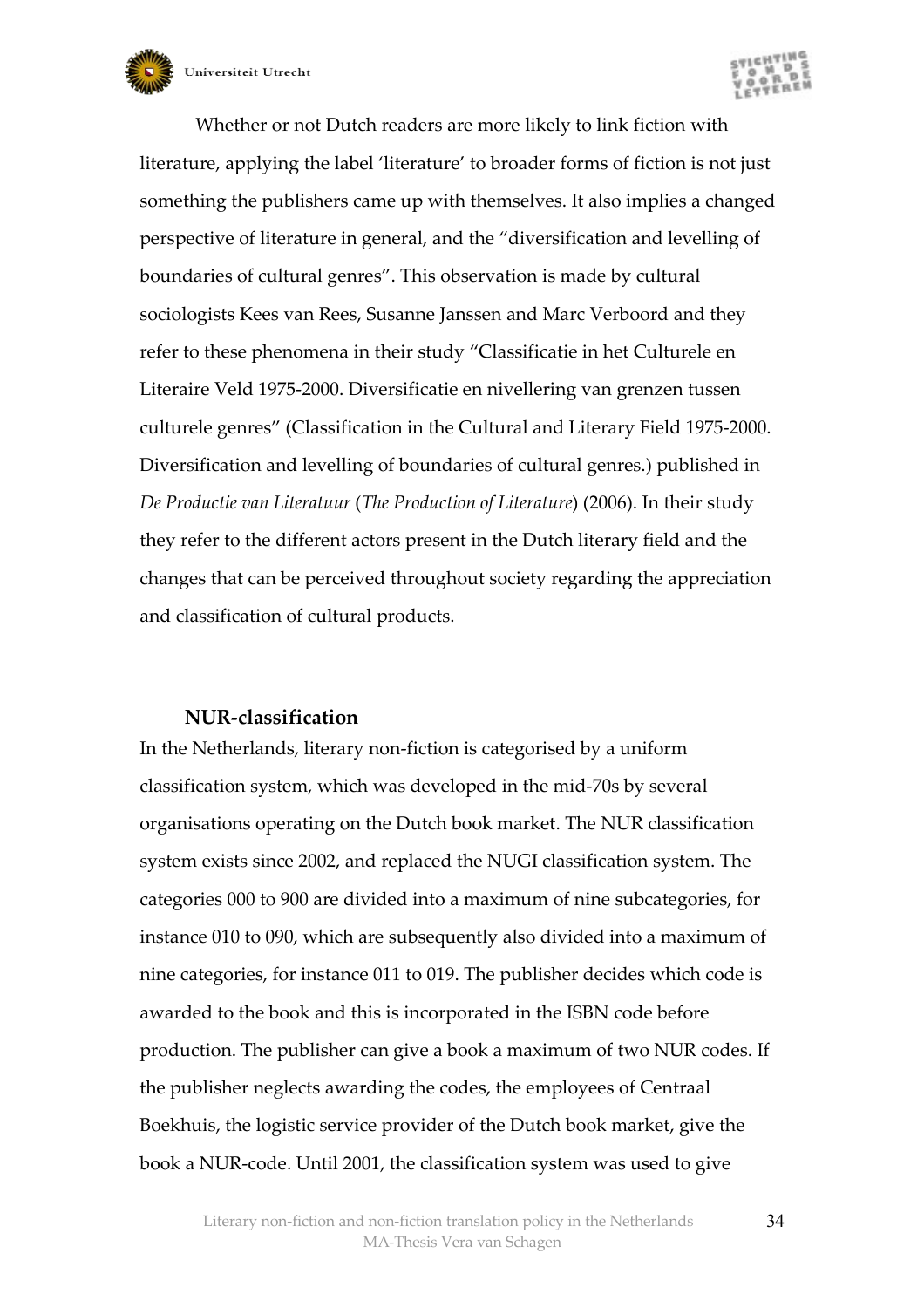Whether or not Dutch readers are more likely to link fiction with literature, applying the label 'literature' to broader forms of fiction is not just something the publishers came up with themselves. It also implies a changed perspective of literature in general, and the "diversification and levelling of boundaries of cultural genres". This observation is made by cultural sociologists Kees van Rees, Susanne Janssen and Marc Verboord and they refer to these phenomena in their study "Classificatie in het Culturele en Literaire Veld 1975-2000. Diversificatie en nivellering van grenzen tussen culturele genres" (Classification in the Cultural and Literary Field 1975-2000. Diversification and levelling of boundaries of cultural genres.) published in *De Productie van Literatuur* (*The Production of Literature*) (2006). In their study they refer to the different actors present in the Dutch literary field and the changes that can be perceived throughout society regarding the appreciation and classification of cultural products.

### NUR-classification

In the Netherlands, literary non-fiction is categorised by a uniform classification system, which was developed in the mid-70s by several organisations operating on the Dutch book market. The NUR classification system exists since 2002, and replaced the NUGI classification system. The categories 000 to 900 are divided into a maximum of nine subcategories, for instance 010 to 090, which are subsequently also divided into a maximum of nine categories, for instance 011 to 019. The publisher decides which code is awarded to the book and this is incorporated in the ISBN code before production. The publisher can give a book a maximum of two NUR codes. If the publisher neglects awarding the codes, the employees of Centraal Boekhuis, the logistic service provider of the Dutch book market, give the book a NUR-code. Until 2001, the classification system was used to give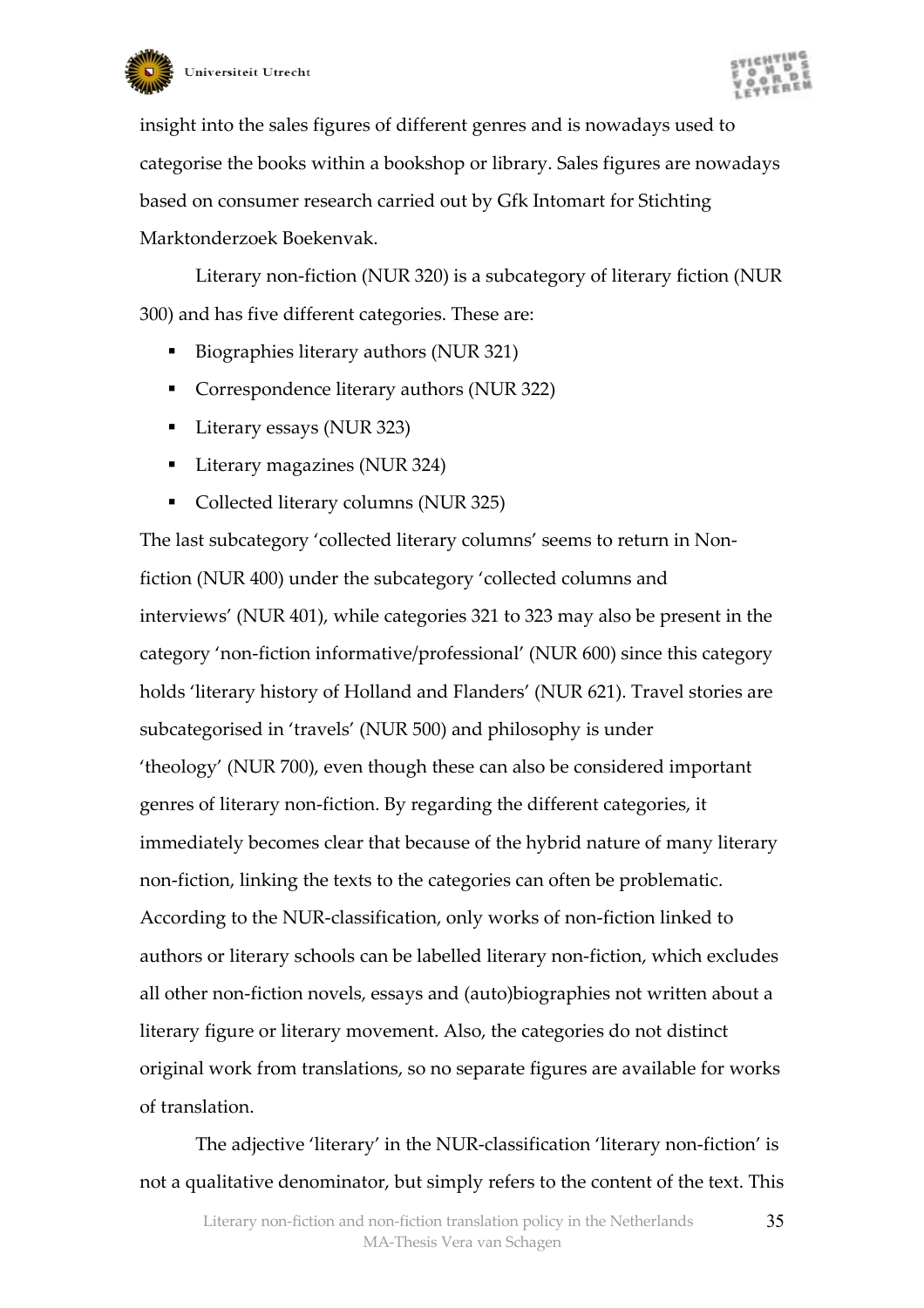insight into the sales figures of different genres and is nowadays used to categorise the books within a bookshop or library. Sales figures are nowadays based on consumer research carried out by Gfk Intomart for Stichting Marktonderzoek Boekenvak.

Literary non-fiction (NUR 320) is a subcategory of literary fiction (NUR 300) and has five different categories. These are:

- Biographies literary authors (NUR 321)
- Correspondence literary authors (NUR 322)
- Literary essays (NUR 323)
- Literary magazines (NUR 324)
- Collected literary columns (NUR 325)

The last subcategory 'collected literary columns' seems to return in Non-fiction (NUR 400) under the subcategory 'collected columns and interviews' (NUR 401), while categories 321 to 323 may also be present in the category 'non-fiction informative/professional' (NUR 600) since this category holds 'literary history of Holland and Flanders' (NUR 621). Travel stories are subcategorised in 'travels' (NUR 500) and philosophy is under 'theology' (NUR 700), even though these can also be considered important genres of literary non-fiction. By regarding the different categories, it immediately becomes clear that because of the hybrid nature of many literary non-fiction, linking the texts to the categories can often be problematic. According to the NUR-classification, only works of non-fiction linked to authors or literary schools can be labelled literary non-fiction, which excludes all other non-fiction novels, essays and (auto)biographies not written about a literary figure or literary movement. Also, the categories do not distinct original work from translations, so no separate figures are available for works of translation.

The adjective 'literary' in the NUR-classification 'literary non-fiction' is not a qualitative denominator, but simply refers to the content of the text. This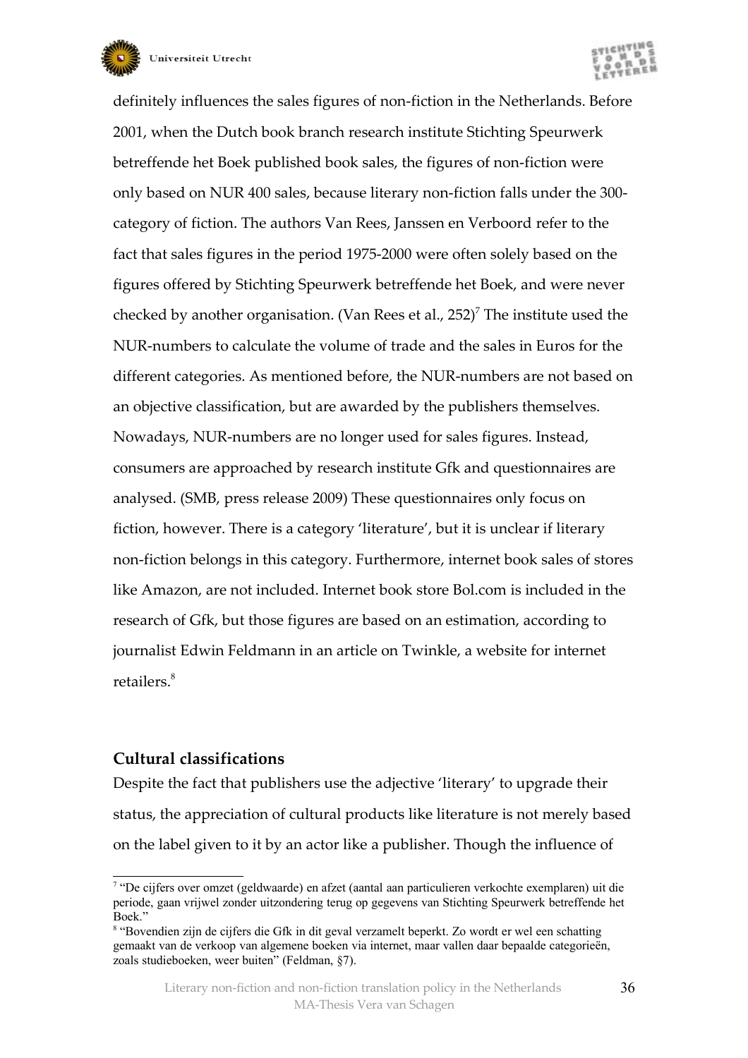definitely influences the sales figures of non-fiction in the Netherlands. Before 2001, when the Dutch book branch research institute Stichting Speurwerk betreffende het Boek published book sales, the figures of non-fiction were only based on NUR 400 sales, because literary non-fiction falls under the 300-category of fiction. The authors Van Rees, Janssen en Verboord refer to the fact that sales figures in the period 1975-2000 were often solely based on the figures offered by Stichting Speurwerk betreffende het Boek, and were never checked by another organisation. (Van Rees et al., 252)[7] The institute used the NUR-numbers to calculate the volume of trade and the sales in Euros for the different categories. As mentioned before, the NUR-numbers are not based on an objective classification, but are awarded by the publishers themselves. Nowadays, NUR-numbers are no longer used for sales figures. Instead, consumers are approached by research institute Gfk and questionnaires are analysed. (SMB, press release 2009) These questionnaires only focus on fiction, however. There is a category 'literature', but it is unclear if literary non-fiction belongs in this category. Furthermore, internet book sales of stores like Amazon, are not included. Internet book store Bol.com is included in the research of Gfk, but those figures are based on an estimation, according to journalist Edwin Feldmann in an article on Twinkle, a website for internet retailers.[8]

## Cultural classifications

Despite the fact that publishers use the adjective 'literary' to upgrade their status, the appreciation of cultural products like literature is not merely based on the label given to it by an actor like a publisher. Though the influence of

---

[7] "De cijfers over omzet (geldwaarde) en afzet (aantal aan particulieren verkochte exemplaren) uit die periode, gaan vrijwel zonder uitzondering terug op gegevens van Stichting Speurwerk betreffende het Boek."

[8] "Bovendien zijn de cijfers die Gfk in dit geval verzamelt beperkt. Zo wordt er wel een schatting gemaakt van de verkoop van algemene boeken via internet, maar vallen daar bepaalde categorieën, zoals studieboeken, weer buiten" (Feldman, §7).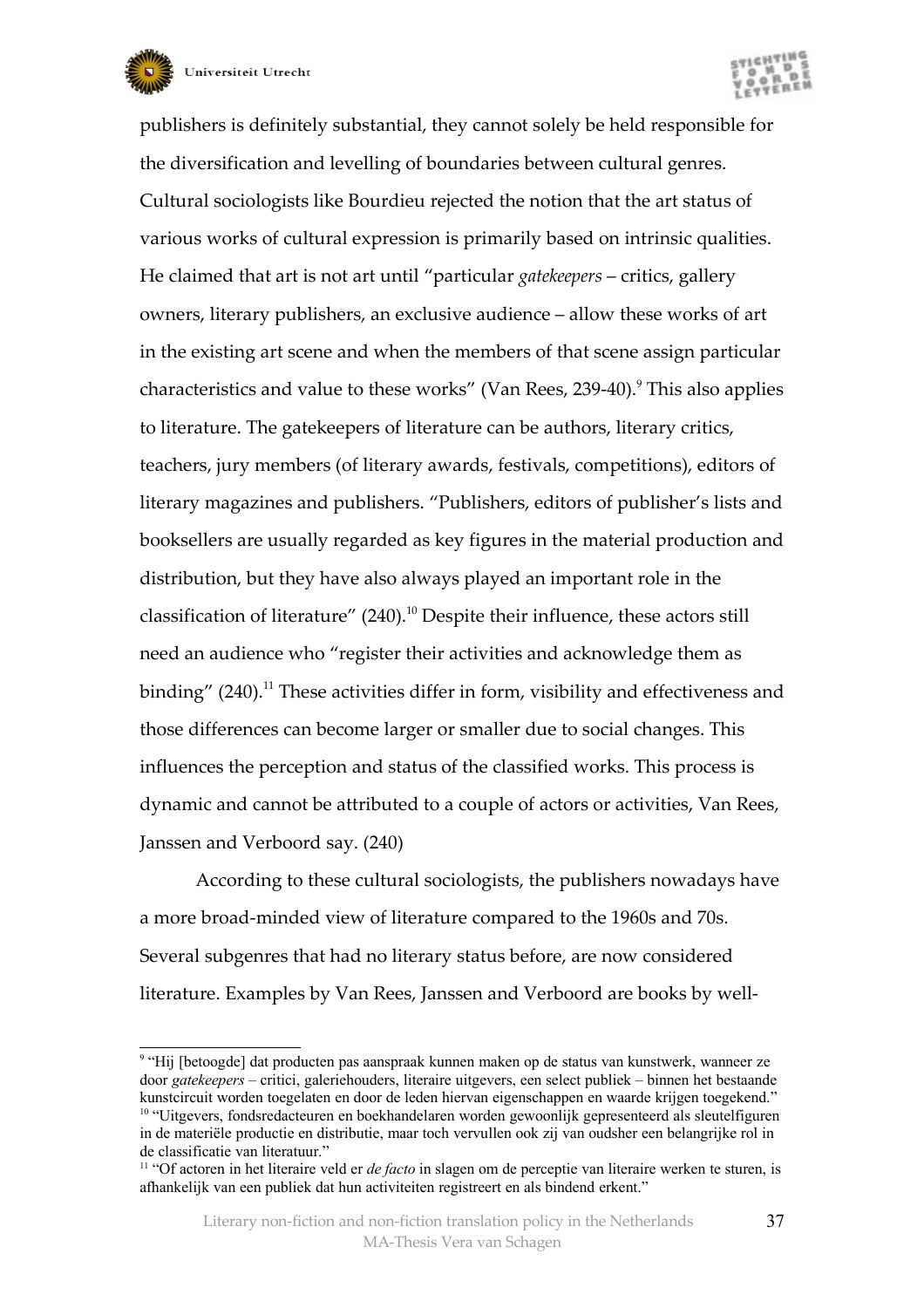publishers is definitely substantial, they cannot solely be held responsible for the diversification and levelling of boundaries between cultural genres. Cultural sociologists like Bourdieu rejected the notion that the art status of various works of cultural expression is primarily based on intrinsic qualities. He claimed that art is not art until "particular *gatekeepers* – critics, gallery owners, literary publishers, an exclusive audience – allow these works of art in the existing art scene and when the members of that scene assign particular characteristics and value to these works" (Van Rees, 239-40).[9] This also applies to literature. The gatekeepers of literature can be authors, literary critics, teachers, jury members (of literary awards, festivals, competitions), editors of literary magazines and publishers. "Publishers, editors of publisher's lists and booksellers are usually regarded as key figures in the material production and distribution, but they have also always played an important role in the classification of literature" (240).[10] Despite their influence, these actors still need an audience who "register their activities and acknowledge them as binding" (240).[11] These activities differ in form, visibility and effectiveness and those differences can become larger or smaller due to social changes. This influences the perception and status of the classified works. This process is dynamic and cannot be attributed to a couple of actors or activities, Van Rees, Janssen and Verboord say. (240)

According to these cultural sociologists, the publishers nowadays have a more broad-minded view of literature compared to the 1960s and 70s. Several subgenres that had no literary status before, are now considered literature. Examples by Van Rees, Janssen and Verboord are books by well-

---

[9] "Hij [betoogde] dat producten pas aanspraak kunnen maken op de status van kunstwerk, wanneer ze door *gatekeepers* – critici, galeriehouders, literaire uitgevers, een select publiek – binnen het bestaande kunstcircuit worden toegelaten en door de leden hiervan eigenschappen en waarde krijgen toegekend."

[10] "Uitgevers, fondsredacteuren en boekhandelaren worden gewoonlijk gepresenteerd als sleutelfiguren in de materiële productie en distributie, maar toch vervullen ook zij van oudsher een belangrijke rol in de classificatie van literatuur."

[11] "Of actoren in het literaire veld er *de facto* in slagen om de perceptie van literaire werken te sturen, is afhankelijk van een publiek dat hun activiteiten registreert en als bindend erkent."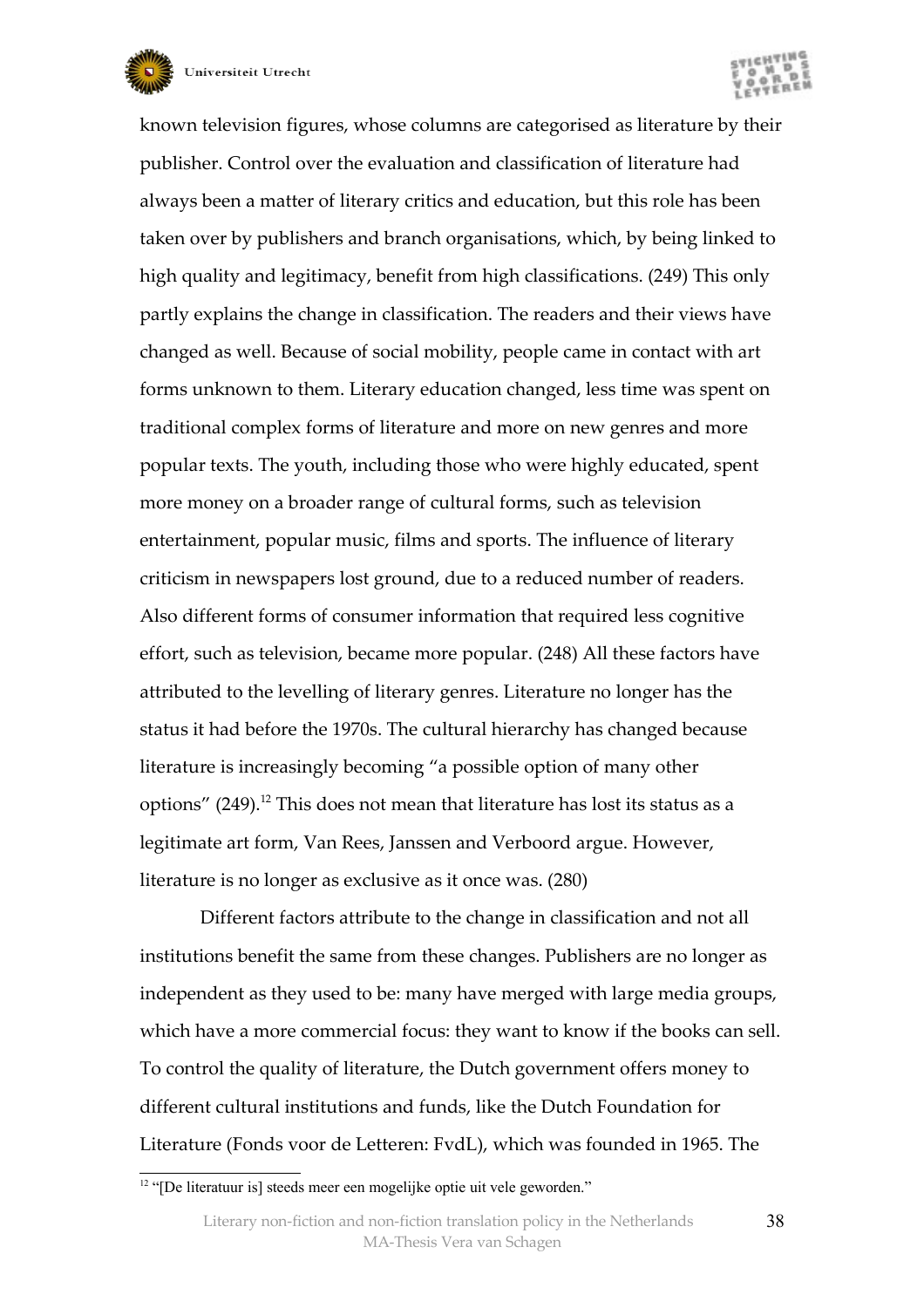known television figures, whose columns are categorised as literature by their publisher. Control over the evaluation and classification of literature had always been a matter of literary critics and education, but this role has been taken over by publishers and branch organisations, which, by being linked to high quality and legitimacy, benefit from high classifications. (249) This only partly explains the change in classification. The readers and their views have changed as well. Because of social mobility, people came in contact with art forms unknown to them. Literary education changed, less time was spent on traditional complex forms of literature and more on new genres and more popular texts. The youth, including those who were highly educated, spent more money on a broader range of cultural forms, such as television entertainment, popular music, films and sports. The influence of literary criticism in newspapers lost ground, due to a reduced number of readers. Also different forms of consumer information that required less cognitive effort, such as television, became more popular. (248) All these factors have attributed to the levelling of literary genres. Literature no longer has the status it had before the 1970s. The cultural hierarchy has changed because literature is increasingly becoming "a possible option of many other options" (249).[12] This does not mean that literature has lost its status as a legitimate art form, Van Rees, Janssen and Verboord argue. However, literature is no longer as exclusive as it once was. (280)

Different factors attribute to the change in classification and not all institutions benefit the same from these changes. Publishers are no longer as independent as they used to be: many have merged with large media groups, which have a more commercial focus: they want to know if the books can sell. To control the quality of literature, the Dutch government offers money to different cultural institutions and funds, like the Dutch Foundation for Literature (Fonds voor de Letteren: FvdL), which was founded in 1965. The

[12] "[De literatuur is] steeds meer een mogelijke optie uit vele geworden."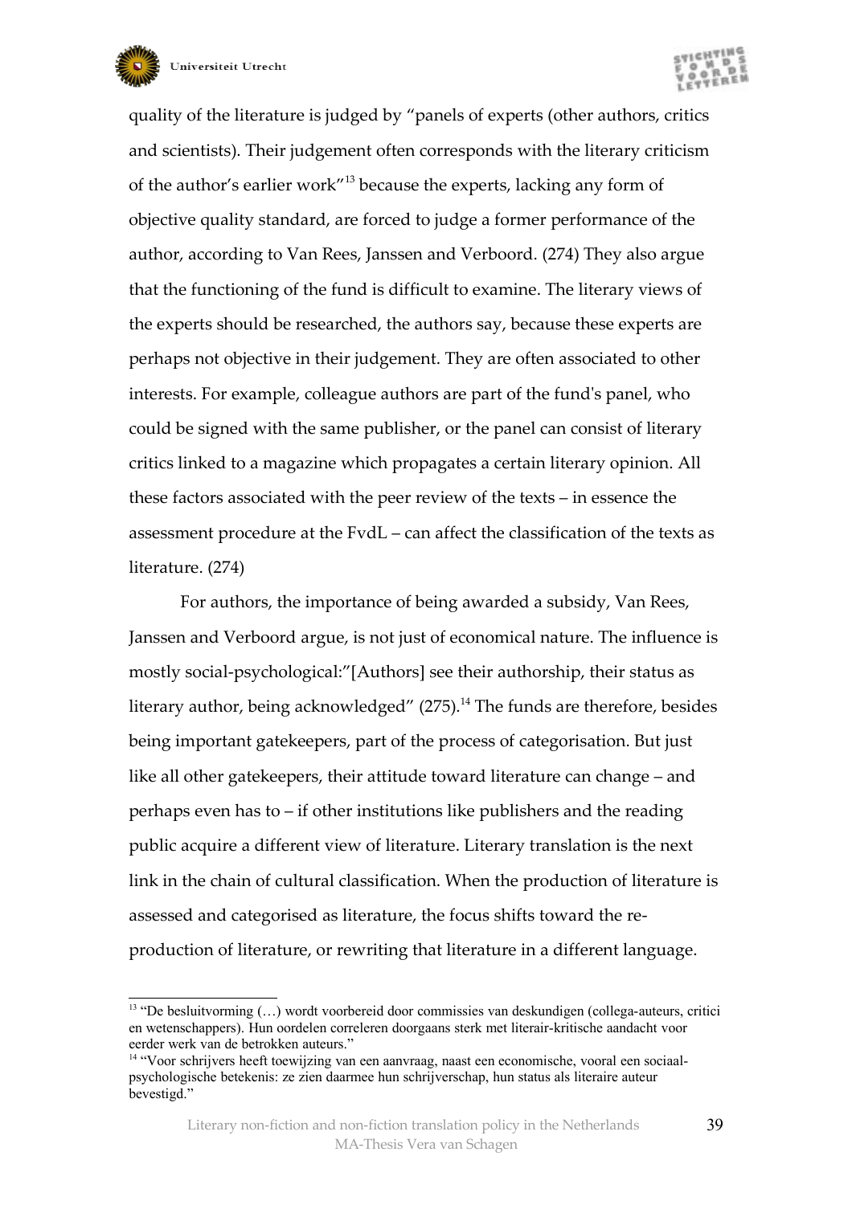quality of the literature is judged by "panels of experts (other authors, critics and scientists). Their judgement often corresponds with the literary criticism of the author's earlier work"[13] because the experts, lacking any form of objective quality standard, are forced to judge a former performance of the author, according to Van Rees, Janssen and Verboord. (274) They also argue that the functioning of the fund is difficult to examine. The literary views of the experts should be researched, the authors say, because these experts are perhaps not objective in their judgement. They are often associated to other interests. For example, colleague authors are part of the fund's panel, who could be signed with the same publisher, or the panel can consist of literary critics linked to a magazine which propagates a certain literary opinion. All these factors associated with the peer review of the texts – in essence the assessment procedure at the FvdL – can affect the classification of the texts as literature. (274)

For authors, the importance of being awarded a subsidy, Van Rees, Janssen and Verboord argue, is not just of economical nature. The influence is mostly social-psychological:"[Authors] see their authorship, their status as literary author, being acknowledged" (275).[14] The funds are therefore, besides being important gatekeepers, part of the process of categorisation. But just like all other gatekeepers, their attitude toward literature can change – and perhaps even has to – if other institutions like publishers and the reading public acquire a different view of literature. Literary translation is the next link in the chain of cultural classification. When the production of literature is assessed and categorised as literature, the focus shifts toward the re-production of literature, or rewriting that literature in a different language.

---

[13] "De besluitvorming (…) wordt voorbereid door commissies van deskundigen (collega-auteurs, critici en wetenschappers). Hun oordelen correleren doorgaans sterk met literair-kritische aandacht voor eerder werk van de betrokken auteurs."

[14] "Voor schrijvers heeft toewijzing van een aanvraag, naast een economische, vooral een sociaal-psychologische betekenis: ze zien daarmee hun schrijverschap, hun status als literaire auteur bevestigd."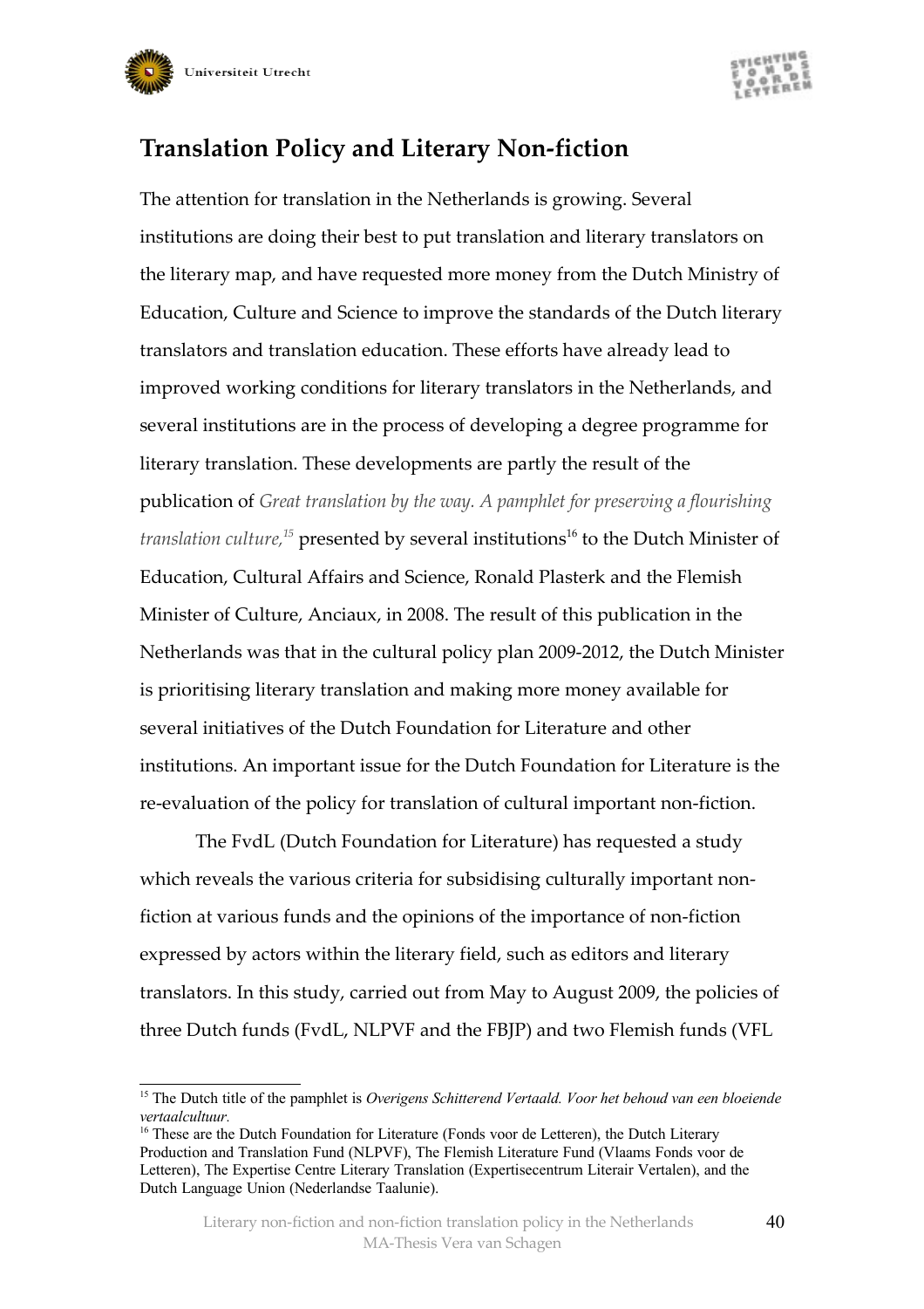## Translation Policy and Literary Non-fiction

The attention for translation in the Netherlands is growing. Several institutions are doing their best to put translation and literary translators on the literary map, and have requested more money from the Dutch Ministry of Education, Culture and Science to improve the standards of the Dutch literary translators and translation education. These efforts have already lead to improved working conditions for literary translators in the Netherlands, and several institutions are in the process of developing a degree programme for literary translation. These developments are partly the result of the publication of *Great translation by the way. A pamphlet for preserving a flourishing translation culture,*[15] presented by several institutions[16] to the Dutch Minister of Education, Cultural Affairs and Science, Ronald Plasterk and the Flemish Minister of Culture, Anciaux, in 2008. The result of this publication in the Netherlands was that in the cultural policy plan 2009-2012, the Dutch Minister is prioritising literary translation and making more money available for several initiatives of the Dutch Foundation for Literature and other institutions. An important issue for the Dutch Foundation for Literature is the re-evaluation of the policy for translation of cultural important non-fiction.

The FvdL (Dutch Foundation for Literature) has requested a study which reveals the various criteria for subsidising culturally important non-fiction at various funds and the opinions of the importance of non-fiction expressed by actors within the literary field, such as editors and literary translators. In this study, carried out from May to August 2009, the policies of three Dutch funds (FvdL, NLPVF and the FBJP) and two Flemish funds (VFL

---

[15] The Dutch title of the pamphlet is *Overigens Schitterend Vertaald. Voor het behoud van een bloeiende vertaalcultuur.*

[16] These are the Dutch Foundation for Literature (Fonds voor de Letteren), the Dutch Literary Production and Translation Fund (NLPVF), The Flemish Literature Fund (Vlaams Fonds voor de Letteren), The Expertise Centre Literary Translation (Expertisecentrum Literair Vertalen), and the Dutch Language Union (Nederlandse Taalunie).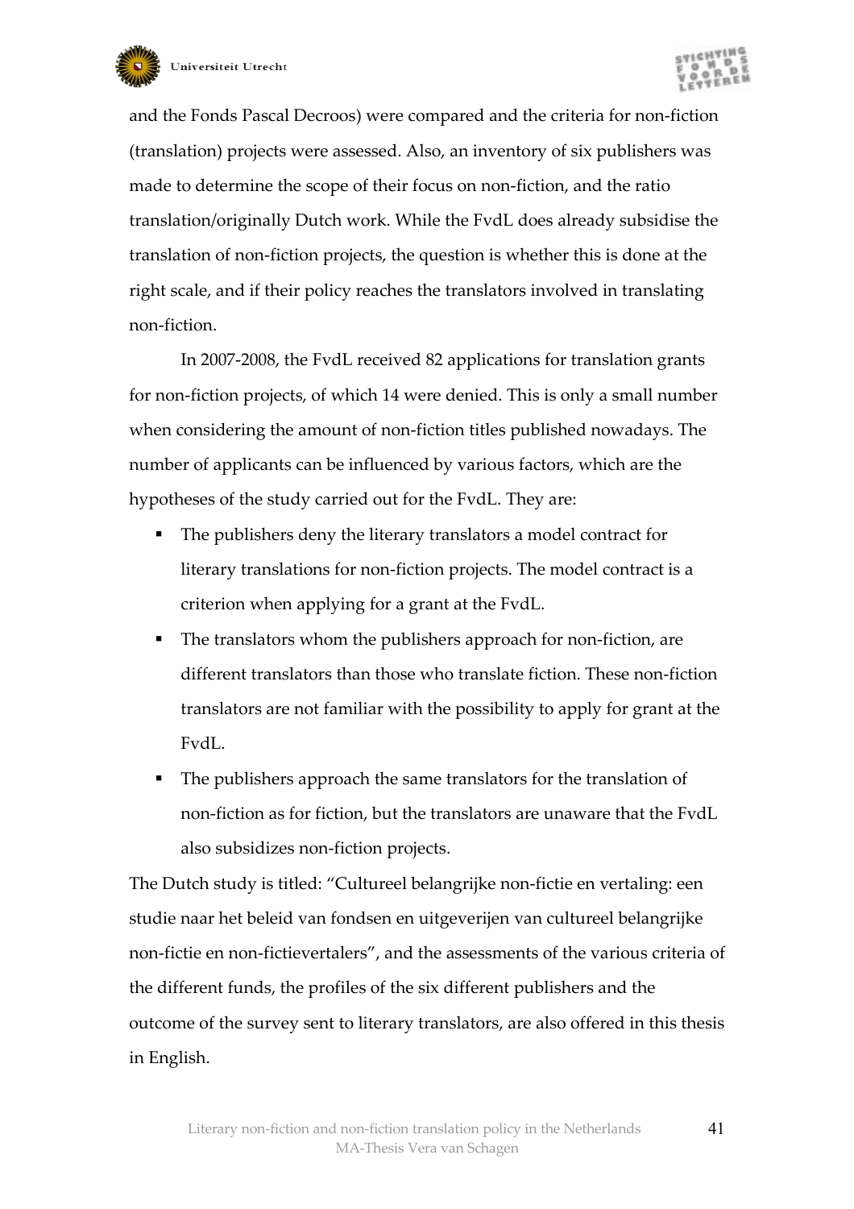and the Fonds Pascal Decroos) were compared and the criteria for non-fiction (translation) projects were assessed. Also, an inventory of six publishers was made to determine the scope of their focus on non-fiction, and the ratio translation/originally Dutch work. While the FvdL does already subsidise the translation of non-fiction projects, the question is whether this is done at the right scale, and if their policy reaches the translators involved in translating non-fiction.

In 2007-2008, the FvdL received 82 applications for translation grants for non-fiction projects, of which 14 were denied. This is only a small number when considering the amount of non-fiction titles published nowadays. The number of applicants can be influenced by various factors, which are the hypotheses of the study carried out for the FvdL. They are:

- The publishers deny the literary translators a model contract for literary translations for non-fiction projects. The model contract is a criterion when applying for a grant at the FvdL.
- The translators whom the publishers approach for non-fiction, are different translators than those who translate fiction. These non-fiction translators are not familiar with the possibility to apply for grant at the FvdL.
- The publishers approach the same translators for the translation of non-fiction as for fiction, but the translators are unaware that the FvdL also subsidizes non-fiction projects.

The Dutch study is titled: "Cultureel belangrijke non-fictie en vertaling: een studie naar het beleid van fondsen en uitgeverijen van cultureel belangrijke non-fictie en non-fictievertalers", and the assessments of the various criteria of the different funds, the profiles of the six different publishers and the outcome of the survey sent to literary translators, are also offered in this thesis in English.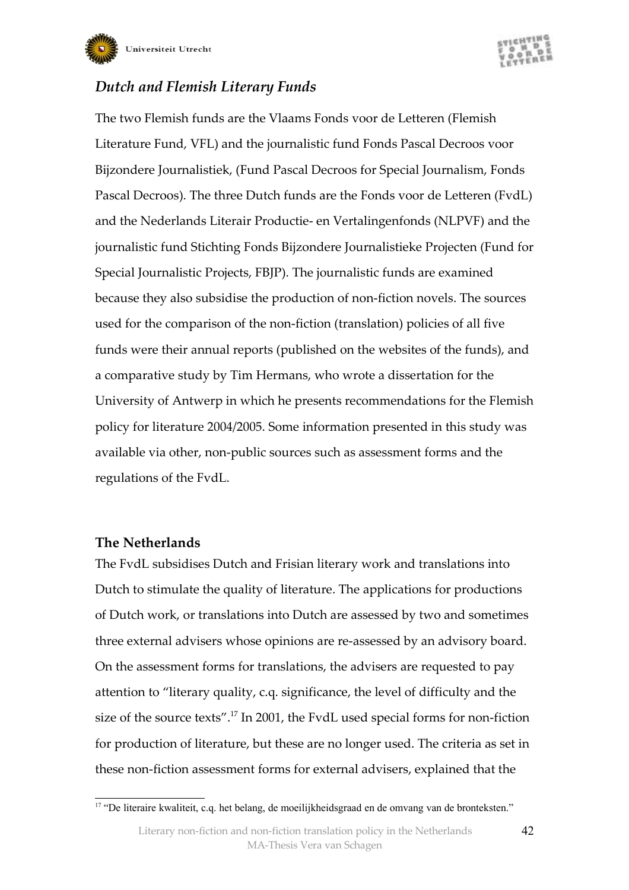## *Dutch and Flemish Literary Funds*

The two Flemish funds are the Vlaams Fonds voor de Letteren (Flemish Literature Fund, VFL) and the journalistic fund Fonds Pascal Decroos voor Bijzondere Journalistiek, (Fund Pascal Decroos for Special Journalism, Fonds Pascal Decroos). The three Dutch funds are the Fonds voor de Letteren (FvdL) and the Nederlands Literair Productie- en Vertalingenfonds (NLPVF) and the journalistic fund Stichting Fonds Bijzondere Journalistieke Projecten (Fund for Special Journalistic Projects, FBJP). The journalistic funds are examined because they also subsidise the production of non-fiction novels. The sources used for the comparison of the non-fiction (translation) policies of all five funds were their annual reports (published on the websites of the funds), and a comparative study by Tim Hermans, who wrote a dissertation for the University of Antwerp in which he presents recommendations for the Flemish policy for literature 2004/2005. Some information presented in this study was available via other, non-public sources such as assessment forms and the regulations of the FvdL.

### The Netherlands

The FvdL subsidises Dutch and Frisian literary work and translations into Dutch to stimulate the quality of literature. The applications for productions of Dutch work, or translations into Dutch are assessed by two and sometimes three external advisers whose opinions are re-assessed by an advisory board. On the assessment forms for translations, the advisers are requested to pay attention to "literary quality, c.q. significance, the level of difficulty and the size of the source texts".[17] In 2001, the FvdL used special forms for non-fiction for production of literature, but these are no longer used. The criteria as set in these non-fiction assessment forms for external advisers, explained that the

[17] "De literaire kwaliteit, c.q. het belang, de moeilijkheidsgraad en de omvang van de bronteksten."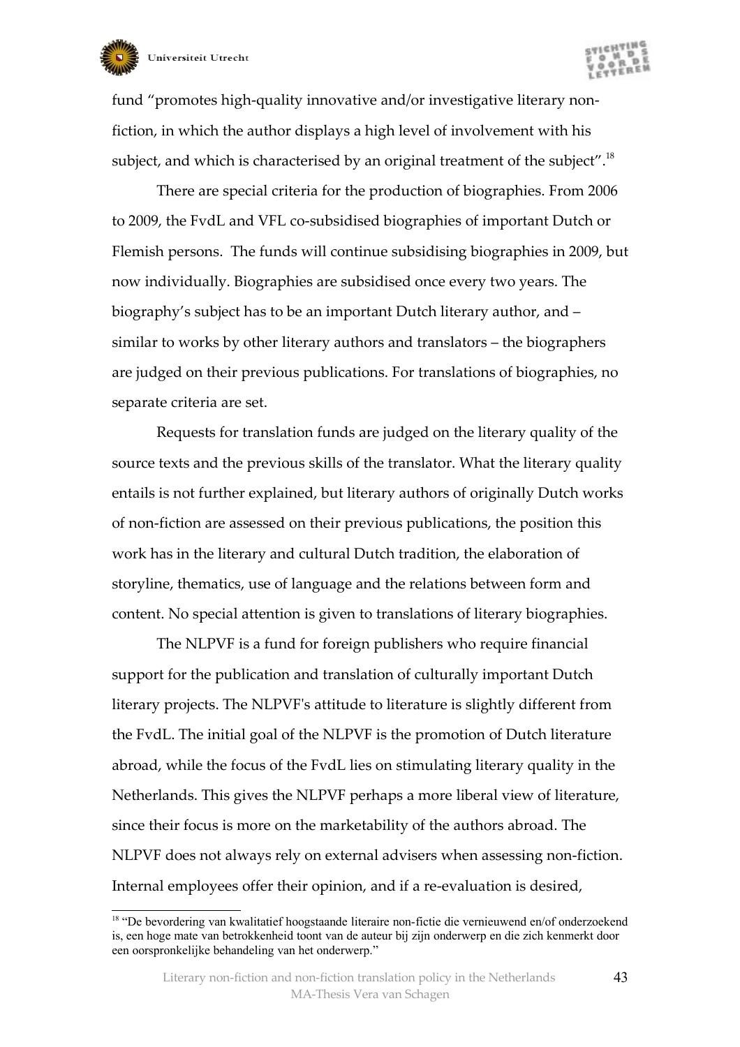fund “promotes high-quality innovative and/or investigative literary non-fiction, in which the author displays a high level of involvement with his subject, and which is characterised by an original treatment of the subject”.[18]

There are special criteria for the production of biographies. From 2006 to 2009, the FvdL and VFL co-subsidised biographies of important Dutch or Flemish persons. The funds will continue subsidising biographies in 2009, but now individually. Biographies are subsidised once every two years. The biography’s subject has to be an important Dutch literary author, and – similar to works by other literary authors and translators – the biographers are judged on their previous publications. For translations of biographies, no separate criteria are set.

Requests for translation funds are judged on the literary quality of the source texts and the previous skills of the translator. What the literary quality entails is not further explained, but literary authors of originally Dutch works of non-fiction are assessed on their previous publications, the position this work has in the literary and cultural Dutch tradition, the elaboration of storyline, thematics, use of language and the relations between form and content. No special attention is given to translations of literary biographies.

The NLPVF is a fund for foreign publishers who require financial support for the publication and translation of culturally important Dutch literary projects. The NLPVF's attitude to literature is slightly different from the FvdL. The initial goal of the NLPVF is the promotion of Dutch literature abroad, while the focus of the FvdL lies on stimulating literary quality in the Netherlands. This gives the NLPVF perhaps a more liberal view of literature, since their focus is more on the marketability of the authors abroad. The NLPVF does not always rely on external advisers when assessing non-fiction. Internal employees offer their opinion, and if a re-evaluation is desired,

---

[18] “De bevordering van kwalitatief hoogstaande literaire non-fictie die vernieuwend en/of onderzoekend is, een hoge mate van betrokkenheid toont van de auteur bij zijn onderwerp en die zich kenmerkt door een oorspronkelijke behandeling van het onderwerp.”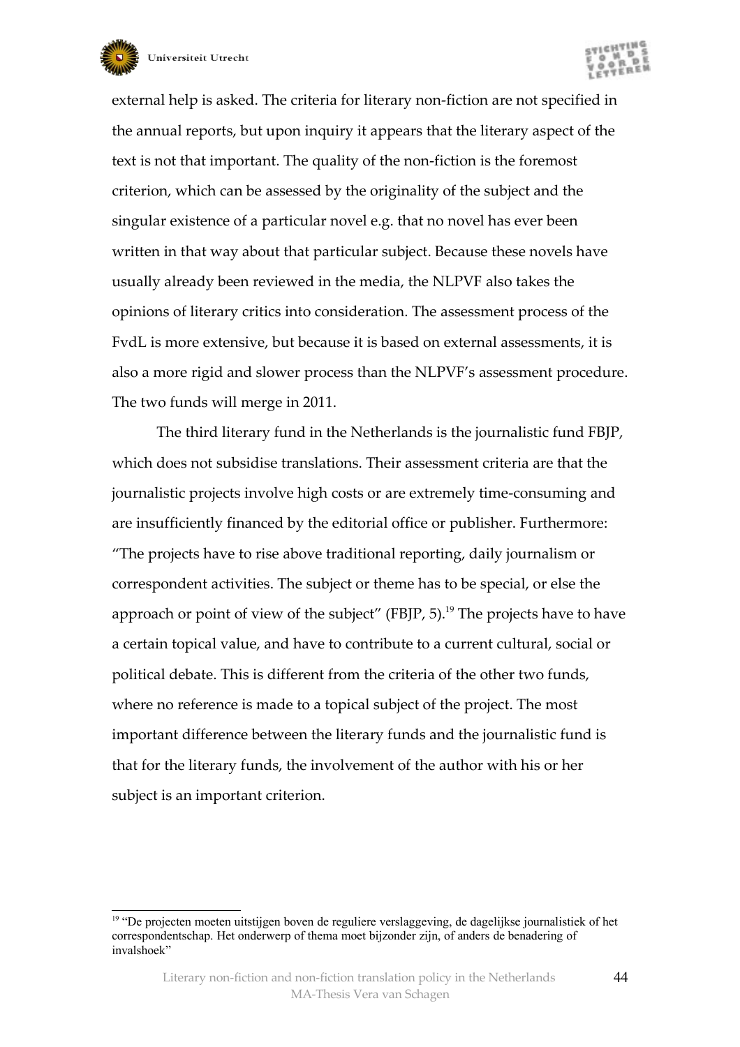external help is asked. The criteria for literary non-fiction are not specified in the annual reports, but upon inquiry it appears that the literary aspect of the text is not that important. The quality of the non-fiction is the foremost criterion, which can be assessed by the originality of the subject and the singular existence of a particular novel e.g. that no novel has ever been written in that way about that particular subject. Because these novels have usually already been reviewed in the media, the NLPVF also takes the opinions of literary critics into consideration. The assessment process of the FvdL is more extensive, but because it is based on external assessments, it is also a more rigid and slower process than the NLPVF's assessment procedure. The two funds will merge in 2011.

The third literary fund in the Netherlands is the journalistic fund FBJP, which does not subsidise translations. Their assessment criteria are that the journalistic projects involve high costs or are extremely time-consuming and are insufficiently financed by the editorial office or publisher. Furthermore: "The projects have to rise above traditional reporting, daily journalism or correspondent activities. The subject or theme has to be special, or else the approach or point of view of the subject" (FBJP, 5).[19] The projects have to have a certain topical value, and have to contribute to a current cultural, social or political debate. This is different from the criteria of the other two funds, where no reference is made to a topical subject of the project. The most important difference between the literary funds and the journalistic fund is that for the literary funds, the involvement of the author with his or her subject is an important criterion.

---

[19] "De projecten moeten uitstijgen boven de reguliere verslaggeving, de dagelijkse journalistiek of het correspondentschap. Het onderwerp of thema moet bijzonder zijn, of anders de benadering of invalshoek"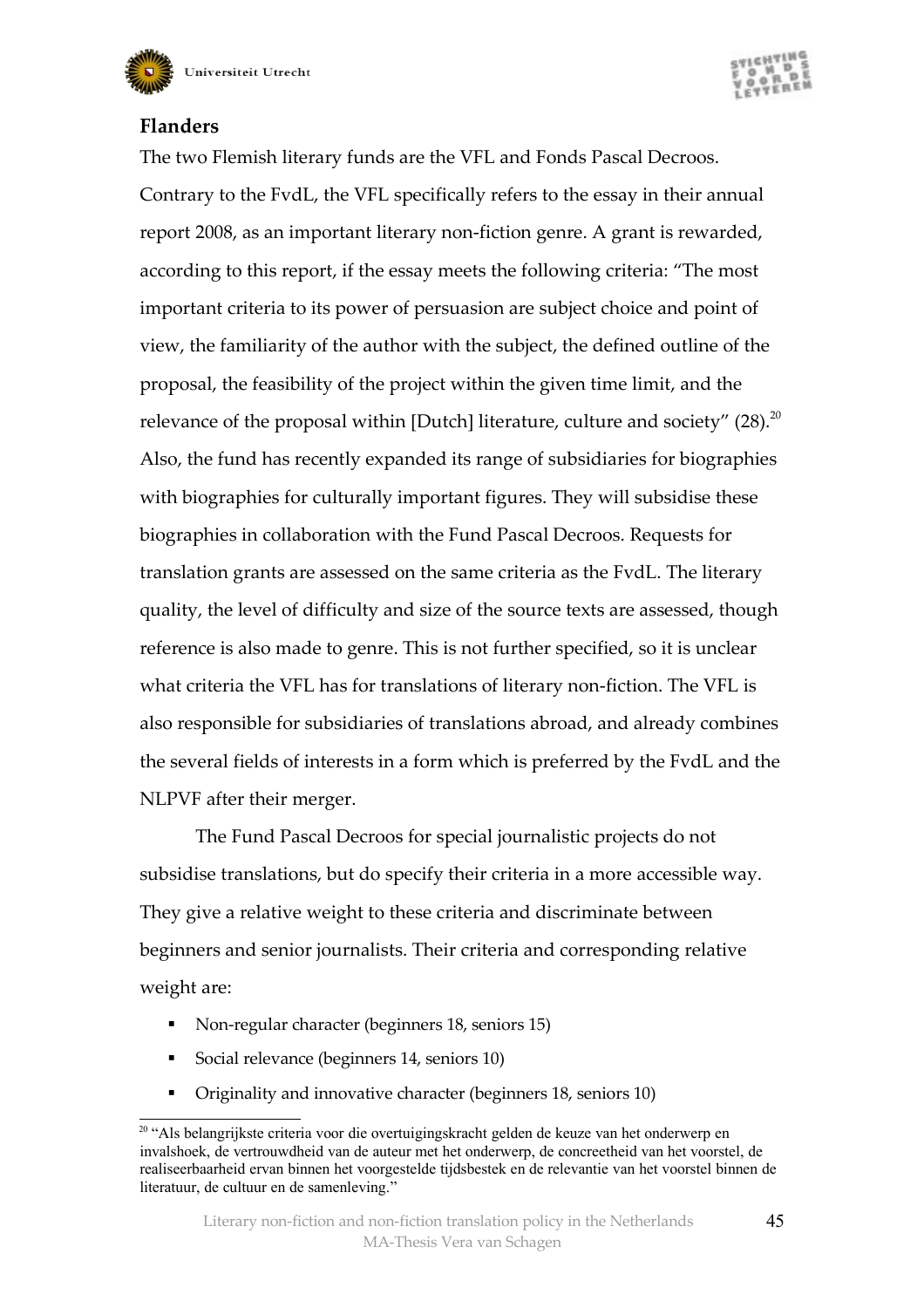## Flanders

The two Flemish literary funds are the VFL and Fonds Pascal Decroos. Contrary to the FvdL, the VFL specifically refers to the essay in their annual report 2008, as an important literary non-fiction genre. A grant is rewarded, according to this report, if the essay meets the following criteria: "The most important criteria to its power of persuasion are subject choice and point of view, the familiarity of the author with the subject, the defined outline of the proposal, the feasibility of the project within the given time limit, and the relevance of the proposal within [Dutch] literature, culture and society" (28).[20] Also, the fund has recently expanded its range of subsidiaries for biographies with biographies for culturally important figures. They will subsidise these biographies in collaboration with the Fund Pascal Decroos. Requests for translation grants are assessed on the same criteria as the FvdL. The literary quality, the level of difficulty and size of the source texts are assessed, though reference is also made to genre. This is not further specified, so it is unclear what criteria the VFL has for translations of literary non-fiction. The VFL is also responsible for subsidiaries of translations abroad, and already combines the several fields of interests in a form which is preferred by the FvdL and the NLPVF after their merger.

The Fund Pascal Decroos for special journalistic projects do not subsidise translations, but do specify their criteria in a more accessible way. They give a relative weight to these criteria and discriminate between beginners and senior journalists. Their criteria and corresponding relative weight are:

- Non-regular character (beginners 18, seniors 15)
- Social relevance (beginners 14, seniors 10)
- Originality and innovative character (beginners 18, seniors 10)

[20] "Als belangrijkste criteria voor die overtuigingskracht gelden de keuze van het onderwerp en invalshoek, de vertrouwdheid van de auteur met het onderwerp, de concreetheid van het voorstel, de realiseerbaarheid ervan binnen het voorgestelde tijdsbestek en de relevantie van het voorstel binnen de literatuur, de cultuur en de samenleving."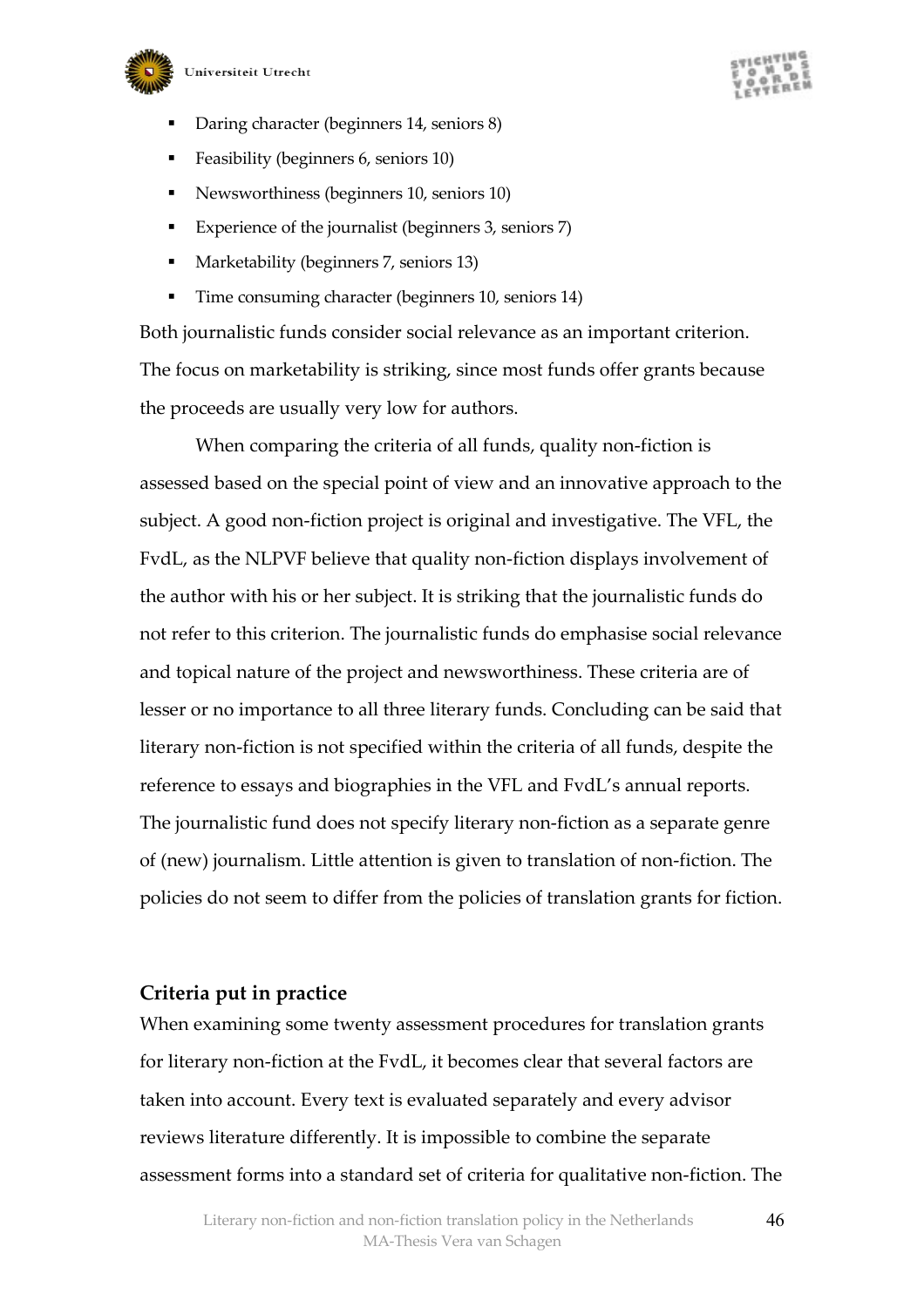- Daring character (beginners 14, seniors 8)
- Feasibility (beginners 6, seniors 10)
- Newsworthiness (beginners 10, seniors 10)
- Experience of the journalist (beginners 3, seniors 7)
- Marketability (beginners 7, seniors 13)
- Time consuming character (beginners 10, seniors 14)

Both journalistic funds consider social relevance as an important criterion. The focus on marketability is striking, since most funds offer grants because the proceeds are usually very low for authors.

When comparing the criteria of all funds, quality non-fiction is assessed based on the special point of view and an innovative approach to the subject. A good non-fiction project is original and investigative. The VFL, the FvdL, as the NLPVF believe that quality non-fiction displays involvement of the author with his or her subject. It is striking that the journalistic funds do not refer to this criterion. The journalistic funds do emphasise social relevance and topical nature of the project and newsworthiness. These criteria are of lesser or no importance to all three literary funds. Concluding can be said that literary non-fiction is not specified within the criteria of all funds, despite the reference to essays and biographies in the VFL and FvdL's annual reports. The journalistic fund does not specify literary non-fiction as a separate genre of (new) journalism. Little attention is given to translation of non-fiction. The policies do not seem to differ from the policies of translation grants for fiction.

## Criteria put in practice

When examining some twenty assessment procedures for translation grants for literary non-fiction at the FvdL, it becomes clear that several factors are taken into account. Every text is evaluated separately and every advisor reviews literature differently. It is impossible to combine the separate assessment forms into a standard set of criteria for qualitative non-fiction. The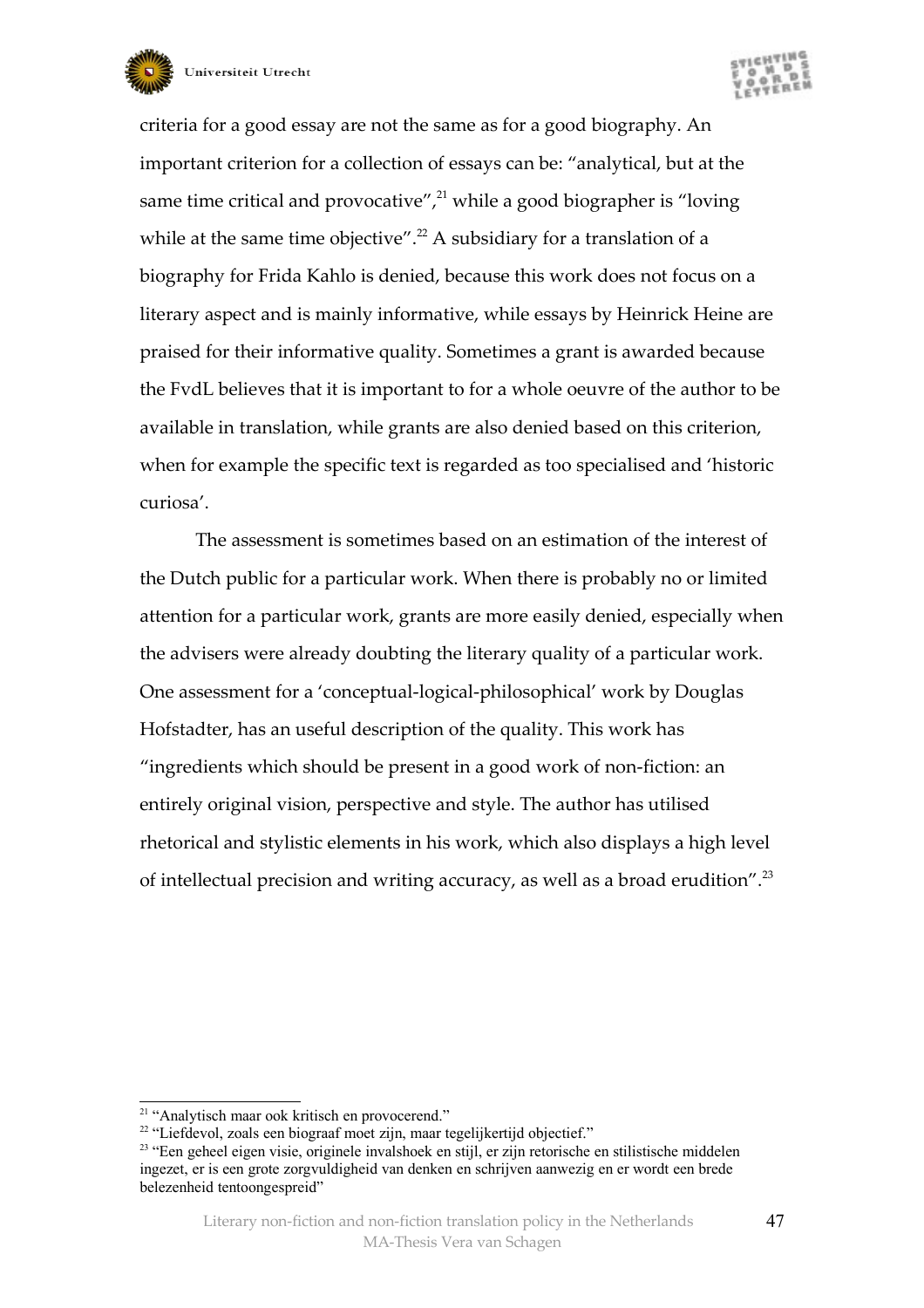criteria for a good essay are not the same as for a good biography. An important criterion for a collection of essays can be: "analytical, but at the same time critical and provocative",[21] while a good biographer is "loving while at the same time objective".[22] A subsidiary for a translation of a biography for Frida Kahlo is denied, because this work does not focus on a literary aspect and is mainly informative, while essays by Heinrick Heine are praised for their informative quality. Sometimes a grant is awarded because the FvdL believes that it is important to for a whole oeuvre of the author to be available in translation, while grants are also denied based on this criterion, when for example the specific text is regarded as too specialised and 'historic curiosa'.

The assessment is sometimes based on an estimation of the interest of the Dutch public for a particular work. When there is probably no or limited attention for a particular work, grants are more easily denied, especially when the advisers were already doubting the literary quality of a particular work. One assessment for a 'conceptual-logical-philosophical' work by Douglas Hofstadter, has an useful description of the quality. This work has "ingredients which should be present in a good work of non-fiction: an entirely original vision, perspective and style. The author has utilised rhetorical and stylistic elements in his work, which also displays a high level of intellectual precision and writing accuracy, as well as a broad erudition".[23]

---

[21] "Analytisch maar ook kritisch en provocerend."

[22] "Liefdevol, zoals een biograaf moet zijn, maar tegelijkertijd objectief."

[23] "Een geheel eigen visie, originele invalshoek en stijl, er zijn retorische en stilistische middelen ingezet, er is een grote zorgvuldigheid van denken en schrijven aanwezig en er wordt een brede belezenheid tentoongespreid"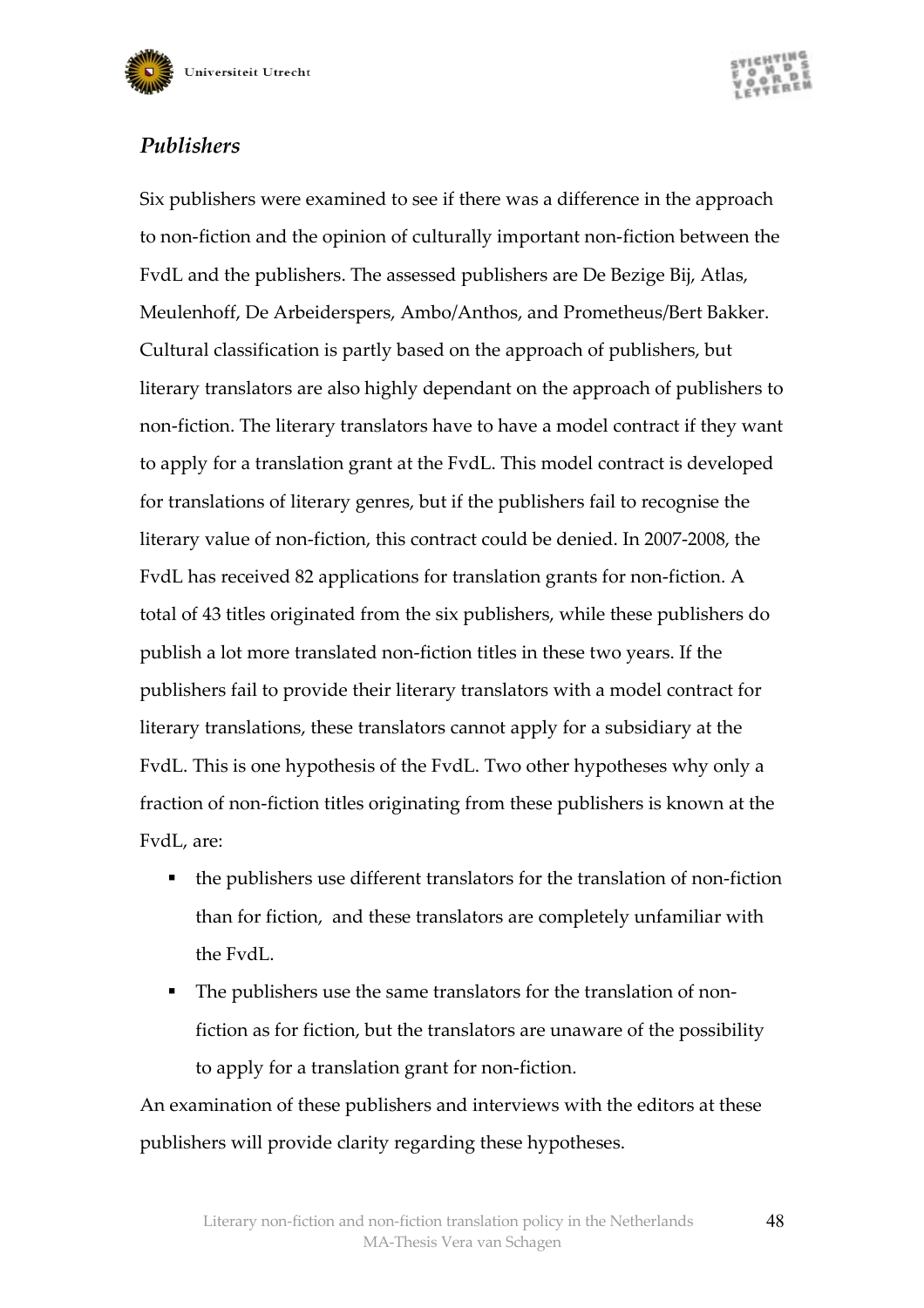### *Publishers*

Six publishers were examined to see if there was a difference in the approach to non-fiction and the opinion of culturally important non-fiction between the FvdL and the publishers. The assessed publishers are De Bezige Bij, Atlas, Meulenhoff, De Arbeiderspers, Ambo/Anthos, and Prometheus/Bert Bakker. Cultural classification is partly based on the approach of publishers, but literary translators are also highly dependant on the approach of publishers to non-fiction. The literary translators have to have a model contract if they want to apply for a translation grant at the FvdL. This model contract is developed for translations of literary genres, but if the publishers fail to recognise the literary value of non-fiction, this contract could be denied. In 2007-2008, the FvdL has received 82 applications for translation grants for non-fiction. A total of 43 titles originated from the six publishers, while these publishers do publish a lot more translated non-fiction titles in these two years. If the publishers fail to provide their literary translators with a model contract for literary translations, these translators cannot apply for a subsidiary at the FvdL. This is one hypothesis of the FvdL. Two other hypotheses why only a fraction of non-fiction titles originating from these publishers is known at the FvdL, are:

- the publishers use different translators for the translation of non-fiction than for fiction, and these translators are completely unfamiliar with the FvdL.
- The publishers use the same translators for the translation of non-fiction as for fiction, but the translators are unaware of the possibility to apply for a translation grant for non-fiction.

An examination of these publishers and interviews with the editors at these publishers will provide clarity regarding these hypotheses.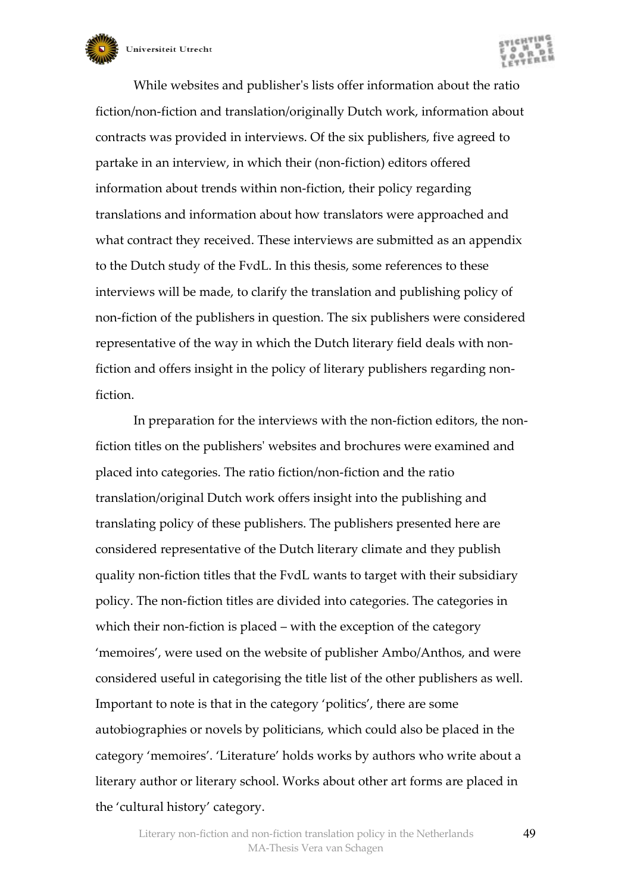While websites and publisher's lists offer information about the ratio fiction/non-fiction and translation/originally Dutch work, information about contracts was provided in interviews. Of the six publishers, five agreed to partake in an interview, in which their (non-fiction) editors offered information about trends within non-fiction, their policy regarding translations and information about how translators were approached and what contract they received. These interviews are submitted as an appendix to the Dutch study of the FvdL. In this thesis, some references to these interviews will be made, to clarify the translation and publishing policy of non-fiction of the publishers in question. The six publishers were considered representative of the way in which the Dutch literary field deals with non-fiction and offers insight in the policy of literary publishers regarding non-fiction.

In preparation for the interviews with the non-fiction editors, the non-fiction titles on the publishers' websites and brochures were examined and placed into categories. The ratio fiction/non-fiction and the ratio translation/original Dutch work offers insight into the publishing and translating policy of these publishers. The publishers presented here are considered representative of the Dutch literary climate and they publish quality non-fiction titles that the FvdL wants to target with their subsidiary policy. The non-fiction titles are divided into categories. The categories in which their non-fiction is placed – with the exception of the category 'memoires', were used on the website of publisher Ambo/Anthos, and were considered useful in categorising the title list of the other publishers as well. Important to note is that in the category 'politics', there are some autobiographies or novels by politicians, which could also be placed in the category 'memoires'. 'Literature' holds works by authors who write about a literary author or literary school. Works about other art forms are placed in the 'cultural history' category.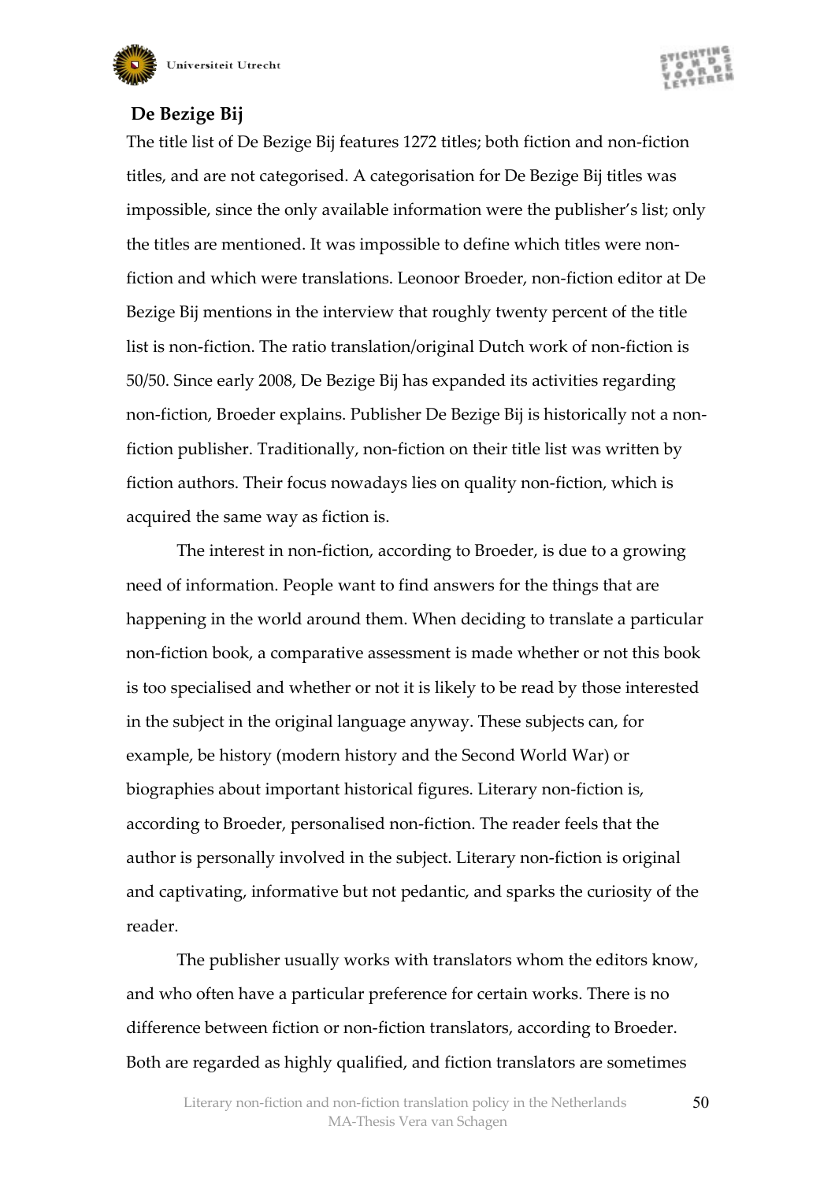### De Bezige Bij

The title list of De Bezige Bij features 1272 titles; both fiction and non-fiction titles, and are not categorised. A categorisation for De Bezige Bij titles was impossible, since the only available information were the publisher's list; only the titles are mentioned. It was impossible to define which titles were non-fiction and which were translations. Leonoor Broeder, non-fiction editor at De Bezige Bij mentions in the interview that roughly twenty percent of the title list is non-fiction. The ratio translation/original Dutch work of non-fiction is 50/50. Since early 2008, De Bezige Bij has expanded its activities regarding non-fiction, Broeder explains. Publisher De Bezige Bij is historically not a non-fiction publisher. Traditionally, non-fiction on their title list was written by fiction authors. Their focus nowadays lies on quality non-fiction, which is acquired the same way as fiction is.

The interest in non-fiction, according to Broeder, is due to a growing need of information. People want to find answers for the things that are happening in the world around them. When deciding to translate a particular non-fiction book, a comparative assessment is made whether or not this book is too specialised and whether or not it is likely to be read by those interested in the subject in the original language anyway. These subjects can, for example, be history (modern history and the Second World War) or biographies about important historical figures. Literary non-fiction is, according to Broeder, personalised non-fiction. The reader feels that the author is personally involved in the subject. Literary non-fiction is original and captivating, informative but not pedantic, and sparks the curiosity of the reader.

The publisher usually works with translators whom the editors know, and who often have a particular preference for certain works. There is no difference between fiction or non-fiction translators, according to Broeder. Both are regarded as highly qualified, and fiction translators are sometimes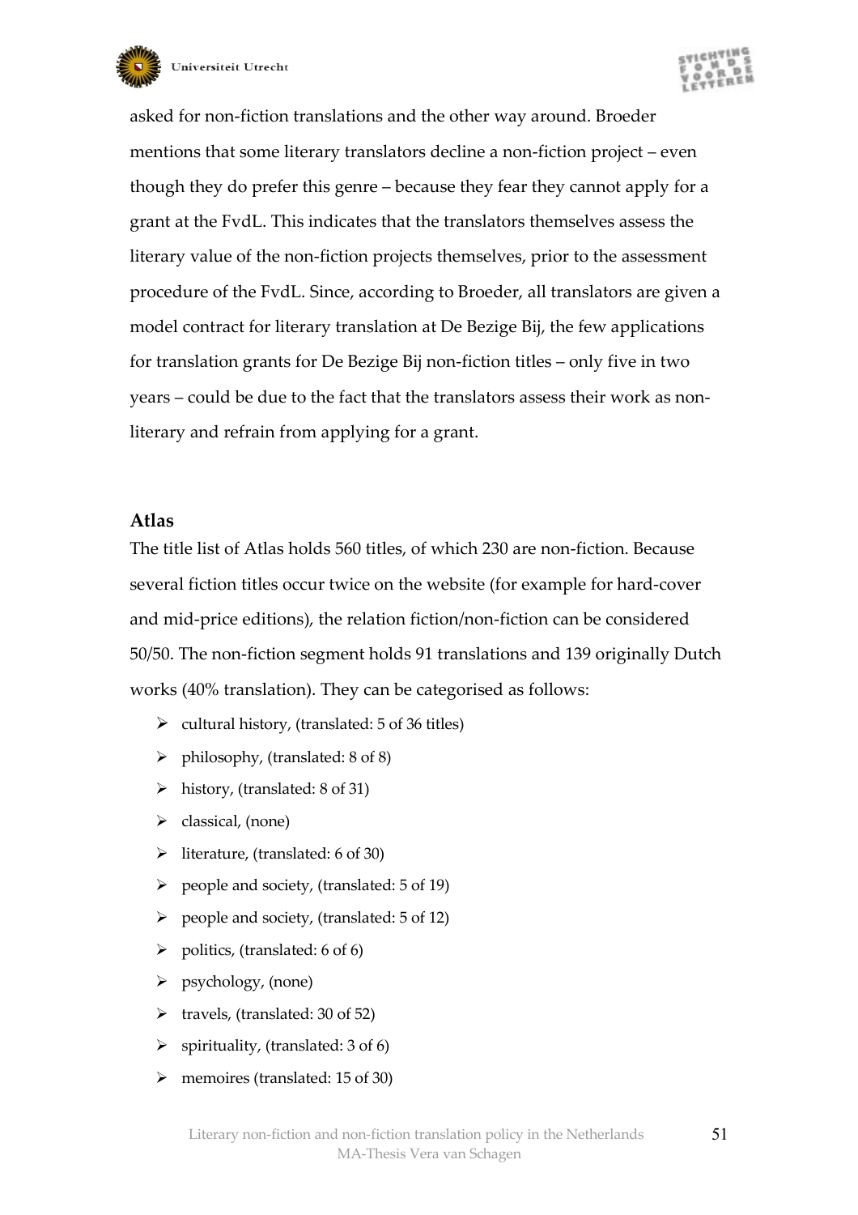asked for non-fiction translations and the other way around. Broeder mentions that some literary translators decline a non-fiction project – even though they do prefer this genre – because they fear they cannot apply for a grant at the FvdL. This indicates that the translators themselves assess the literary value of the non-fiction projects themselves, prior to the assessment procedure of the FvdL. Since, according to Broeder, all translators are given a model contract for literary translation at De Bezige Bij, the few applications for translation grants for De Bezige Bij non-fiction titles – only five in two years – could be due to the fact that the translators assess their work as non-literary and refrain from applying for a grant.

### Atlas

The title list of Atlas holds 560 titles, of which 230 are non-fiction. Because several fiction titles occur twice on the website (for example for hard-cover and mid-price editions), the relation fiction/non-fiction can be considered 50/50. The non-fiction segment holds 91 translations and 139 originally Dutch works (40% translation). They can be categorised as follows:

- cultural history, (translated: 5 of 36 titles)
- philosophy, (translated: 8 of 8)
- history, (translated: 8 of 31)
- classical, (none)
- literature, (translated: 6 of 30)
- people and society, (translated: 5 of 19)
- people and society, (translated: 5 of 12)
- politics, (translated: 6 of 6)
- psychology, (none)
- travels, (translated: 30 of 52)
- spirituality, (translated: 3 of 6)
- memoires (translated: 15 of 30)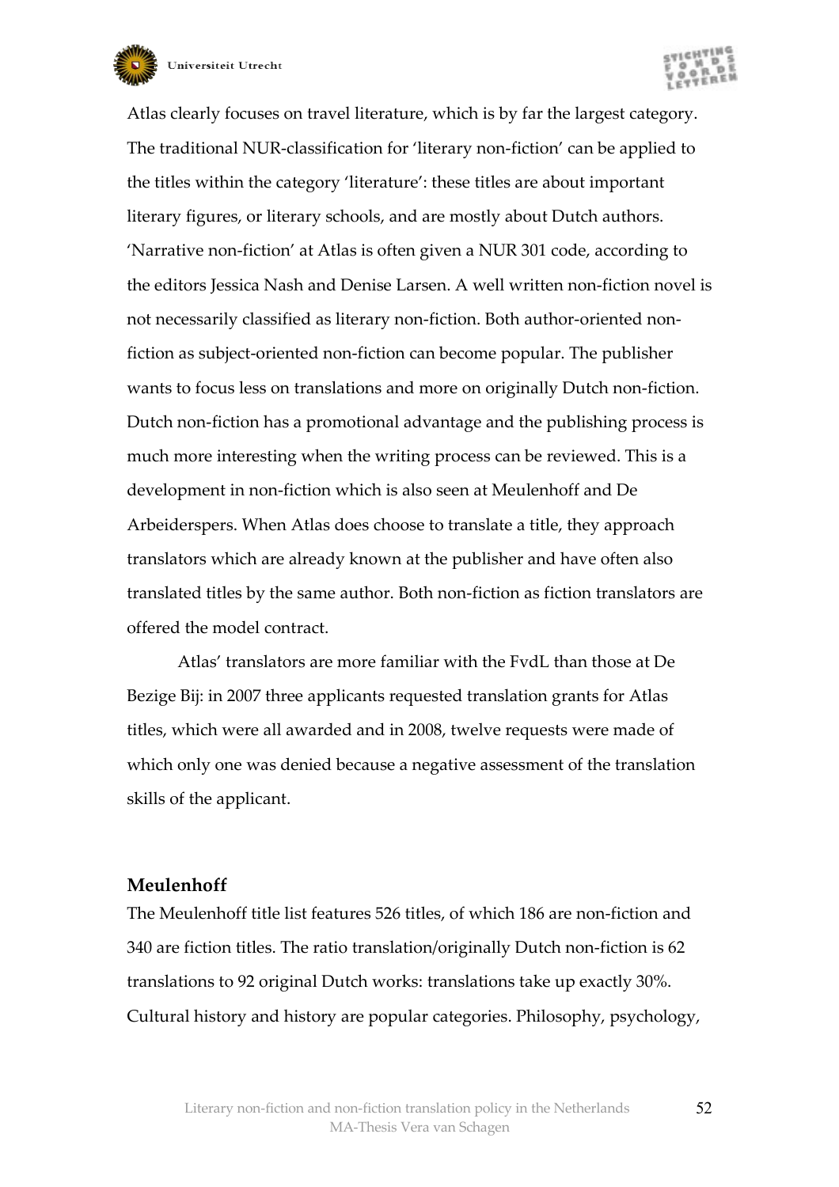Atlas clearly focuses on travel literature, which is by far the largest category. The traditional NUR-classification for 'literary non-fiction' can be applied to the titles within the category 'literature': these titles are about important literary figures, or literary schools, and are mostly about Dutch authors. 'Narrative non-fiction' at Atlas is often given a NUR 301 code, according to the editors Jessica Nash and Denise Larsen. A well written non-fiction novel is not necessarily classified as literary non-fiction. Both author-oriented non-fiction as subject-oriented non-fiction can become popular. The publisher wants to focus less on translations and more on originally Dutch non-fiction. Dutch non-fiction has a promotional advantage and the publishing process is much more interesting when the writing process can be reviewed. This is a development in non-fiction which is also seen at Meulenhoff and De Arbeiderspers. When Atlas does choose to translate a title, they approach translators which are already known at the publisher and have often also translated titles by the same author. Both non-fiction as fiction translators are offered the model contract.

Atlas' translators are more familiar with the FvdL than those at De Bezige Bij: in 2007 three applicants requested translation grants for Atlas titles, which were all awarded and in 2008, twelve requests were made of which only one was denied because a negative assessment of the translation skills of the applicant.

**Meulenhoff**

The Meulenhoff title list features 526 titles, of which 186 are non-fiction and 340 are fiction titles. The ratio translation/originally Dutch non-fiction is 62 translations to 92 original Dutch works: translations take up exactly 30%. Cultural history and history are popular categories. Philosophy, psychology,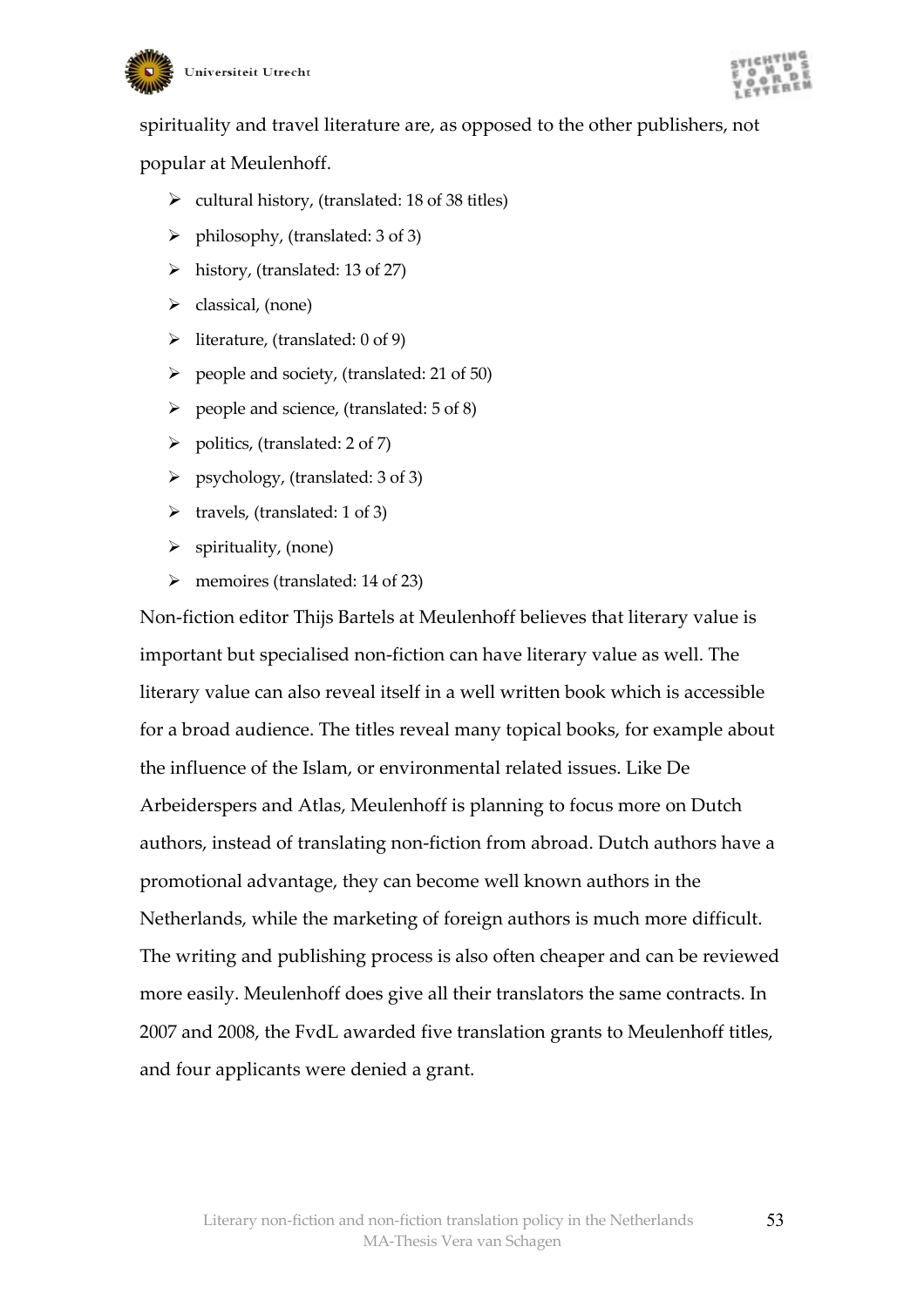spirituality and travel literature are, as opposed to the other publishers, not popular at Meulenhoff.

- cultural history, (translated: 18 of 38 titles)
- philosophy, (translated: 3 of 3)
- history, (translated: 13 of 27)
- classical, (none)
- literature, (translated: 0 of 9)
- people and society, (translated: 21 of 50)
- people and science, (translated: 5 of 8)
- politics, (translated: 2 of 7)
- psychology, (translated: 3 of 3)
- travels, (translated: 1 of 3)
- spirituality, (none)
- memoires (translated: 14 of 23)

Non-fiction editor Thijs Bartels at Meulenhoff believes that literary value is important but specialised non-fiction can have literary value as well. The literary value can also reveal itself in a well written book which is accessible for a broad audience. The titles reveal many topical books, for example about the influence of the Islam, or environmental related issues. Like De Arbeiderspers and Atlas, Meulenhoff is planning to focus more on Dutch authors, instead of translating non-fiction from abroad. Dutch authors have a promotional advantage, they can become well known authors in the Netherlands, while the marketing of foreign authors is much more difficult. The writing and publishing process is also often cheaper and can be reviewed more easily. Meulenhoff does give all their translators the same contracts. In 2007 and 2008, the FvdL awarded five translation grants to Meulenhoff titles, and four applicants were denied a grant.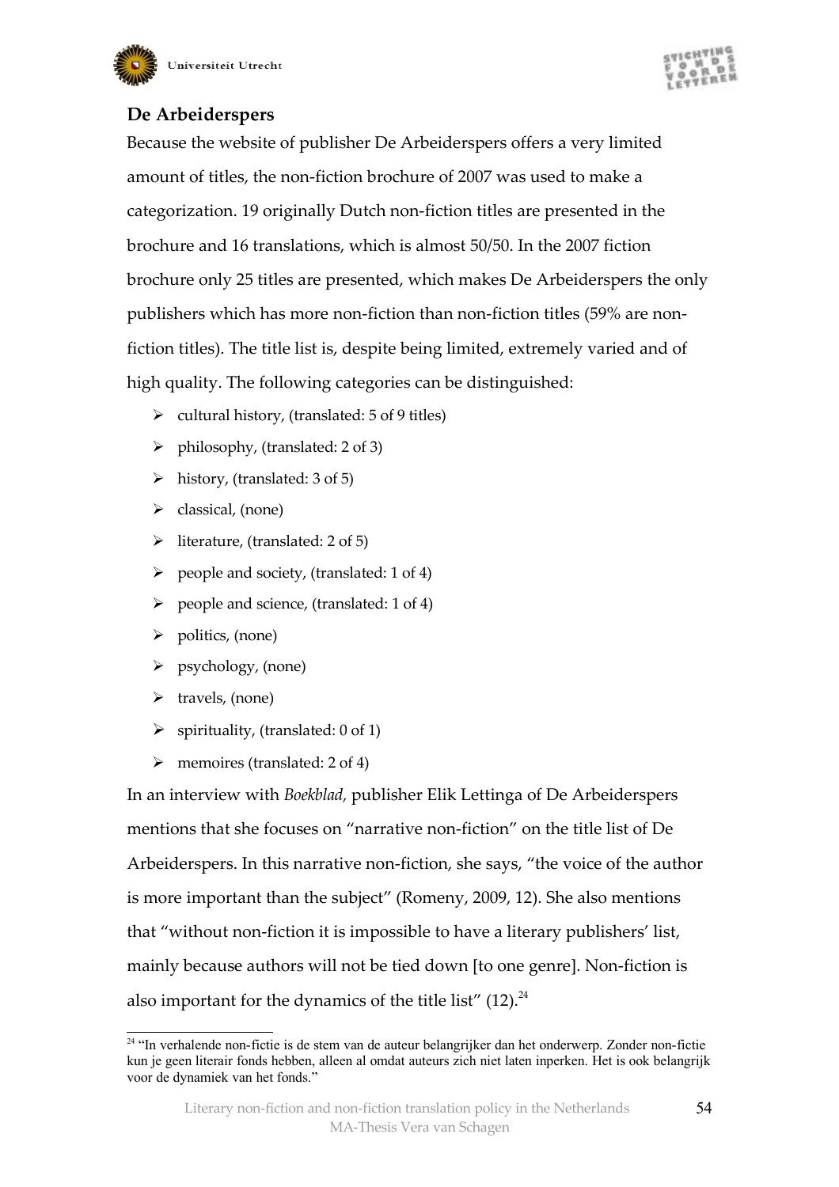## De Arbeiderspers

Because the website of publisher De Arbeiderspers offers a very limited amount of titles, the non-fiction brochure of 2007 was used to make a categorization. 19 originally Dutch non-fiction titles are presented in the brochure and 16 translations, which is almost 50/50. In the 2007 fiction brochure only 25 titles are presented, which makes De Arbeiderspers the only publishers which has more non-fiction than non-fiction titles (59% are non-fiction titles). The title list is, despite being limited, extremely varied and of high quality. The following categories can be distinguished:

- cultural history, (translated: 5 of 9 titles)
- philosophy, (translated: 2 of 3)
- history, (translated: 3 of 5)
- classical, (none)
- literature, (translated: 2 of 5)
- people and society, (translated: 1 of 4)
- people and science, (translated: 1 of 4)
- politics, (none)
- psychology, (none)
- travels, (none)
- spirituality, (translated: 0 of 1)
- memoires (translated: 2 of 4)

In an interview with *Boekblad*, publisher Elik Lettinga of De Arbeiderspers mentions that she focuses on "narrative non-fiction" on the title list of De Arbeiderspers. In this narrative non-fiction, she says, "the voice of the author is more important than the subject" (Romeny, 2009, 12). She also mentions that "without non-fiction it is impossible to have a literary publishers' list, mainly because authors will not be tied down [to one genre]. Non-fiction is also important for the dynamics of the title list" (12).[24]

[24] "In verhalende non-fictie is de stem van de auteur belangrijker dan het onderwerp. Zonder non-fictie kun je geen literair fonds hebben, alleen al omdat auteurs zich niet laten inperken. Het is ook belangrijk voor de dynamiek van het fonds."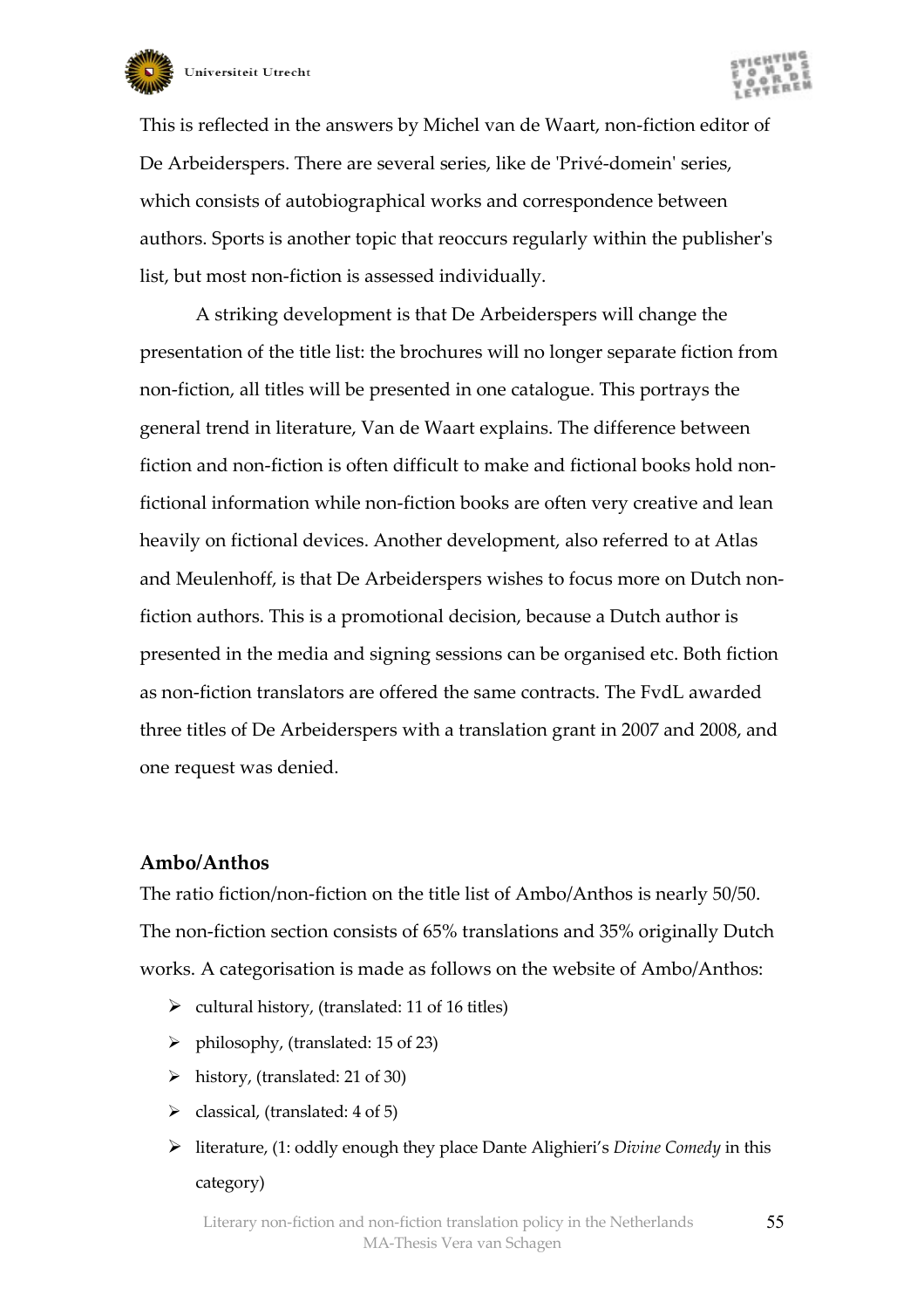This is reflected in the answers by Michel van de Waart, non-fiction editor of De Arbeiderspers. There are several series, like de 'Privé-domein' series, which consists of autobiographical works and correspondence between authors. Sports is another topic that reoccurs regularly within the publisher's list, but most non-fiction is assessed individually.

A striking development is that De Arbeiderspers will change the presentation of the title list: the brochures will no longer separate fiction from non-fiction, all titles will be presented in one catalogue. This portrays the general trend in literature, Van de Waart explains. The difference between fiction and non-fiction is often difficult to make and fictional books hold non-fictional information while non-fiction books are often very creative and lean heavily on fictional devices. Another development, also referred to at Atlas and Meulenhoff, is that De Arbeiderspers wishes to focus more on Dutch non-fiction authors. This is a promotional decision, because a Dutch author is presented in the media and signing sessions can be organised etc. Both fiction as non-fiction translators are offered the same contracts. The FvdL awarded three titles of De Arbeiderspers with a translation grant in 2007 and 2008, and one request was denied.

### Ambo/Anthos

The ratio fiction/non-fiction on the title list of Ambo/Anthos is nearly 50/50. The non-fiction section consists of 65% translations and 35% originally Dutch works. A categorisation is made as follows on the website of Ambo/Anthos:

- cultural history, (translated: 11 of 16 titles)
- philosophy, (translated: 15 of 23)
- history, (translated: 21 of 30)
- classical, (translated: 4 of 5)
- literature, (1: oddly enough they place Dante Alighieri's *Divine Comedy* in this category)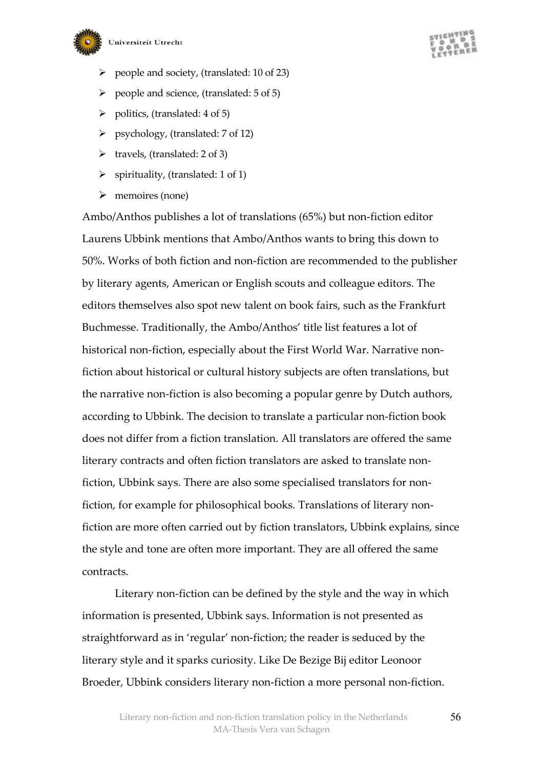- people and society, (translated: 10 of 23)
- people and science, (translated: 5 of 5)
- politics, (translated: 4 of 5)
- psychology, (translated: 7 of 12)
- travels, (translated: 2 of 3)
- spirituality, (translated: 1 of 1)
- memoires (none)

Ambo/Anthos publishes a lot of translations (65%) but non-fiction editor Laurens Ubbink mentions that Ambo/Anthos wants to bring this down to 50%. Works of both fiction and non-fiction are recommended to the publisher by literary agents, American or English scouts and colleague editors. The editors themselves also spot new talent on book fairs, such as the Frankfurt Buchmesse. Traditionally, the Ambo/Anthos' title list features a lot of historical non-fiction, especially about the First World War. Narrative non-fiction about historical or cultural history subjects are often translations, but the narrative non-fiction is also becoming a popular genre by Dutch authors, according to Ubbink. The decision to translate a particular non-fiction book does not differ from a fiction translation. All translators are offered the same literary contracts and often fiction translators are asked to translate non-fiction, Ubbink says. There are also some specialised translators for non-fiction, for example for philosophical books. Translations of literary non-fiction are more often carried out by fiction translators, Ubbink explains, since the style and tone are often more important. They are all offered the same contracts.

Literary non-fiction can be defined by the style and the way in which information is presented, Ubbink says. Information is not presented as straightforward as in 'regular' non-fiction; the reader is seduced by the literary style and it sparks curiosity. Like De Bezige Bij editor Leonoor Broeder, Ubbink considers literary non-fiction a more personal non-fiction.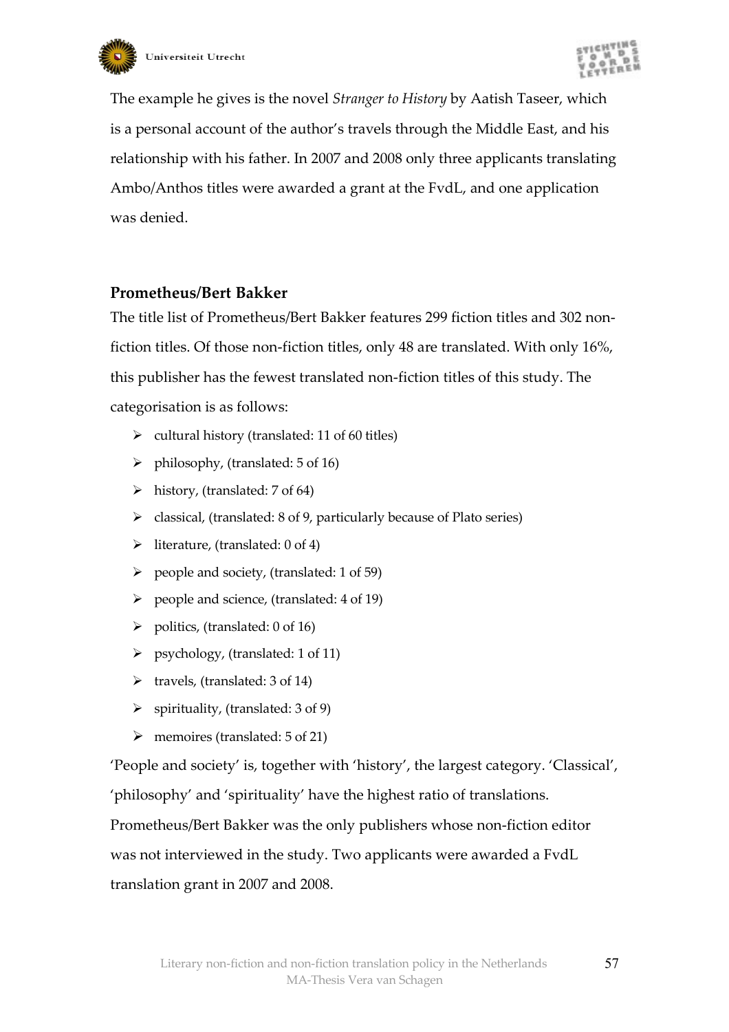The example he gives is the novel *Stranger to History* by Aatish Taseer, which is a personal account of the author's travels through the Middle East, and his relationship with his father. In 2007 and 2008 only three applicants translating Ambo/Anthos titles were awarded a grant at the FvdL, and one application was denied.

### Prometheus/Bert Bakker

The title list of Prometheus/Bert Bakker features 299 fiction titles and 302 non-fiction titles. Of those non-fiction titles, only 48 are translated. With only 16%, this publisher has the fewest translated non-fiction titles of this study. The categorisation is as follows:

- cultural history (translated: 11 of 60 titles)
- philosophy, (translated: 5 of 16)
- history, (translated: 7 of 64)
- classical, (translated: 8 of 9, particularly because of Plato series)
- literature, (translated: 0 of 4)
- people and society, (translated: 1 of 59)
- people and science, (translated: 4 of 19)
- politics, (translated: 0 of 16)
- psychology, (translated: 1 of 11)
- travels, (translated: 3 of 14)
- spirituality, (translated: 3 of 9)
- memoires (translated: 5 of 21)

'People and society' is, together with 'history', the largest category. 'Classical', 'philosophy' and 'spirituality' have the highest ratio of translations. Prometheus/Bert Bakker was the only publishers whose non-fiction editor was not interviewed in the study. Two applicants were awarded a FvdL translation grant in 2007 and 2008.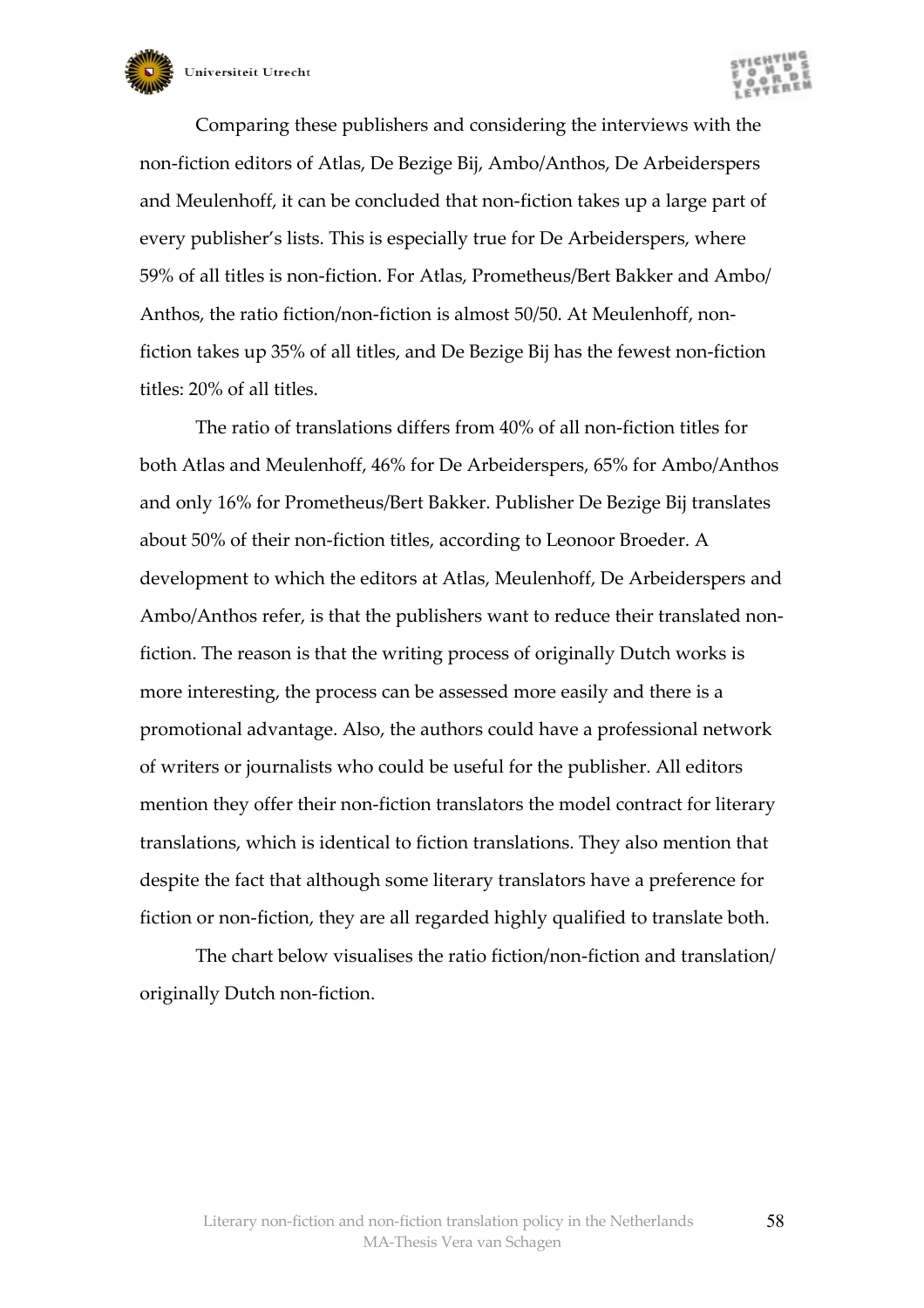Comparing these publishers and considering the interviews with the non-fiction editors of Atlas, De Bezige Bij, Ambo/Anthos, De Arbeiderspers and Meulenhoff, it can be concluded that non-fiction takes up a large part of every publisher's lists. This is especially true for De Arbeiderspers, where 59% of all titles is non-fiction. For Atlas, Prometheus/Bert Bakker and Ambo/Anthos, the ratio fiction/non-fiction is almost 50/50. At Meulenhoff, non-fiction takes up 35% of all titles, and De Bezige Bij has the fewest non-fiction titles: 20% of all titles.

The ratio of translations differs from 40% of all non-fiction titles for both Atlas and Meulenhoff, 46% for De Arbeiderspers, 65% for Ambo/Anthos and only 16% for Prometheus/Bert Bakker. Publisher De Bezige Bij translates about 50% of their non-fiction titles, according to Leonoor Broeder. A development to which the editors at Atlas, Meulenhoff, De Arbeiderspers and Ambo/Anthos refer, is that the publishers want to reduce their translated non-fiction. The reason is that the writing process of originally Dutch works is more interesting, the process can be assessed more easily and there is a promotional advantage. Also, the authors could have a professional network of writers or journalists who could be useful for the publisher. All editors mention they offer their non-fiction translators the model contract for literary translations, which is identical to fiction translations. They also mention that despite the fact that although some literary translators have a preference for fiction or non-fiction, they are all regarded highly qualified to translate both.

The chart below visualises the ratio fiction/non-fiction and translation/originally Dutch non-fiction.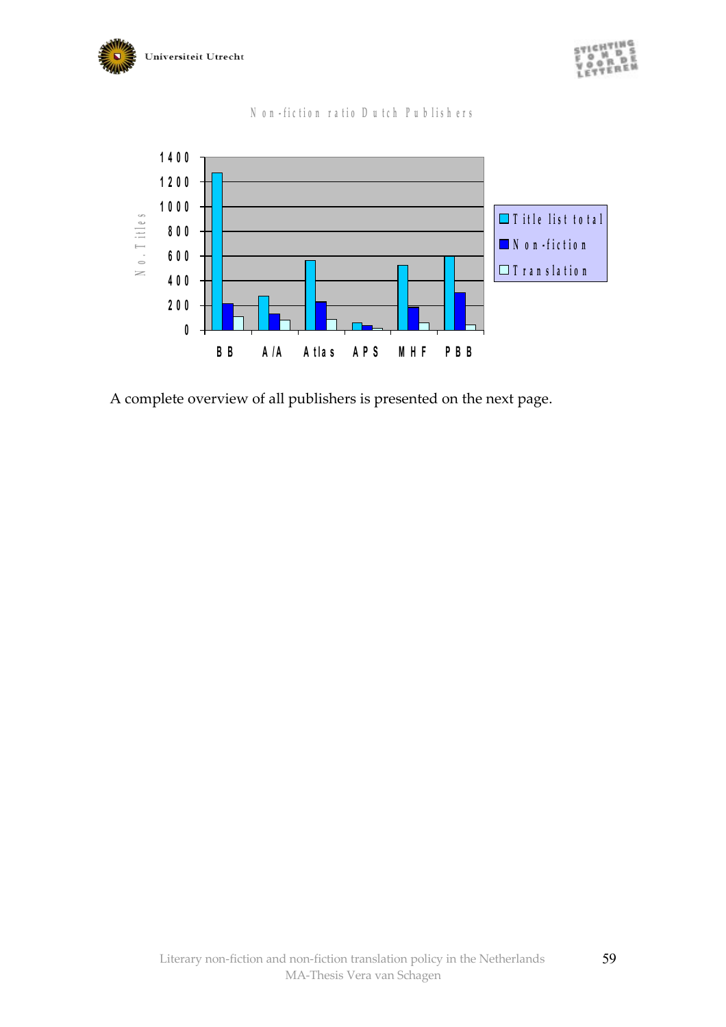Non-fiction ratio Dutch Publishers

| | Title list total | Non-fiction | Translation |
|---|---|---|---|
| BB | | | |
| A/A | | | |
| Atlas | | | |
| APS | | | |
| MHF | | | |
| PBB | | | |

A complete overview of all publishers is presented on the next page.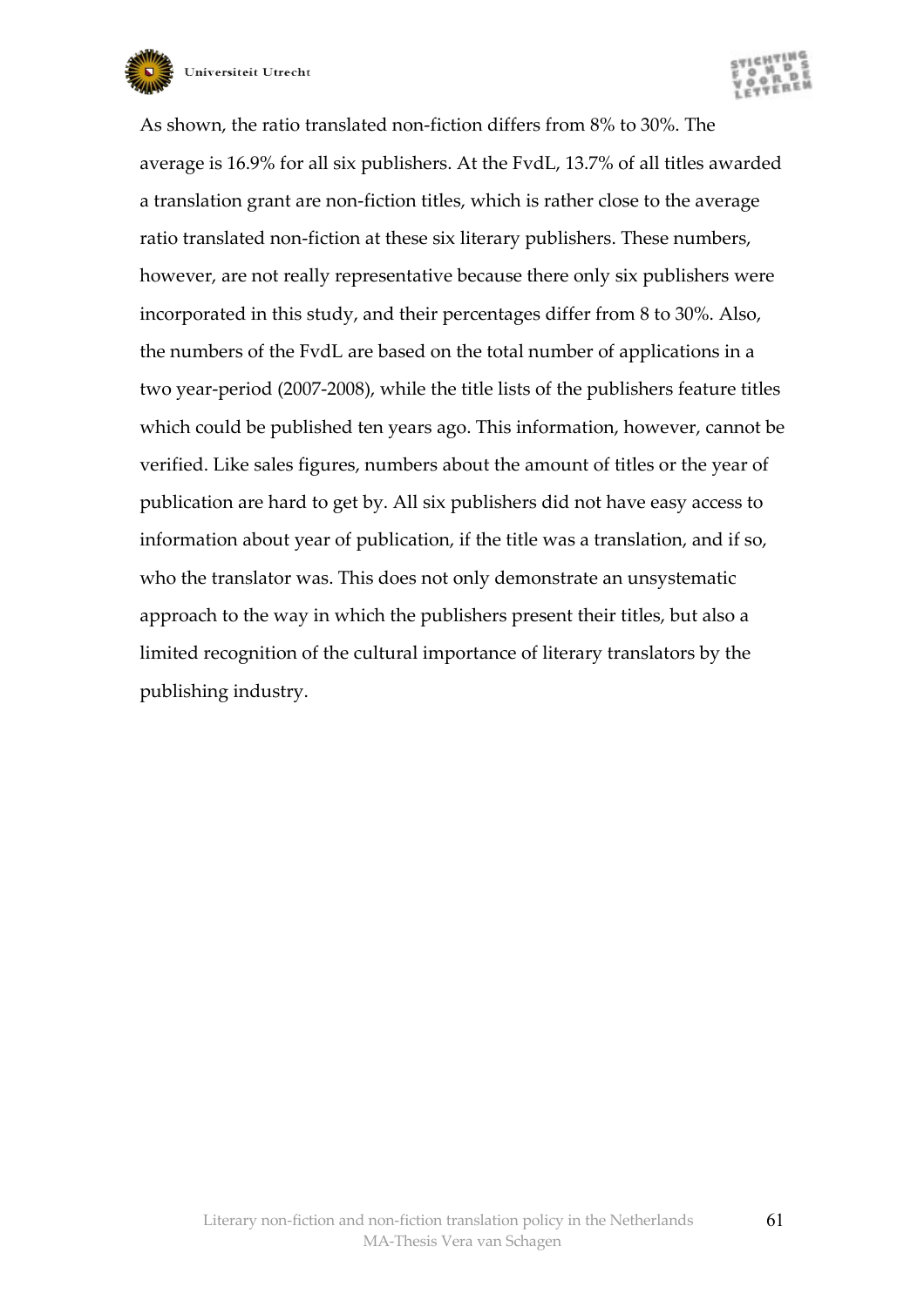As shown, the ratio translated non-fiction differs from 8% to 30%. The average is 16.9% for all six publishers. At the FvdL, 13.7% of all titles awarded a translation grant are non-fiction titles, which is rather close to the average ratio translated non-fiction at these six literary publishers. These numbers, however, are not really representative because there only six publishers were incorporated in this study, and their percentages differ from 8 to 30%. Also, the numbers of the FvdL are based on the total number of applications in a two year-period (2007-2008), while the title lists of the publishers feature titles which could be published ten years ago. This information, however, cannot be verified. Like sales figures, numbers about the amount of titles or the year of publication are hard to get by. All six publishers did not have easy access to information about year of publication, if the title was a translation, and if so, who the translator was. This does not only demonstrate an unsystematic approach to the way in which the publishers present their titles, but also a limited recognition of the cultural importance of literary translators by the publishing industry.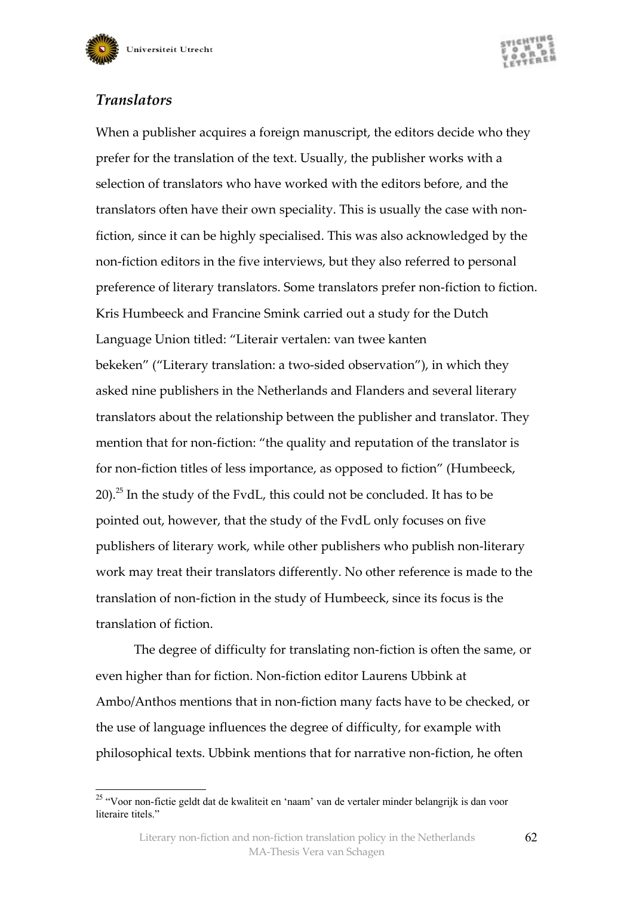## *Translators*

When a publisher acquires a foreign manuscript, the editors decide who they prefer for the translation of the text. Usually, the publisher works with a selection of translators who have worked with the editors before, and the translators often have their own speciality. This is usually the case with non-fiction, since it can be highly specialised. This was also acknowledged by the non-fiction editors in the five interviews, but they also referred to personal preference of literary translators. Some translators prefer non-fiction to fiction. Kris Humbeeck and Francine Smink carried out a study for the Dutch Language Union titled: "Literair vertalen: van twee kanten bekeken" ("Literary translation: a two-sided observation"), in which they asked nine publishers in the Netherlands and Flanders and several literary translators about the relationship between the publisher and translator. They mention that for non-fiction: "the quality and reputation of the translator is for non-fiction titles of less importance, as opposed to fiction" (Humbeeck, 20).[25] In the study of the FvdL, this could not be concluded. It has to be pointed out, however, that the study of the FvdL only focuses on five publishers of literary work, while other publishers who publish non-literary work may treat their translators differently. No other reference is made to the translation of non-fiction in the study of Humbeeck, since its focus is the translation of fiction.

The degree of difficulty for translating non-fiction is often the same, or even higher than for fiction. Non-fiction editor Laurens Ubbink at Ambo/Anthos mentions that in non-fiction many facts have to be checked, or the use of language influences the degree of difficulty, for example with philosophical texts. Ubbink mentions that for narrative non-fiction, he often

---

[25] "Voor non-fictie geldt dat de kwaliteit en 'naam' van de vertaler minder belangrijk is dan voor literaire titels."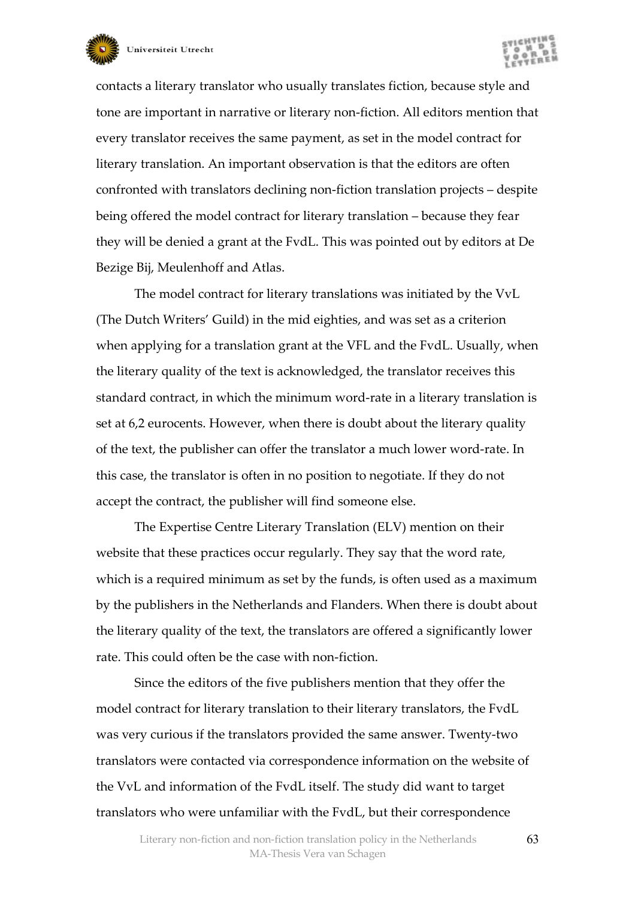contacts a literary translator who usually translates fiction, because style and tone are important in narrative or literary non-fiction. All editors mention that every translator receives the same payment, as set in the model contract for literary translation. An important observation is that the editors are often confronted with translators declining non-fiction translation projects – despite being offered the model contract for literary translation – because they fear they will be denied a grant at the FvdL. This was pointed out by editors at De Bezige Bij, Meulenhoff and Atlas.

The model contract for literary translations was initiated by the VvL (The Dutch Writers' Guild) in the mid eighties, and was set as a criterion when applying for a translation grant at the VFL and the FvdL. Usually, when the literary quality of the text is acknowledged, the translator receives this standard contract, in which the minimum word-rate in a literary translation is set at 6,2 eurocents. However, when there is doubt about the literary quality of the text, the publisher can offer the translator a much lower word-rate. In this case, the translator is often in no position to negotiate. If they do not accept the contract, the publisher will find someone else.

The Expertise Centre Literary Translation (ELV) mention on their website that these practices occur regularly. They say that the word rate, which is a required minimum as set by the funds, is often used as a maximum by the publishers in the Netherlands and Flanders. When there is doubt about the literary quality of the text, the translators are offered a significantly lower rate. This could often be the case with non-fiction.

Since the editors of the five publishers mention that they offer the model contract for literary translation to their literary translators, the FvdL was very curious if the translators provided the same answer. Twenty-two translators were contacted via correspondence information on the website of the VvL and information of the FvdL itself. The study did want to target translators who were unfamiliar with the FvdL, but their correspondence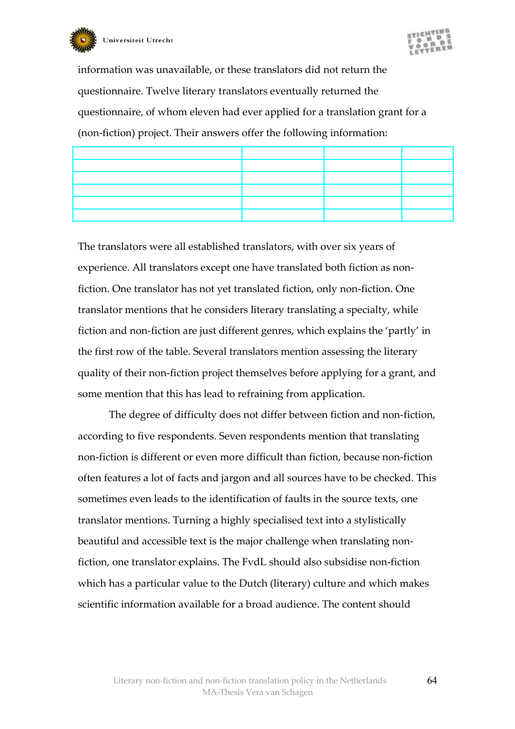information was unavailable, or these translators did not return the questionnaire. Twelve literary translators eventually returned the questionnaire, of whom eleven had ever applied for a translation grant for a (non-fiction) project. Their answers offer the following information:

| | | | |
|---|---|---|---|
| | | | |
| | | | |
| | | | |
| | | | |
| | | | |

The translators were all established translators, with over six years of experience. All translators except one have translated both fiction as non-fiction. One translator has not yet translated fiction, only non-fiction. One translator mentions that he considers literary translating a specialty, while fiction and non-fiction are just different genres, which explains the 'partly' in the first row of the table. Several translators mention assessing the literary quality of their non-fiction project themselves before applying for a grant, and some mention that this has lead to refraining from application.

The degree of difficulty does not differ between fiction and non-fiction, according to five respondents. Seven respondents mention that translating non-fiction is different or even more difficult than fiction, because non-fiction often features a lot of facts and jargon and all sources have to be checked. This sometimes even leads to the identification of faults in the source texts, one translator mentions. Turning a highly specialised text into a stylistically beautiful and accessible text is the major challenge when translating non-fiction, one translator explains. The FvdL should also subsidise non-fiction which has a particular value to the Dutch (literary) culture and which makes scientific information available for a broad audience. The content should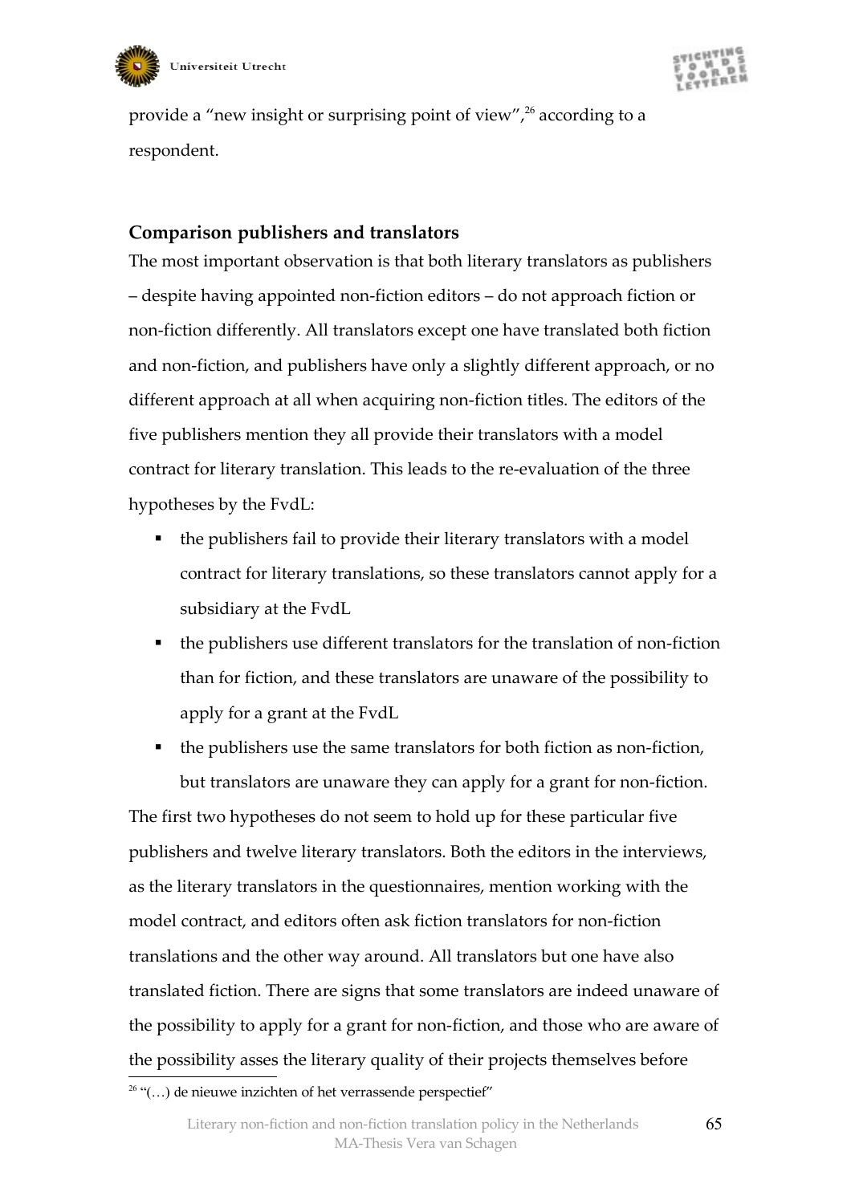provide a "new insight or surprising point of view",[26] according to a respondent.

### Comparison publishers and translators

The most important observation is that both literary translators as publishers – despite having appointed non-fiction editors – do not approach fiction or non-fiction differently. All translators except one have translated both fiction and non-fiction, and publishers have only a slightly different approach, or no different approach at all when acquiring non-fiction titles. The editors of the five publishers mention they all provide their translators with a model contract for literary translation. This leads to the re-evaluation of the three hypotheses by the FvdL:

- the publishers fail to provide their literary translators with a model contract for literary translations, so these translators cannot apply for a subsidiary at the FvdL
- the publishers use different translators for the translation of non-fiction than for fiction, and these translators are unaware of the possibility to apply for a grant at the FvdL
- the publishers use the same translators for both fiction as non-fiction, but translators are unaware they can apply for a grant for non-fiction.

The first two hypotheses do not seem to hold up for these particular five publishers and twelve literary translators. Both the editors in the interviews, as the literary translators in the questionnaires, mention working with the model contract, and editors often ask fiction translators for non-fiction translations and the other way around. All translators but one have also translated fiction. There are signs that some translators are indeed unaware of the possibility to apply for a grant for non-fiction, and those who are aware of the possibility asses the literary quality of their projects themselves before

[26] "(…) de nieuwe inzichten of het verrassende perspectief"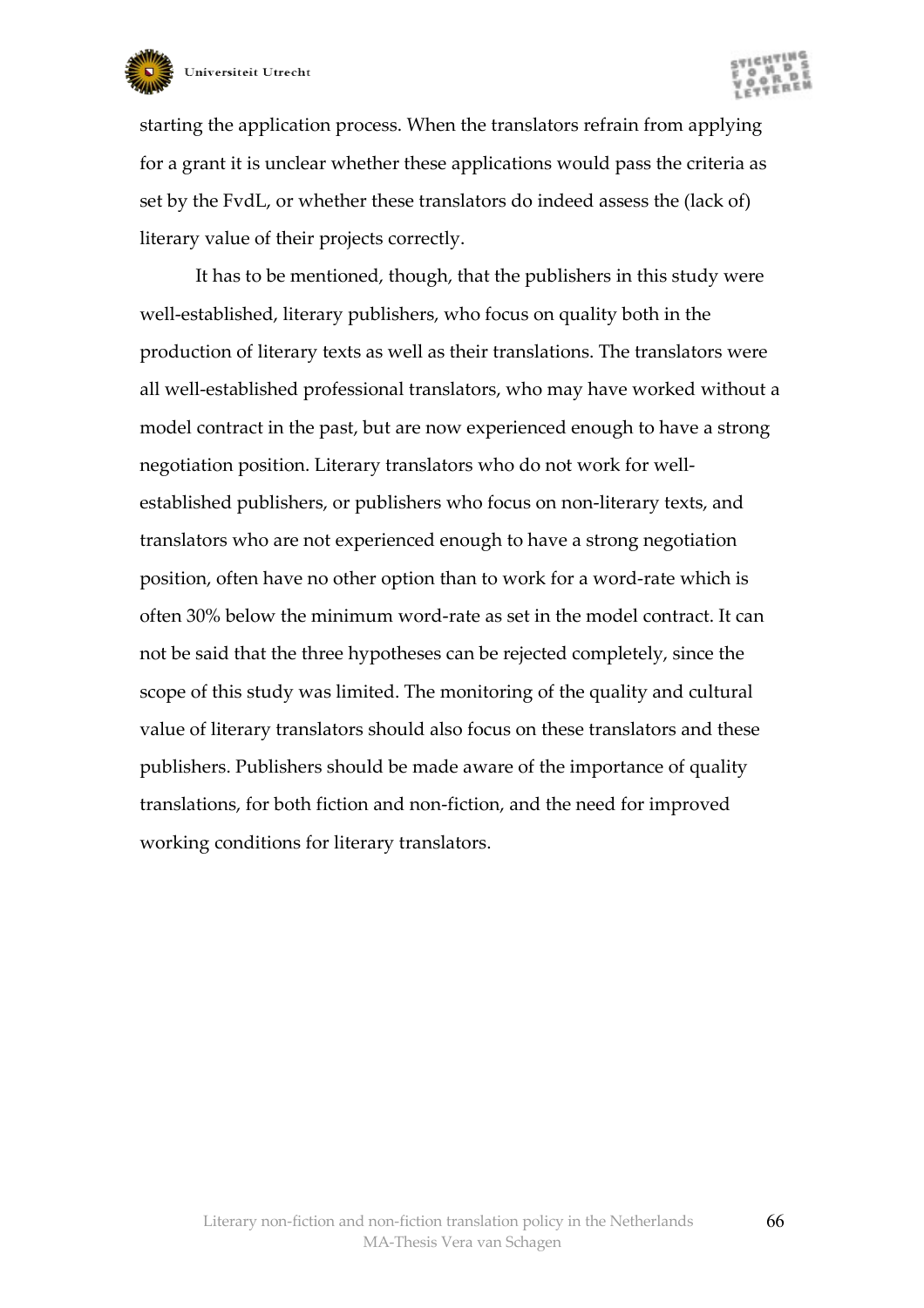starting the application process. When the translators refrain from applying for a grant it is unclear whether these applications would pass the criteria as set by the FvdL, or whether these translators do indeed assess the (lack of) literary value of their projects correctly.

It has to be mentioned, though, that the publishers in this study were well-established, literary publishers, who focus on quality both in the production of literary texts as well as their translations. The translators were all well-established professional translators, who may have worked without a model contract in the past, but are now experienced enough to have a strong negotiation position. Literary translators who do not work for well-established publishers, or publishers who focus on non-literary texts, and translators who are not experienced enough to have a strong negotiation position, often have no other option than to work for a word-rate which is often 30% below the minimum word-rate as set in the model contract. It can not be said that the three hypotheses can be rejected completely, since the scope of this study was limited. The monitoring of the quality and cultural value of literary translators should also focus on these translators and these publishers. Publishers should be made aware of the importance of quality translations, for both fiction and non-fiction, and the need for improved working conditions for literary translators.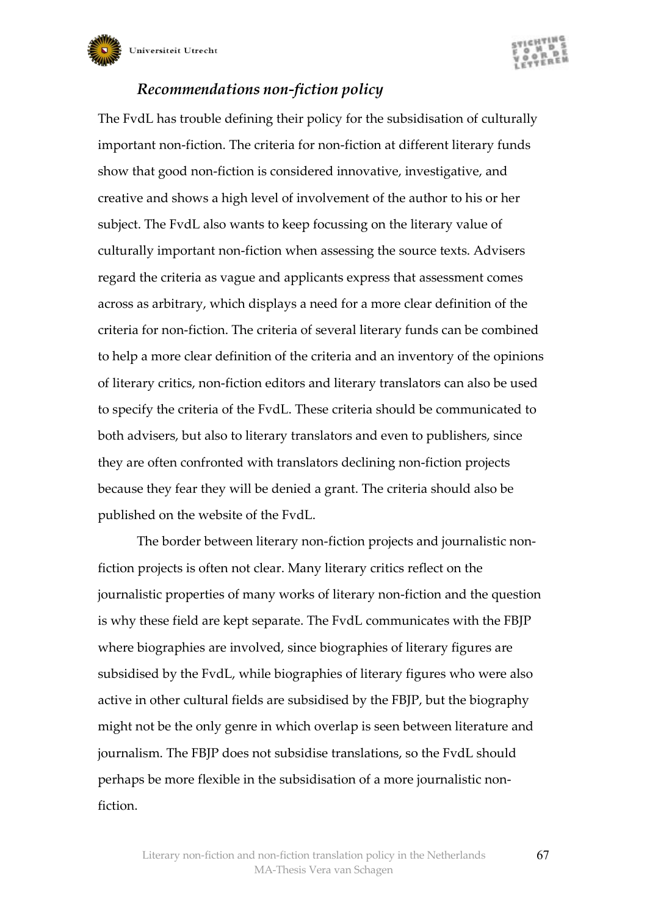### *Recommendations non-fiction policy*

The FvdL has trouble defining their policy for the subsidisation of culturally important non-fiction. The criteria for non-fiction at different literary funds show that good non-fiction is considered innovative, investigative, and creative and shows a high level of involvement of the author to his or her subject. The FvdL also wants to keep focussing on the literary value of culturally important non-fiction when assessing the source texts. Advisers regard the criteria as vague and applicants express that assessment comes across as arbitrary, which displays a need for a more clear definition of the criteria for non-fiction. The criteria of several literary funds can be combined to help a more clear definition of the criteria and an inventory of the opinions of literary critics, non-fiction editors and literary translators can also be used to specify the criteria of the FvdL. These criteria should be communicated to both advisers, but also to literary translators and even to publishers, since they are often confronted with translators declining non-fiction projects because they fear they will be denied a grant. The criteria should also be published on the website of the FvdL.

The border between literary non-fiction projects and journalistic non-fiction projects is often not clear. Many literary critics reflect on the journalistic properties of many works of literary non-fiction and the question is why these field are kept separate. The FvdL communicates with the FBJP where biographies are involved, since biographies of literary figures are subsidised by the FvdL, while biographies of literary figures who were also active in other cultural fields are subsidised by the FBJP, but the biography might not be the only genre in which overlap is seen between literature and journalism. The FBJP does not subsidise translations, so the FvdL should perhaps be more flexible in the subsidisation of a more journalistic non-fiction.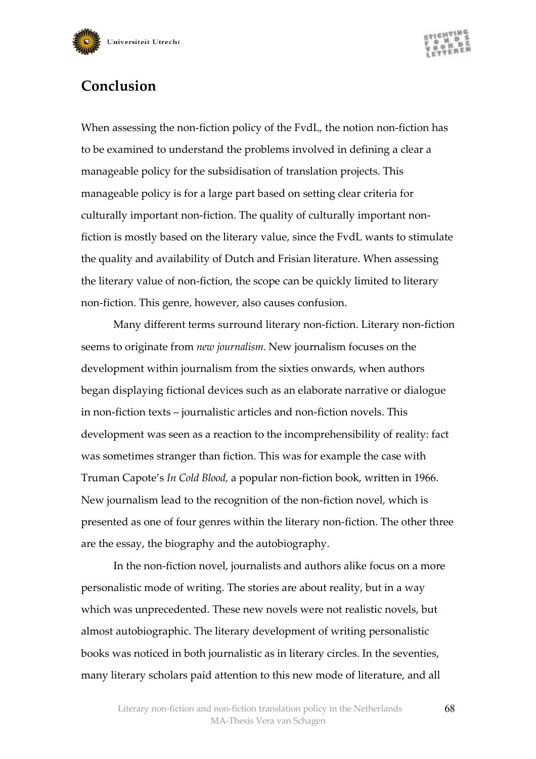## Conclusion

When assessing the non-fiction policy of the FvdL, the notion non-fiction has to be examined to understand the problems involved in defining a clear a manageable policy for the subsidisation of translation projects. This manageable policy is for a large part based on setting clear criteria for culturally important non-fiction. The quality of culturally important non-fiction is mostly based on the literary value, since the FvdL wants to stimulate the quality and availability of Dutch and Frisian literature. When assessing the literary value of non-fiction, the scope can be quickly limited to literary non-fiction. This genre, however, also causes confusion.

Many different terms surround literary non-fiction. Literary non-fiction seems to originate from *new journalism.* New journalism focuses on the development within journalism from the sixties onwards, when authors began displaying fictional devices such as an elaborate narrative or dialogue in non-fiction texts – journalistic articles and non-fiction novels. This development was seen as a reaction to the incomprehensibility of reality: fact was sometimes stranger than fiction. This was for example the case with Truman Capote's *In Cold Blood,* a popular non-fiction book, written in 1966. New journalism lead to the recognition of the non-fiction novel, which is presented as one of four genres within the literary non-fiction. The other three are the essay, the biography and the autobiography.

In the non-fiction novel, journalists and authors alike focus on a more personalistic mode of writing. The stories are about reality, but in a way which was unprecedented. These new novels were not realistic novels, but almost autobiographic. The literary development of writing personalistic books was noticed in both journalistic as in literary circles. In the seventies, many literary scholars paid attention to this new mode of literature, and all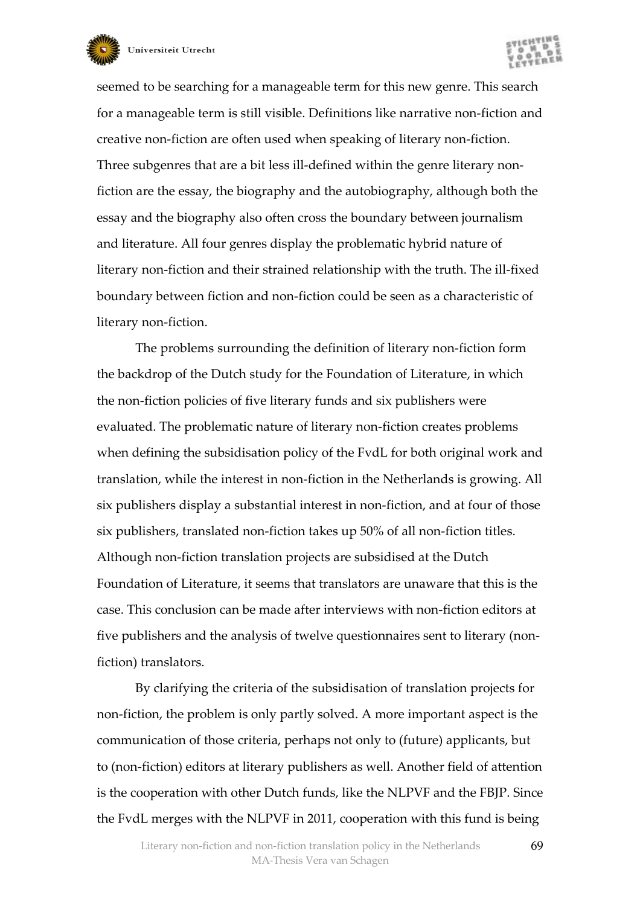seemed to be searching for a manageable term for this new genre. This search for a manageable term is still visible. Definitions like narrative non-fiction and creative non-fiction are often used when speaking of literary non-fiction. Three subgenres that are a bit less ill-defined within the genre literary non-fiction are the essay, the biography and the autobiography, although both the essay and the biography also often cross the boundary between journalism and literature. All four genres display the problematic hybrid nature of literary non-fiction and their strained relationship with the truth. The ill-fixed boundary between fiction and non-fiction could be seen as a characteristic of literary non-fiction.

The problems surrounding the definition of literary non-fiction form the backdrop of the Dutch study for the Foundation of Literature, in which the non-fiction policies of five literary funds and six publishers were evaluated. The problematic nature of literary non-fiction creates problems when defining the subsidisation policy of the FvdL for both original work and translation, while the interest in non-fiction in the Netherlands is growing. All six publishers display a substantial interest in non-fiction, and at four of those six publishers, translated non-fiction takes up 50% of all non-fiction titles. Although non-fiction translation projects are subsidised at the Dutch Foundation of Literature, it seems that translators are unaware that this is the case. This conclusion can be made after interviews with non-fiction editors at five publishers and the analysis of twelve questionnaires sent to literary (non-fiction) translators.

By clarifying the criteria of the subsidisation of translation projects for non-fiction, the problem is only partly solved. A more important aspect is the communication of those criteria, perhaps not only to (future) applicants, but to (non-fiction) editors at literary publishers as well. Another field of attention is the cooperation with other Dutch funds, like the NLPVF and the FBJP. Since the FvdL merges with the NLPVF in 2011, cooperation with this fund is being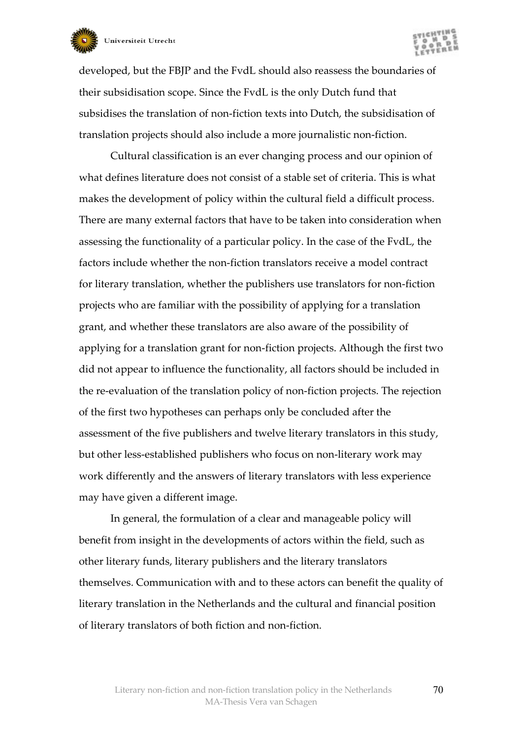developed, but the FBJP and the FvdL should also reassess the boundaries of their subsidisation scope. Since the FvdL is the only Dutch fund that subsidises the translation of non-fiction texts into Dutch, the subsidisation of translation projects should also include a more journalistic non-fiction.

Cultural classification is an ever changing process and our opinion of what defines literature does not consist of a stable set of criteria. This is what makes the development of policy within the cultural field a difficult process. There are many external factors that have to be taken into consideration when assessing the functionality of a particular policy. In the case of the FvdL, the factors include whether the non-fiction translators receive a model contract for literary translation, whether the publishers use translators for non-fiction projects who are familiar with the possibility of applying for a translation grant, and whether these translators are also aware of the possibility of applying for a translation grant for non-fiction projects. Although the first two did not appear to influence the functionality, all factors should be included in the re-evaluation of the translation policy of non-fiction projects. The rejection of the first two hypotheses can perhaps only be concluded after the assessment of the five publishers and twelve literary translators in this study, but other less-established publishers who focus on non-literary work may work differently and the answers of literary translators with less experience may have given a different image.

In general, the formulation of a clear and manageable policy will benefit from insight in the developments of actors within the field, such as other literary funds, literary publishers and the literary translators themselves. Communication with and to these actors can benefit the quality of literary translation in the Netherlands and the cultural and financial position of literary translators of both fiction and non-fiction.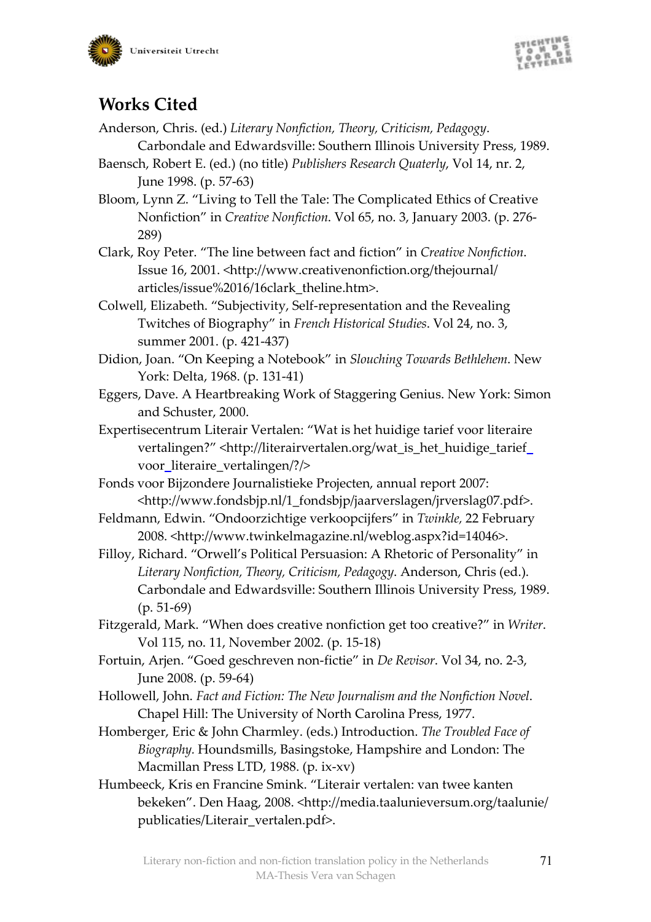## Works Cited

Anderson, Chris. (ed.) *Literary Nonfiction, Theory, Criticism, Pedagogy*. Carbondale and Edwardsville: Southern Illinois University Press, 1989.

Baensch, Robert E. (ed.) (no title) *Publishers Research Quaterly*, Vol 14, nr. 2, June 1998. (p. 57-63)

Bloom, Lynn Z. "Living to Tell the Tale: The Complicated Ethics of Creative Nonfiction" in *Creative Nonfiction*. Vol 65, no. 3, January 2003. (p. 276-289)

Clark, Roy Peter. "The line between fact and fiction" in *Creative Nonfiction*. Issue 16, 2001. <http://www.creativenonfiction.org/thejournal/articles/issue%2016/16clark_theline.htm>.

Colwell, Elizabeth. "Subjectivity, Self-representation and the Revealing Twitches of Biography" in *French Historical Studies*. Vol 24, no. 3, summer 2001. (p. 421-437)

Didion, Joan. "On Keeping a Notebook" in *Slouching Towards Bethlehem*. New York: Delta, 1968. (p. 131-41)

Eggers, Dave. A Heartbreaking Work of Staggering Genius. New York: Simon and Schuster, 2000.

Expertisecentrum Literair Vertalen: "Wat is het huidige tarief voor literaire vertalingen?" <http://literairvertalen.org/wat_is_het_huidige_tarief_voor_literaire_vertalingen/?/>

Fonds voor Bijzondere Journalistieke Projecten, annual report 2007: <http://www.fondsbjp.nl/1_fondsbjp/jaarverslagen/jrverslag07.pdf>.

Feldmann, Edwin. "Ondoorzichtige verkoopcijfers" in *Twinkle,* 22 February 2008. <http://www.twinkelmagazine.nl/weblog.aspx?id=14046>.

Filloy, Richard. "Orwell's Political Persuasion: A Rhetoric of Personality" in *Literary Nonfiction, Theory, Criticism, Pedagogy*. Anderson, Chris (ed.). Carbondale and Edwardsville: Southern Illinois University Press, 1989. (p. 51-69)

Fitzgerald, Mark. "When does creative nonfiction get too creative?" in *Writer*. Vol 115, no. 11, November 2002. (p. 15-18)

Fortuin, Arjen. "Goed geschreven non-fictie" in *De Revisor*. Vol 34, no. 2-3, June 2008. (p. 59-64)

Hollowell, John. *Fact and Fiction: The New Journalism and the Nonfiction Novel*. Chapel Hill: The University of North Carolina Press, 1977.

Homberger, Eric & John Charmley. (eds.) Introduction. *The Troubled Face of Biography.* Houndsmills, Basingstoke, Hampshire and London: The Macmillan Press LTD, 1988. (p. ix-xv)

Humbeeck, Kris en Francine Smink. "Literair vertalen: van twee kanten bekeken". Den Haag, 2008. <http://media.taalunieversum.org/taalunie/publicaties/Literair_vertalen.pdf>.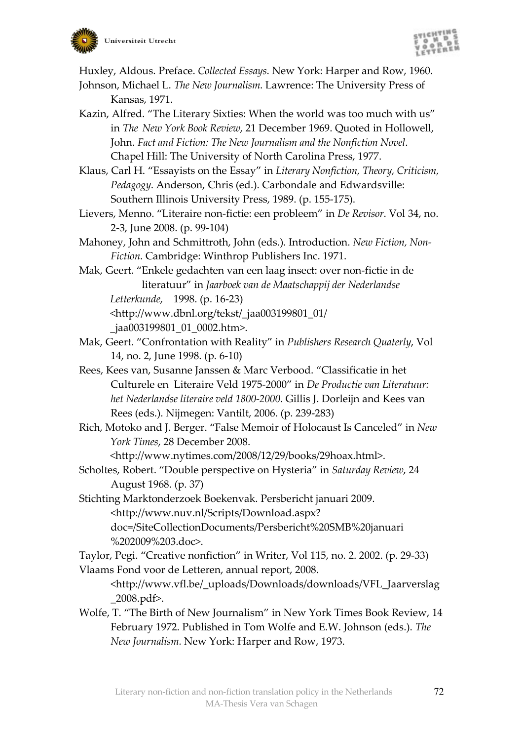Huxley, Aldous. Preface. *Collected Essays*. New York: Harper and Row, 1960.

Johnson, Michael L. *The New Journalism*. Lawrence: The University Press of Kansas, 1971.

Kazin, Alfred. "The Literary Sixties: When the world was too much with us" in *The New York Book Review*, 21 December 1969. Quoted in Hollowell, John. *Fact and Fiction: The New Journalism and the Nonfiction Novel*. Chapel Hill: The University of North Carolina Press, 1977.

Klaus, Carl H. "Essayists on the Essay" in *Literary Nonfiction, Theory, Criticism, Pedagogy*. Anderson, Chris (ed.). Carbondale and Edwardsville: Southern Illinois University Press, 1989. (p. 155-175).

Lievers, Menno. "Literaire non-fictie: een probleem" in *De Revisor*. Vol 34, no. 2-3, June 2008. (p. 99-104)

Mahoney, John and Schmittroth, John (eds.). Introduction. *New Fiction, Non-Fiction*. Cambridge: Winthrop Publishers Inc. 1971.

Mak, Geert. "Enkele gedachten van een laag insect: over non-fictie in de literatuur" in *Jaarboek van de Maatschappij der Nederlandse Letterkunde*, 1998. (p. 16-23) <http://www.dbnl.org/tekst/_jaa003199801_01/_jaa003199801_01_0002.htm>.

Mak, Geert. "Confrontation with Reality" in *Publishers Research Quaterly*, Vol 14, no. 2, June 1998. (p. 6-10)

Rees, Kees van, Susanne Janssen & Marc Verbood. "Classificatie in het Culturele en Literaire Veld 1975-2000" in *De Productie van Literatuur: het Nederlandse literaire veld 1800-2000*. Gillis J. Dorleijn and Kees van Rees (eds.). Nijmegen: Vantilt, 2006. (p. 239-283)

Rich, Motoko and J. Berger. "False Memoir of Holocaust Is Canceled" in *New York Times*, 28 December 2008. <http://www.nytimes.com/2008/12/29/books/29hoax.html>.

Scholtes, Robert. "Double perspective on Hysteria" in *Saturday Review*, 24 August 1968. (p. 37)

Stichting Marktonderzoek Boekenvak. Persbericht januari 2009. <http://www.nuv.nl/Scripts/Download.aspx?doc=/SiteCollectionDocuments/Persbericht%20SMB%20januari%202009%203.doc>.

Taylor, Pegi. "Creative nonfiction" in Writer, Vol 115, no. 2. 2002. (p. 29-33)

Vlaams Fond voor de Letteren, annual report, 2008. <http://www.vfl.be/_uploads/Downloads/downloads/VFL_Jaarverslag_2008.pdf>.

Wolfe, T. "The Birth of New Journalism" in New York Times Book Review, 14 February 1972. Published in Tom Wolfe and E.W. Johnson (eds.). *The New Journalism*. New York: Harper and Row, 1973.